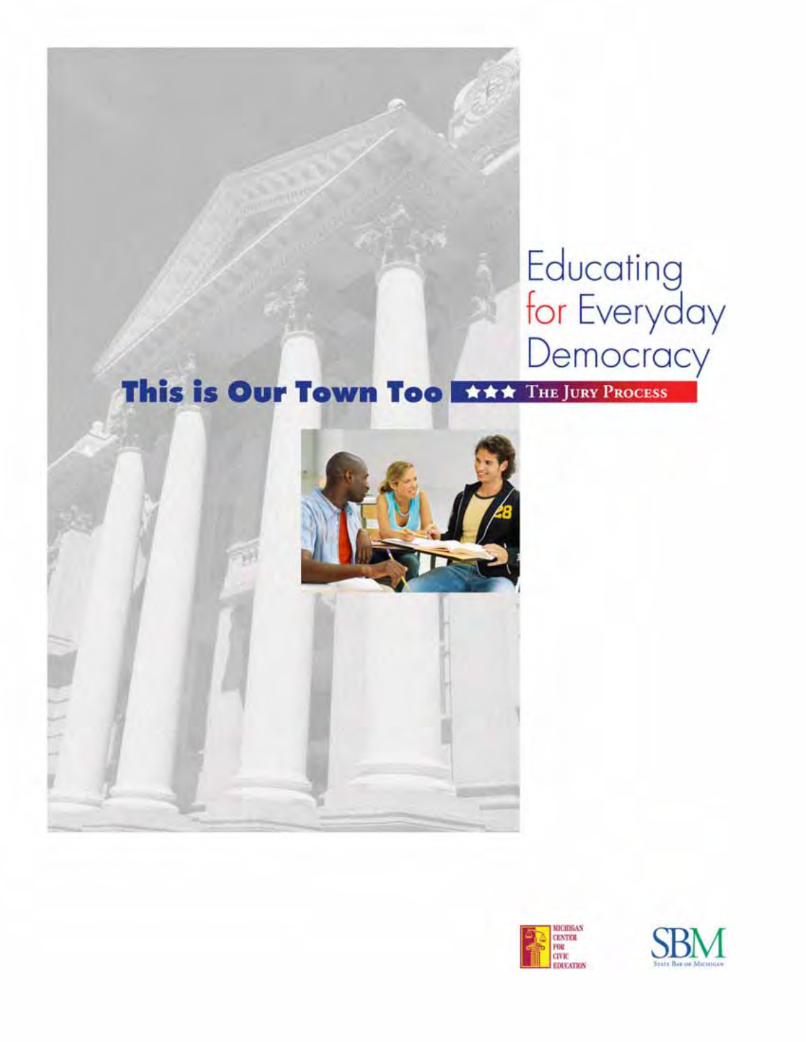# Educating for Everyday Democracy

## This is Our Town Too ★★★ The Jury Process

Michigan Center for Civic Education

SBM State Bar of Michigan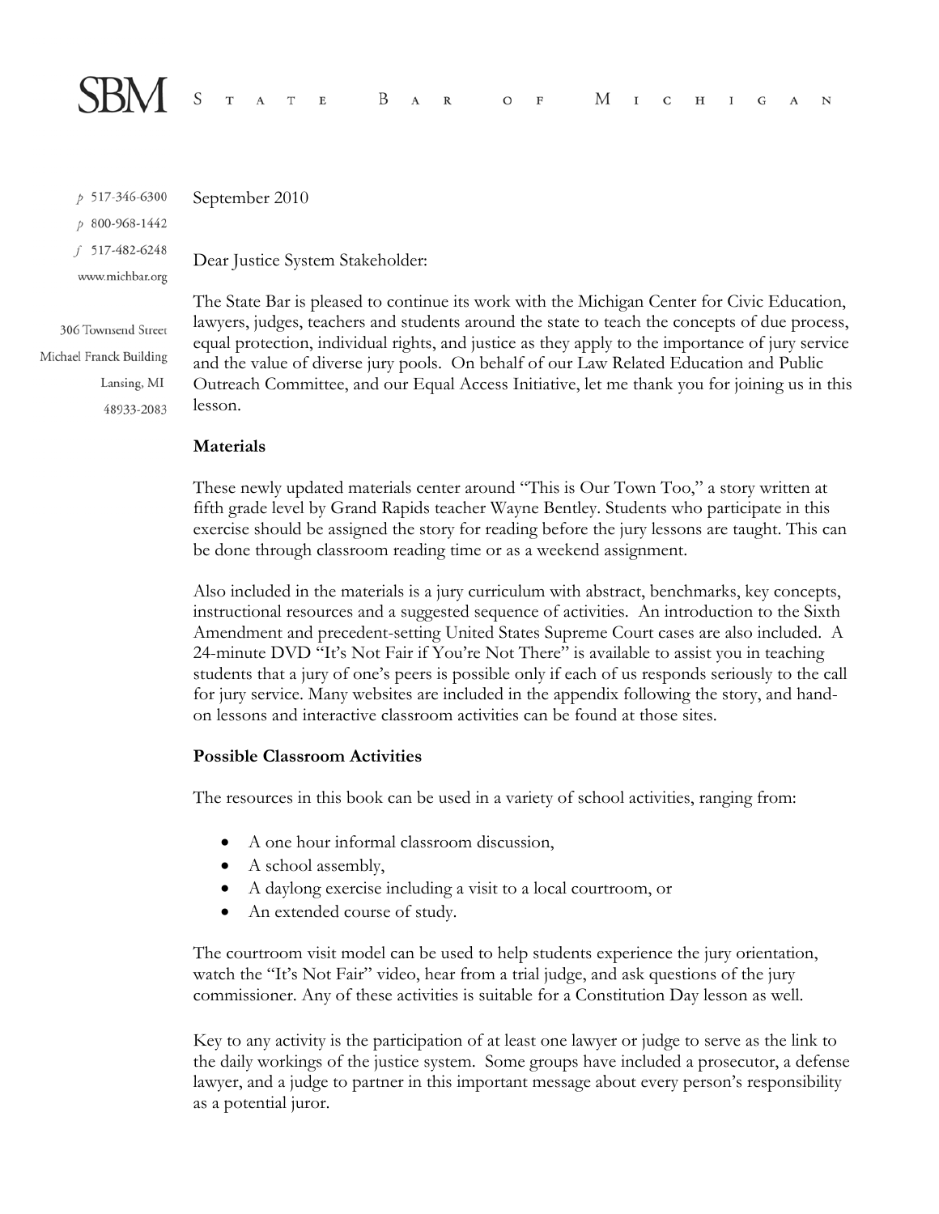# SBM State Bar of Michigan

p 517-346-6300
p 800-968-1442
f 517-482-6248
www.michbar.org

306 Townsend Street
Michael Franck Building
Lansing, MI
48933-2083

September 2010

Dear Justice System Stakeholder:

The State Bar is pleased to continue its work with the Michigan Center for Civic Education, lawyers, judges, teachers and students around the state to teach the concepts of due process, equal protection, individual rights, and justice as they apply to the importance of jury service and the value of diverse jury pools. On behalf of our Law Related Education and Public Outreach Committee, and our Equal Access Initiative, let me thank you for joining us in this lesson.

**Materials**

These newly updated materials center around "This is Our Town Too," a story written at fifth grade level by Grand Rapids teacher Wayne Bentley. Students who participate in this exercise should be assigned the story for reading before the jury lessons are taught. This can be done through classroom reading time or as a weekend assignment.

Also included in the materials is a jury curriculum with abstract, benchmarks, key concepts, instructional resources and a suggested sequence of activities. An introduction to the Sixth Amendment and precedent-setting United States Supreme Court cases are also included. A 24-minute DVD "It's Not Fair if You're Not There" is available to assist you in teaching students that a jury of one's peers is possible only if each of us responds seriously to the call for jury service. Many websites are included in the appendix following the story, and hand-on lessons and interactive classroom activities can be found at those sites.

**Possible Classroom Activities**

The resources in this book can be used in a variety of school activities, ranging from:

- A one hour informal classroom discussion,
- A school assembly,
- A daylong exercise including a visit to a local courtroom, or
- An extended course of study.

The courtroom visit model can be used to help students experience the jury orientation, watch the "It's Not Fair" video, hear from a trial judge, and ask questions of the jury commissioner. Any of these activities is suitable for a Constitution Day lesson as well.

Key to any activity is the participation of at least one lawyer or judge to serve as the link to the daily workings of the justice system. Some groups have included a prosecutor, a defense lawyer, and a judge to partner in this important message about every person's responsibility as a potential juror.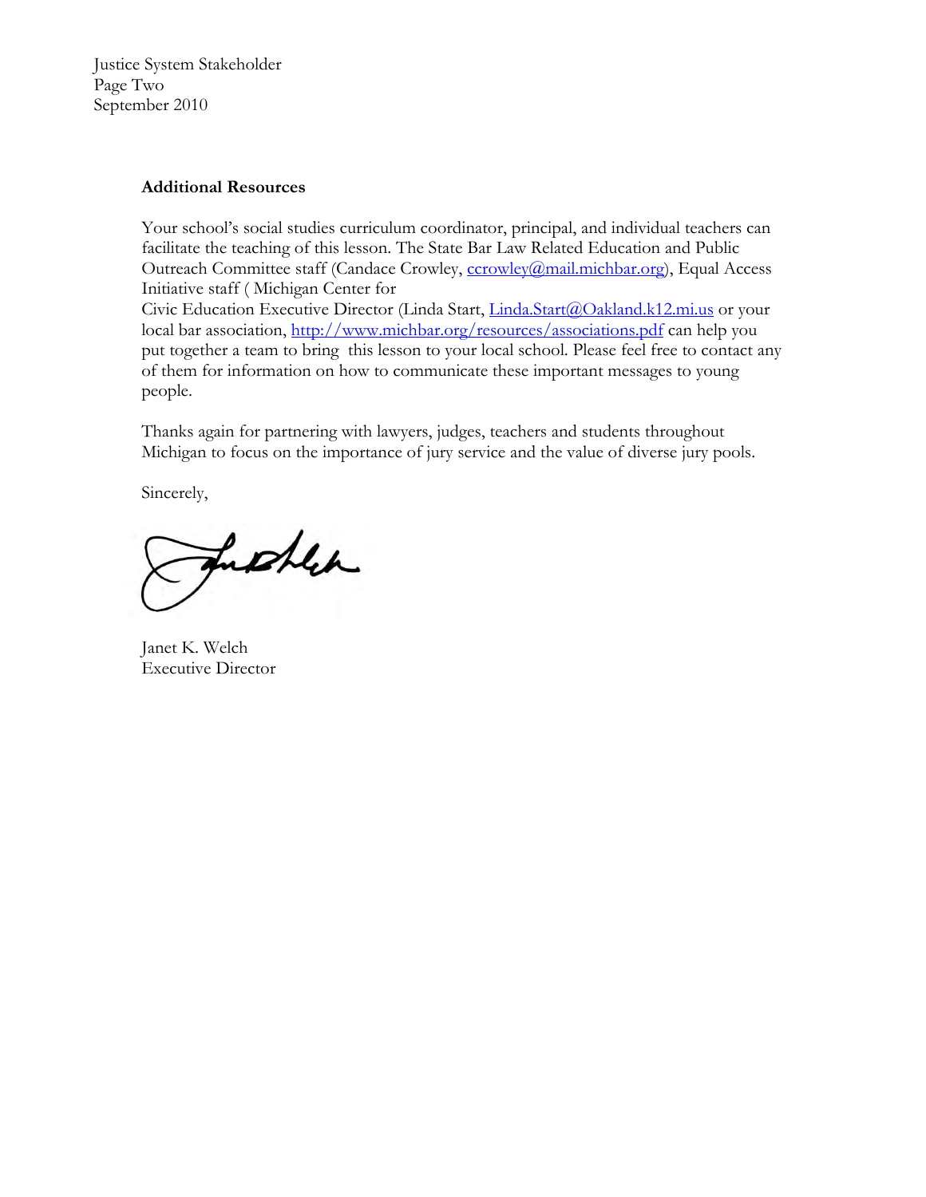**Additional Resources**

Your school's social studies curriculum coordinator, principal, and individual teachers can facilitate the teaching of this lesson. The State Bar Law Related Education and Public Outreach Committee staff (Candace Crowley, ccrowley@mail.michbar.org), Equal Access Initiative staff ( Michigan Center for
Civic Education Executive Director (Linda Start, Linda.Start@Oakland.k12.mi.us or your local bar association, http://www.michbar.org/resources/associations.pdf can help you put together a team to bring  this lesson to your local school. Please feel free to contact any of them for information on how to communicate these important messages to young people.

Thanks again for partnering with lawyers, judges, teachers and students throughout Michigan to focus on the importance of jury service and the value of diverse jury pools.

Sincerely,

Janet K. Welch
Executive Director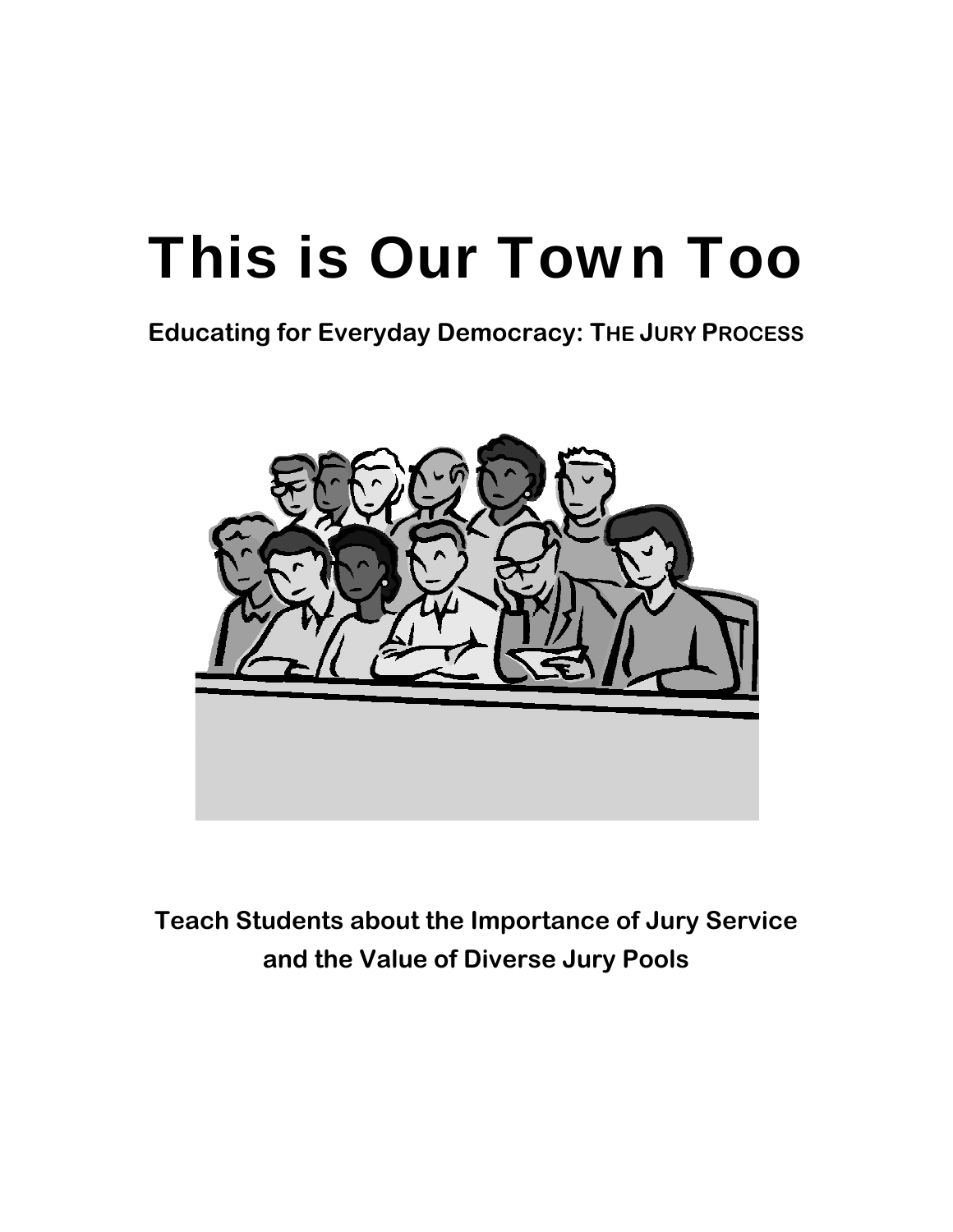# This is Our Town Too

**Educating for Everyday Democracy: THE JURY PROCESS**

**Teach Students about the Importance of Jury Service and the Value of Diverse Jury Pools**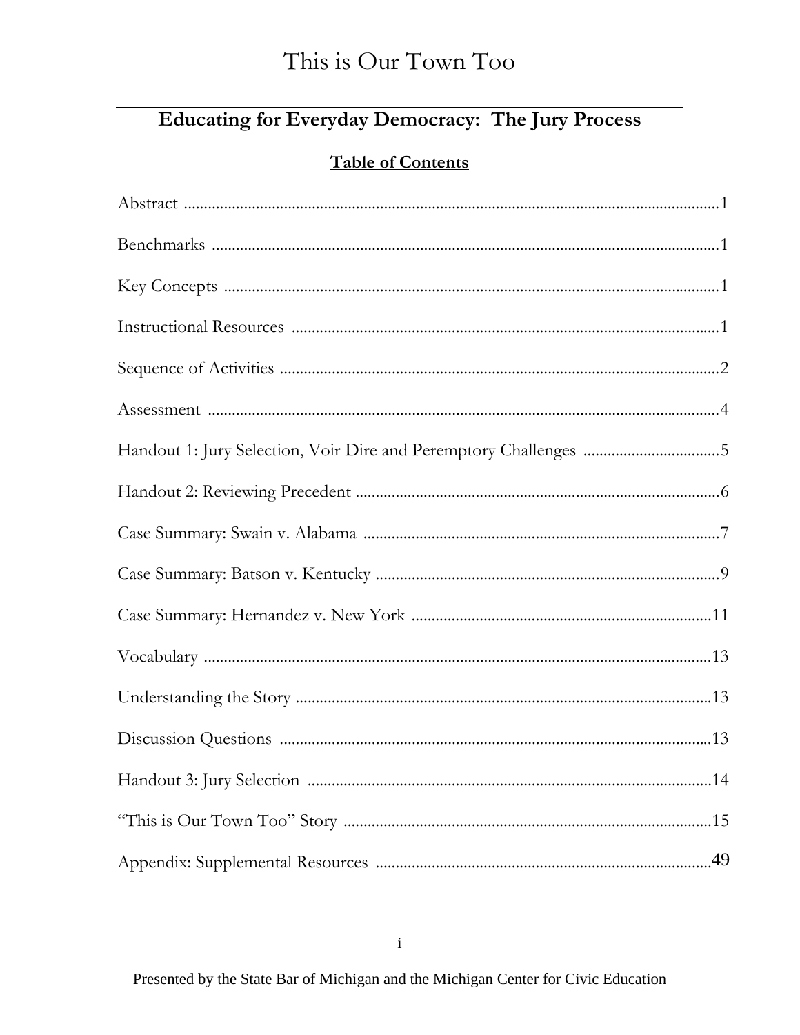# This is Our Town Too

## Educating for Everyday Democracy: The Jury Process

### Table of Contents

Abstract ....................................................................................................................1

Benchmarks ..............................................................................................................1

Key Concepts ............................................................................................................1

Instructional Resources ............................................................................................1

Sequence of Activities ..............................................................................................2

Assessment ...............................................................................................................4

Handout 1: Jury Selection, Voir Dire and Peremptory Challenges ..................................5

Handout 2: Reviewing Precedent ..............................................................................6

Case Summary: Swain v. Alabama ..........................................................................7

Case Summary: Batson v. Kentucky ........................................................................9

Case Summary: Hernandez v. New York ................................................................11

Vocabulary ...............................................................................................................13

Understanding the Story ..........................................................................................13

Discussion Questions ..............................................................................................13

Handout 3: Jury Selection .......................................................................................14

"This is Our Town Too" Story .................................................................................15

Appendix: Supplemental Resources ......................................................................49

Presented by the State Bar of Michigan and the Michigan Center for Civic Education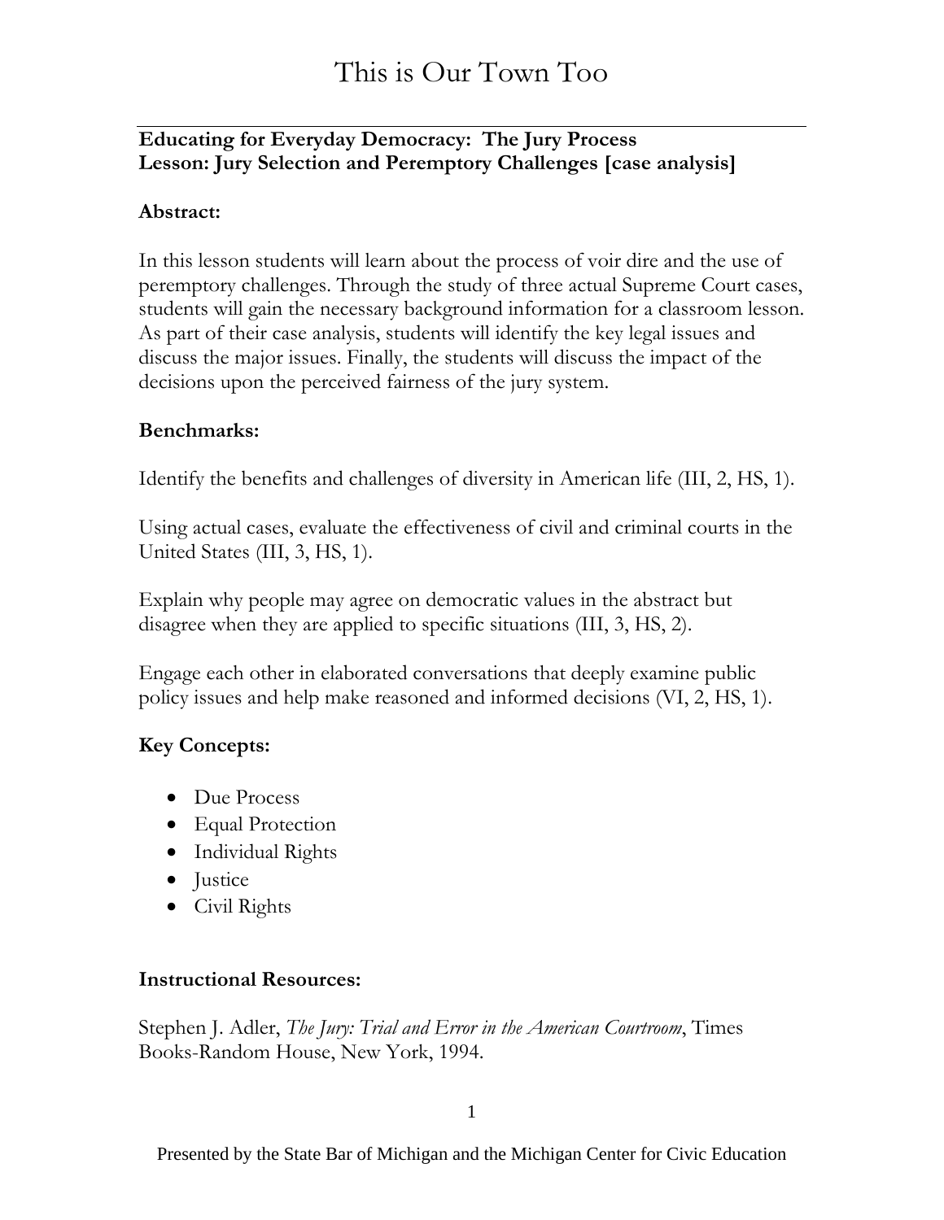# This is Our Town Too

**Educating for Everyday Democracy: The Jury Process**
**Lesson: Jury Selection and Peremptory Challenges [case analysis]**

**Abstract:**

In this lesson students will learn about the process of voir dire and the use of peremptory challenges. Through the study of three actual Supreme Court cases, students will gain the necessary background information for a classroom lesson. As part of their case analysis, students will identify the key legal issues and discuss the major issues. Finally, the students will discuss the impact of the decisions upon the perceived fairness of the jury system.

**Benchmarks:**

Identify the benefits and challenges of diversity in American life (III, 2, HS, 1).

Using actual cases, evaluate the effectiveness of civil and criminal courts in the United States (III, 3, HS, 1).

Explain why people may agree on democratic values in the abstract but disagree when they are applied to specific situations (III, 3, HS, 2).

Engage each other in elaborated conversations that deeply examine public policy issues and help make reasoned and informed decisions (VI, 2, HS, 1).

**Key Concepts:**

- Due Process
- Equal Protection
- Individual Rights
- Justice
- Civil Rights

**Instructional Resources:**

Stephen J. Adler, *The Jury: Trial and Error in the American Courtroom*, Times Books-Random House, New York, 1994.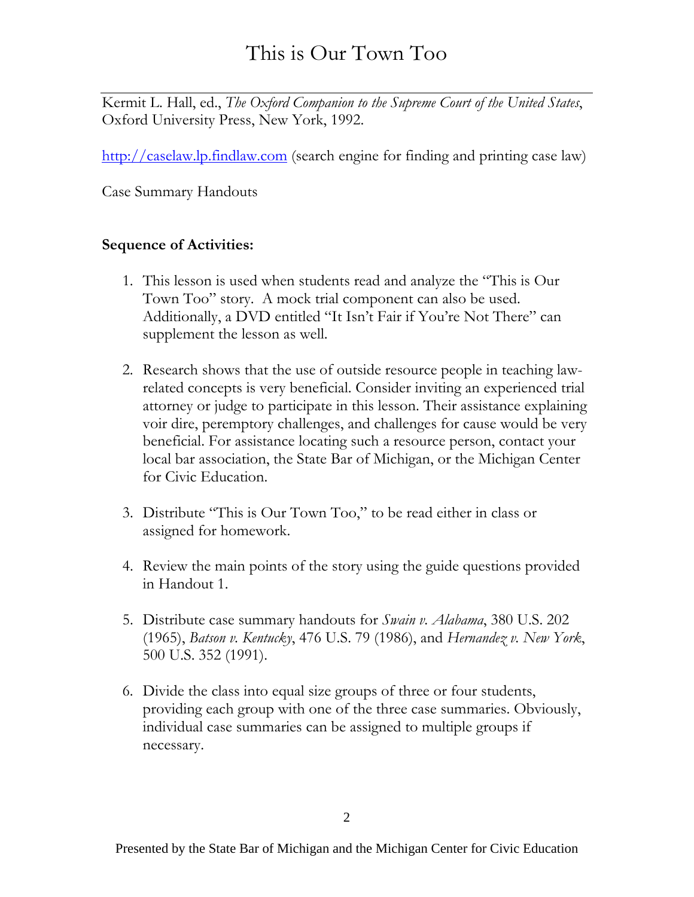Kermit L. Hall, ed., *The Oxford Companion to the Supreme Court of the United States*, Oxford University Press, New York, 1992.

http://caselaw.lp.findlaw.com (search engine for finding and printing case law)

Case Summary Handouts

**Sequence of Activities:**

1. This lesson is used when students read and analyze the "This is Our Town Too" story. A mock trial component can also be used. Additionally, a DVD entitled "It Isn't Fair if You're Not There" can supplement the lesson as well.

2. Research shows that the use of outside resource people in teaching law-related concepts is very beneficial. Consider inviting an experienced trial attorney or judge to participate in this lesson. Their assistance explaining voir dire, peremptory challenges, and challenges for cause would be very beneficial. For assistance locating such a resource person, contact your local bar association, the State Bar of Michigan, or the Michigan Center for Civic Education.

3. Distribute "This is Our Town Too," to be read either in class or assigned for homework.

4. Review the main points of the story using the guide questions provided in Handout 1.

5. Distribute case summary handouts for *Swain v. Alabama*, 380 U.S. 202 (1965), *Batson v. Kentucky*, 476 U.S. 79 (1986), and *Hernandez v. New York*, 500 U.S. 352 (1991).

6. Divide the class into equal size groups of three or four students, providing each group with one of the three case summaries. Obviously, individual case summaries can be assigned to multiple groups if necessary.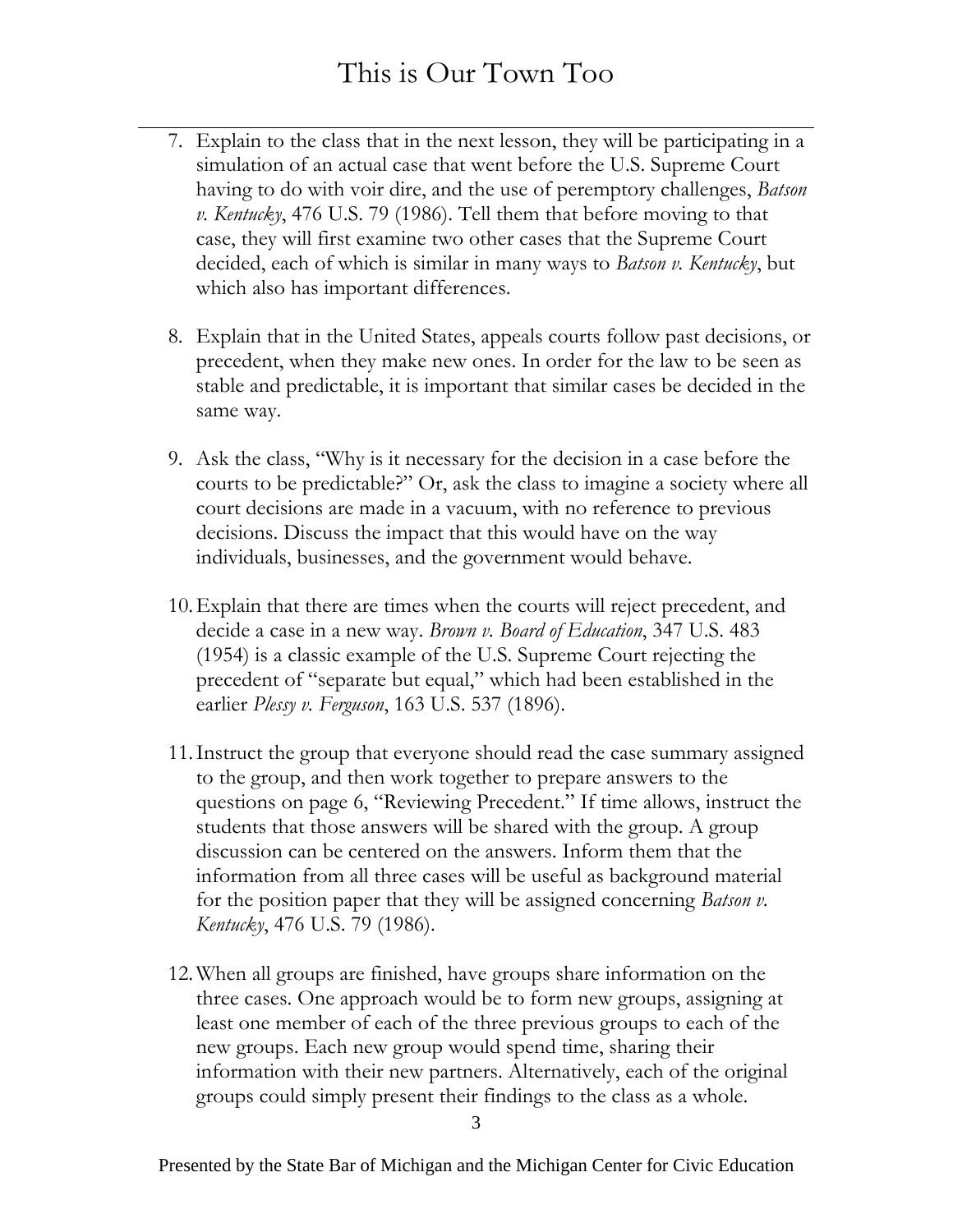7. Explain to the class that in the next lesson, they will be participating in a simulation of an actual case that went before the U.S. Supreme Court having to do with voir dire, and the use of peremptory challenges, *Batson v. Kentucky*, 476 U.S. 79 (1986). Tell them that before moving to that case, they will first examine two other cases that the Supreme Court decided, each of which is similar in many ways to *Batson v. Kentucky*, but which also has important differences.

8. Explain that in the United States, appeals courts follow past decisions, or precedent, when they make new ones. In order for the law to be seen as stable and predictable, it is important that similar cases be decided in the same way.

9. Ask the class, "Why is it necessary for the decision in a case before the courts to be predictable?" Or, ask the class to imagine a society where all court decisions are made in a vacuum, with no reference to previous decisions. Discuss the impact that this would have on the way individuals, businesses, and the government would behave.

10. Explain that there are times when the courts will reject precedent, and decide a case in a new way. *Brown v. Board of Education*, 347 U.S. 483 (1954) is a classic example of the U.S. Supreme Court rejecting the precedent of "separate but equal," which had been established in the earlier *Plessy v. Ferguson*, 163 U.S. 537 (1896).

11. Instruct the group that everyone should read the case summary assigned to the group, and then work together to prepare answers to the questions on page 6, "Reviewing Precedent." If time allows, instruct the students that those answers will be shared with the group. A group discussion can be centered on the answers. Inform them that the information from all three cases will be useful as background material for the position paper that they will be assigned concerning *Batson v. Kentucky*, 476 U.S. 79 (1986).

12. When all groups are finished, have groups share information on the three cases. One approach would be to form new groups, assigning at least one member of each of the three previous groups to each of the new groups. Each new group would spend time, sharing their information with their new partners. Alternatively, each of the original groups could simply present their findings to the class as a whole.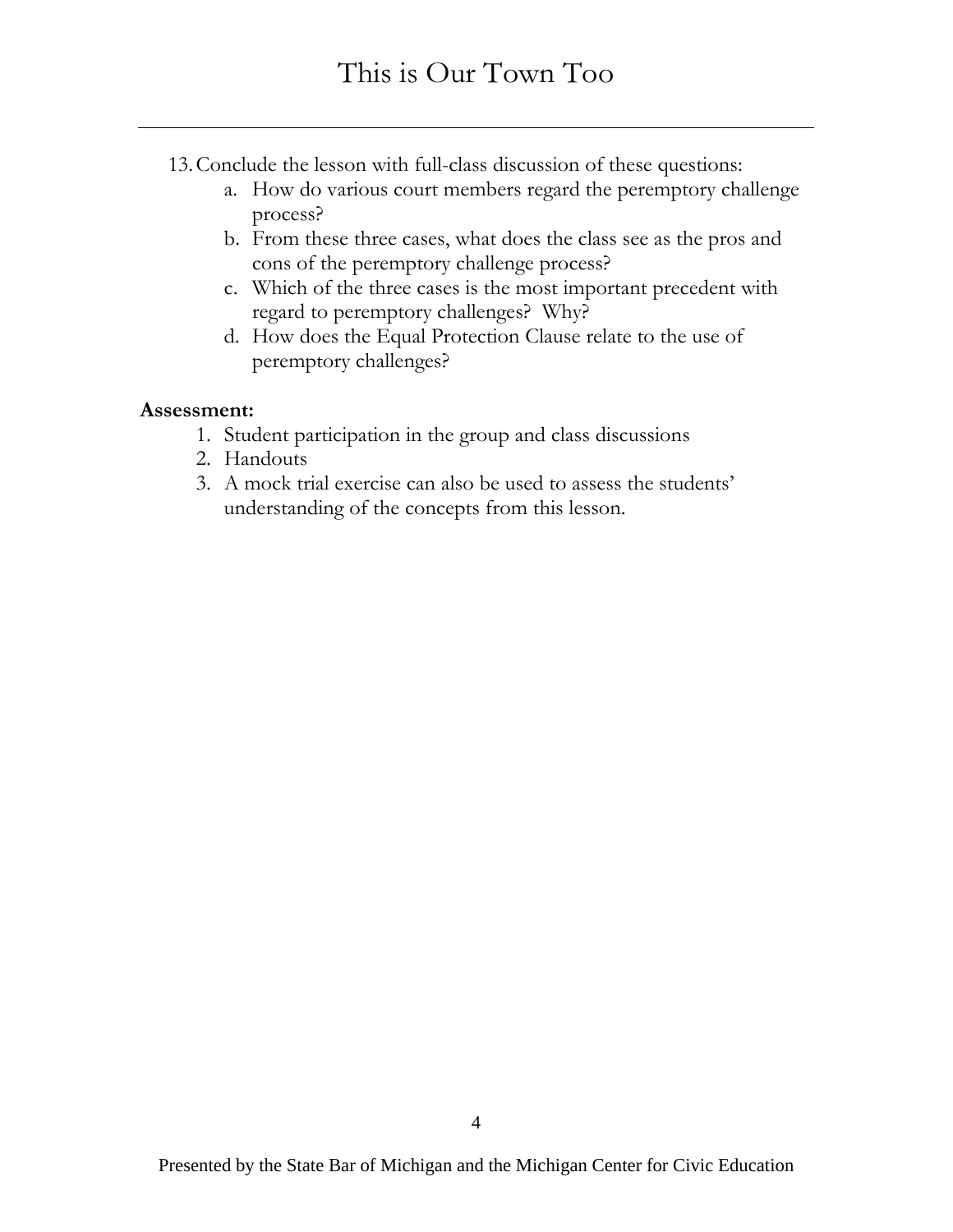13. Conclude the lesson with full-class discussion of these questions:
    a. How do various court members regard the peremptory challenge process?
    b. From these three cases, what does the class see as the pros and cons of the peremptory challenge process?
    c. Which of the three cases is the most important precedent with regard to peremptory challenges? Why?
    d. How does the Equal Protection Clause relate to the use of peremptory challenges?

**Assessment:**

1. Student participation in the group and class discussions
2. Handouts
3. A mock trial exercise can also be used to assess the students' understanding of the concepts from this lesson.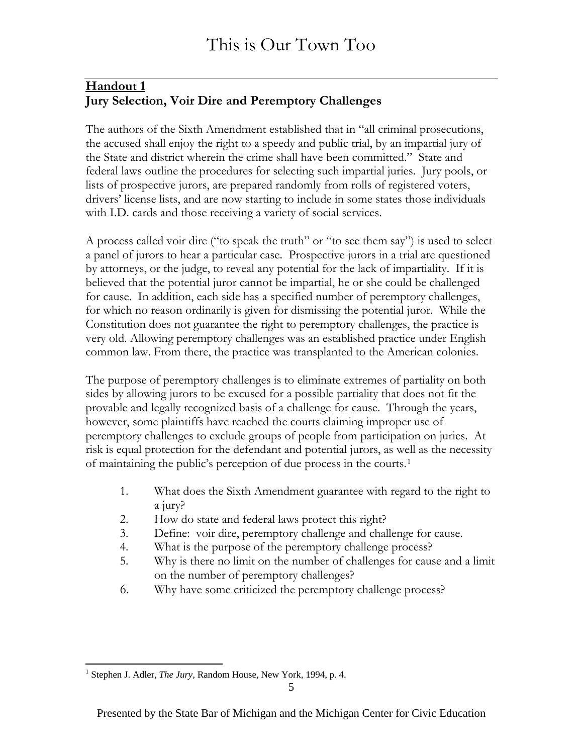## Handout 1

**Jury Selection, Voir Dire and Peremptory Challenges**

The authors of the Sixth Amendment established that in "all criminal prosecutions, the accused shall enjoy the right to a speedy and public trial, by an impartial jury of the State and district wherein the crime shall have been committed." State and federal laws outline the procedures for selecting such impartial juries. Jury pools, or lists of prospective jurors, are prepared randomly from rolls of registered voters, drivers' license lists, and are now starting to include in some states those individuals with I.D. cards and those receiving a variety of social services.

A process called voir dire ("to speak the truth" or "to see them say") is used to select a panel of jurors to hear a particular case. Prospective jurors in a trial are questioned by attorneys, or the judge, to reveal any potential for the lack of impartiality. If it is believed that the potential juror cannot be impartial, he or she could be challenged for cause. In addition, each side has a specified number of peremptory challenges, for which no reason ordinarily is given for dismissing the potential juror. While the Constitution does not guarantee the right to peremptory challenges, the practice is very old. Allowing peremptory challenges was an established practice under English common law. From there, the practice was transplanted to the American colonies.

The purpose of peremptory challenges is to eliminate extremes of partiality on both sides by allowing jurors to be excused for a possible partiality that does not fit the provable and legally recognized basis of a challenge for cause. Through the years, however, some plaintiffs have reached the courts claiming improper use of peremptory challenges to exclude groups of people from participation on juries. At risk is equal protection for the defendant and potential jurors, as well as the necessity of maintaining the public's perception of due process in the courts.[1]

1. What does the Sixth Amendment guarantee with regard to the right to a jury?
2. How do state and federal laws protect this right?
3. Define: voir dire, peremptory challenge and challenge for cause.
4. What is the purpose of the peremptory challenge process?
5. Why is there no limit on the number of challenges for cause and a limit on the number of peremptory challenges?
6. Why have some criticized the peremptory challenge process?

[1] Stephen J. Adler, *The Jury,* Random House, New York, 1994, p. 4.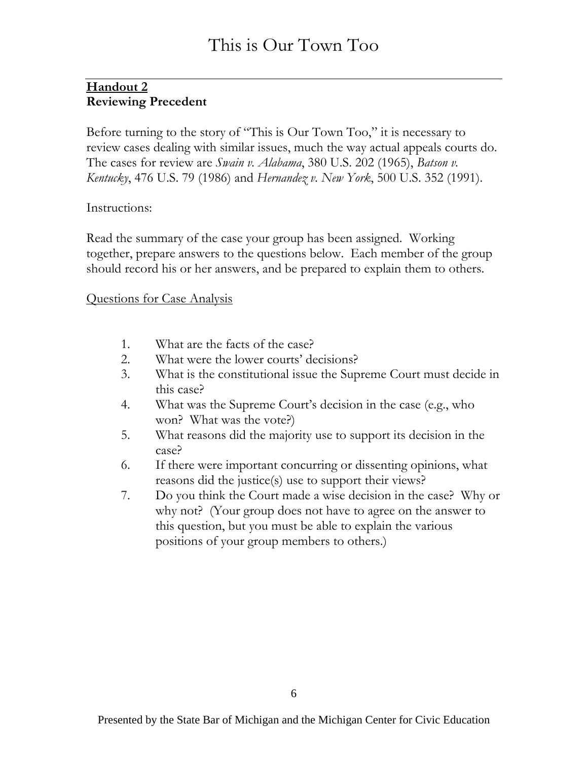**<u>Handout 2</u>**
**Reviewing Precedent**

Before turning to the story of "This is Our Town Too," it is necessary to review cases dealing with similar issues, much the way actual appeals courts do. The cases for review are *Swain v. Alabama*, 380 U.S. 202 (1965), *Batson v. Kentucky*, 476 U.S. 79 (1986) and *Hernandez v. New York*, 500 U.S. 352 (1991).

Instructions:

Read the summary of the case your group has been assigned. Working together, prepare answers to the questions below. Each member of the group should record his or her answers, and be prepared to explain them to others.

<u>Questions for Case Analysis</u>

1. What are the facts of the case?
2. What were the lower courts' decisions?
3. What is the constitutional issue the Supreme Court must decide in this case?
4. What was the Supreme Court's decision in the case (e.g., who won? What was the vote?)
5. What reasons did the majority use to support its decision in the case?
6. If there were important concurring or dissenting opinions, what reasons did the justice(s) use to support their views?
7. Do you think the Court made a wise decision in the case? Why or why not? (Your group does not have to agree on the answer to this question, but you must be able to explain the various positions of your group members to others.)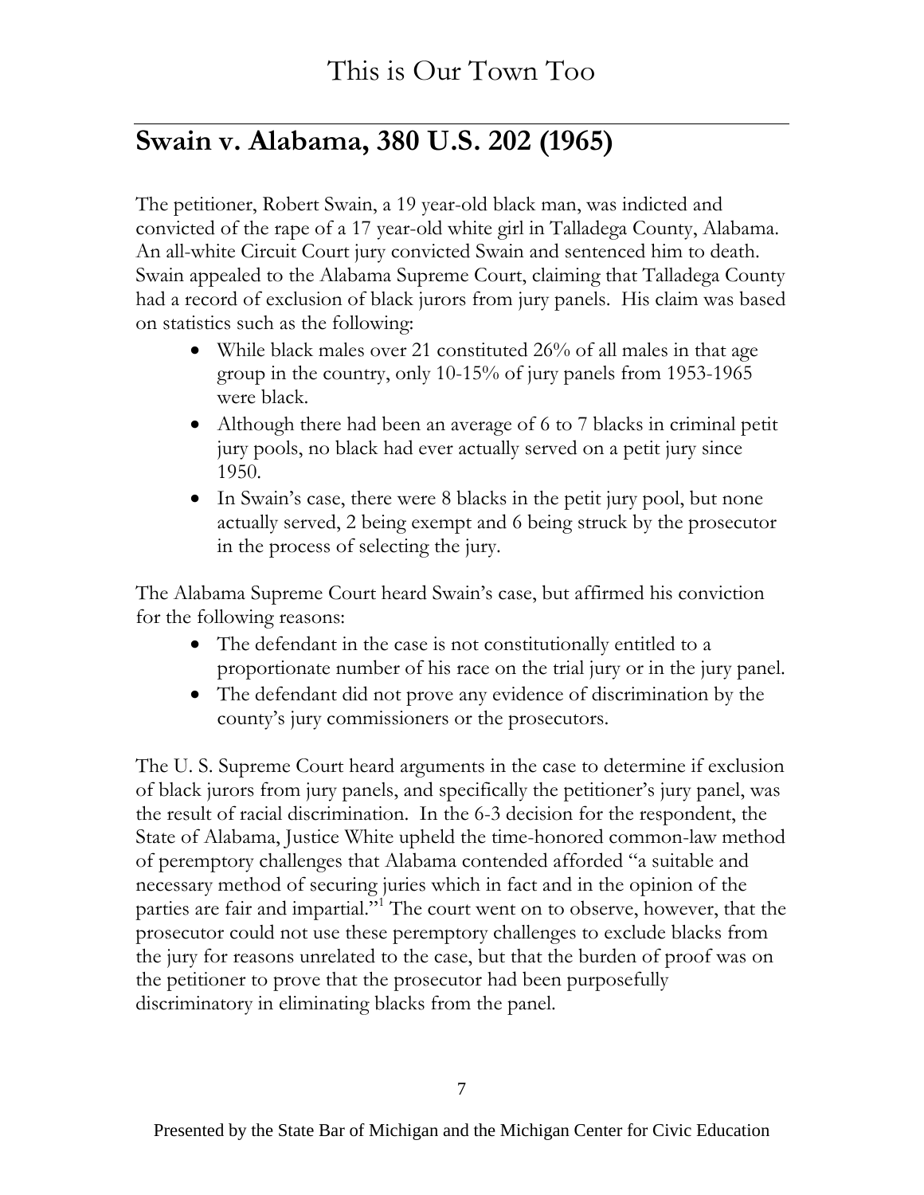## Swain v. Alabama, 380 U.S. 202 (1965)

The petitioner, Robert Swain, a 19 year-old black man, was indicted and convicted of the rape of a 17 year-old white girl in Talladega County, Alabama. An all-white Circuit Court jury convicted Swain and sentenced him to death. Swain appealed to the Alabama Supreme Court, claiming that Talladega County had a record of exclusion of black jurors from jury panels. His claim was based on statistics such as the following:

- While black males over 21 constituted 26% of all males in that age group in the country, only 10-15% of jury panels from 1953-1965 were black.
- Although there had been an average of 6 to 7 blacks in criminal petit jury pools, no black had ever actually served on a petit jury since 1950.
- In Swain's case, there were 8 blacks in the petit jury pool, but none actually served, 2 being exempt and 6 being struck by the prosecutor in the process of selecting the jury.

The Alabama Supreme Court heard Swain's case, but affirmed his conviction for the following reasons:

- The defendant in the case is not constitutionally entitled to a proportionate number of his race on the trial jury or in the jury panel.
- The defendant did not prove any evidence of discrimination by the county's jury commissioners or the prosecutors.

The U. S. Supreme Court heard arguments in the case to determine if exclusion of black jurors from jury panels, and specifically the petitioner's jury panel, was the result of racial discrimination. In the 6-3 decision for the respondent, the State of Alabama, Justice White upheld the time-honored common-law method of peremptory challenges that Alabama contended afforded "a suitable and necessary method of securing juries which in fact and in the opinion of the parties are fair and impartial."[1] The court went on to observe, however, that the prosecutor could not use these peremptory challenges to exclude blacks from the jury for reasons unrelated to the case, but that the burden of proof was on the petitioner to prove that the prosecutor had been purposefully discriminatory in eliminating blacks from the panel.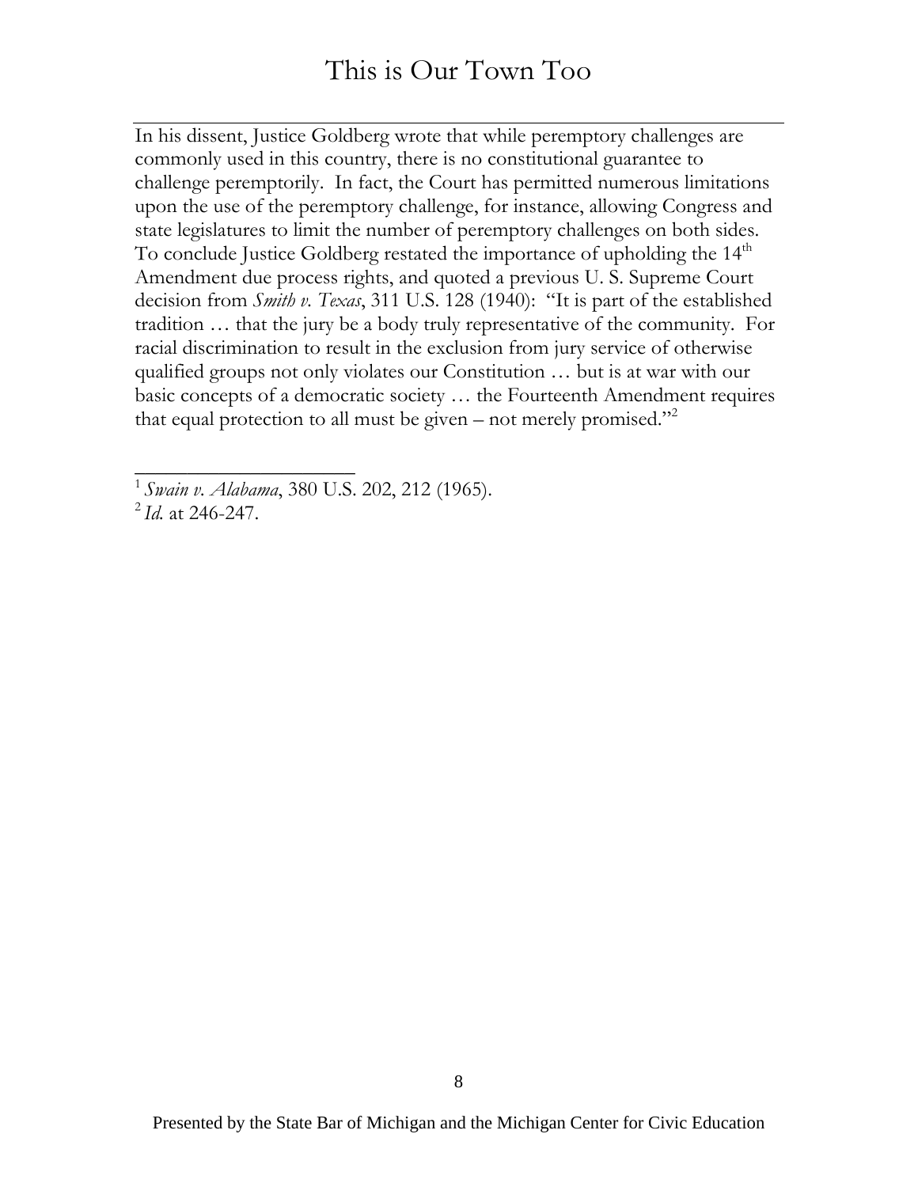In his dissent, Justice Goldberg wrote that while peremptory challenges are commonly used in this country, there is no constitutional guarantee to challenge peremptorily. In fact, the Court has permitted numerous limitations upon the use of the peremptory challenge, for instance, allowing Congress and state legislatures to limit the number of peremptory challenges on both sides. To conclude Justice Goldberg restated the importance of upholding the 14th Amendment due process rights, and quoted a previous U. S. Supreme Court decision from *Smith v. Texas*, 311 U.S. 128 (1940): "It is part of the established tradition … that the jury be a body truly representative of the community. For racial discrimination to result in the exclusion from jury service of otherwise qualified groups not only violates our Constitution … but is at war with our basic concepts of a democratic society … the Fourteenth Amendment requires that equal protection to all must be given – not merely promised."[2]

---

[1] *Swain v. Alabama*, 380 U.S. 202, 212 (1965).

[2] *Id.* at 246-247.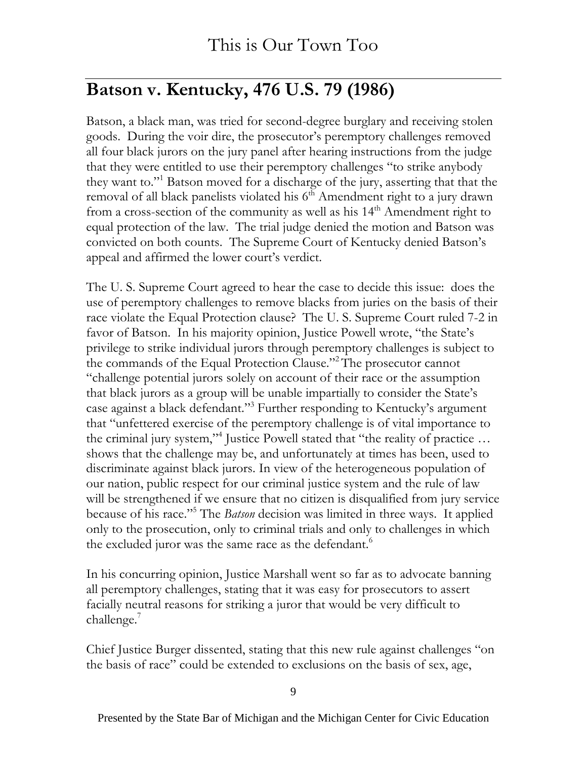## Batson v. Kentucky, 476 U.S. 79 (1986)

Batson, a black man, was tried for second-degree burglary and receiving stolen goods. During the voir dire, the prosecutor's peremptory challenges removed all four black jurors on the jury panel after hearing instructions from the judge that they were entitled to use their peremptory challenges "to strike anybody they want to."[1] Batson moved for a discharge of the jury, asserting that that the removal of all black panelists violated his 6th Amendment right to a jury drawn from a cross-section of the community as well as his 14th Amendment right to equal protection of the law. The trial judge denied the motion and Batson was convicted on both counts. The Supreme Court of Kentucky denied Batson's appeal and affirmed the lower court's verdict.

The U. S. Supreme Court agreed to hear the case to decide this issue: does the use of peremptory challenges to remove blacks from juries on the basis of their race violate the Equal Protection clause? The U. S. Supreme Court ruled 7-2 in favor of Batson. In his majority opinion, Justice Powell wrote, "the State's privilege to strike individual jurors through peremptory challenges is subject to the commands of the Equal Protection Clause."[2] The prosecutor cannot "challenge potential jurors solely on account of their race or the assumption that black jurors as a group will be unable impartially to consider the State's case against a black defendant."[3] Further responding to Kentucky's argument that "unfettered exercise of the peremptory challenge is of vital importance to the criminal jury system,"[4] Justice Powell stated that "the reality of practice … shows that the challenge may be, and unfortunately at times has been, used to discriminate against black jurors. In view of the heterogeneous population of our nation, public respect for our criminal justice system and the rule of law will be strengthened if we ensure that no citizen is disqualified from jury service because of his race."[5] The *Batson* decision was limited in three ways. It applied only to the prosecution, only to criminal trials and only to challenges in which the excluded juror was the same race as the defendant.[6]

In his concurring opinion, Justice Marshall went so far as to advocate banning all peremptory challenges, stating that it was easy for prosecutors to assert facially neutral reasons for striking a juror that would be very difficult to challenge.[7]

Chief Justice Burger dissented, stating that this new rule against challenges "on the basis of race" could be extended to exclusions on the basis of sex, age,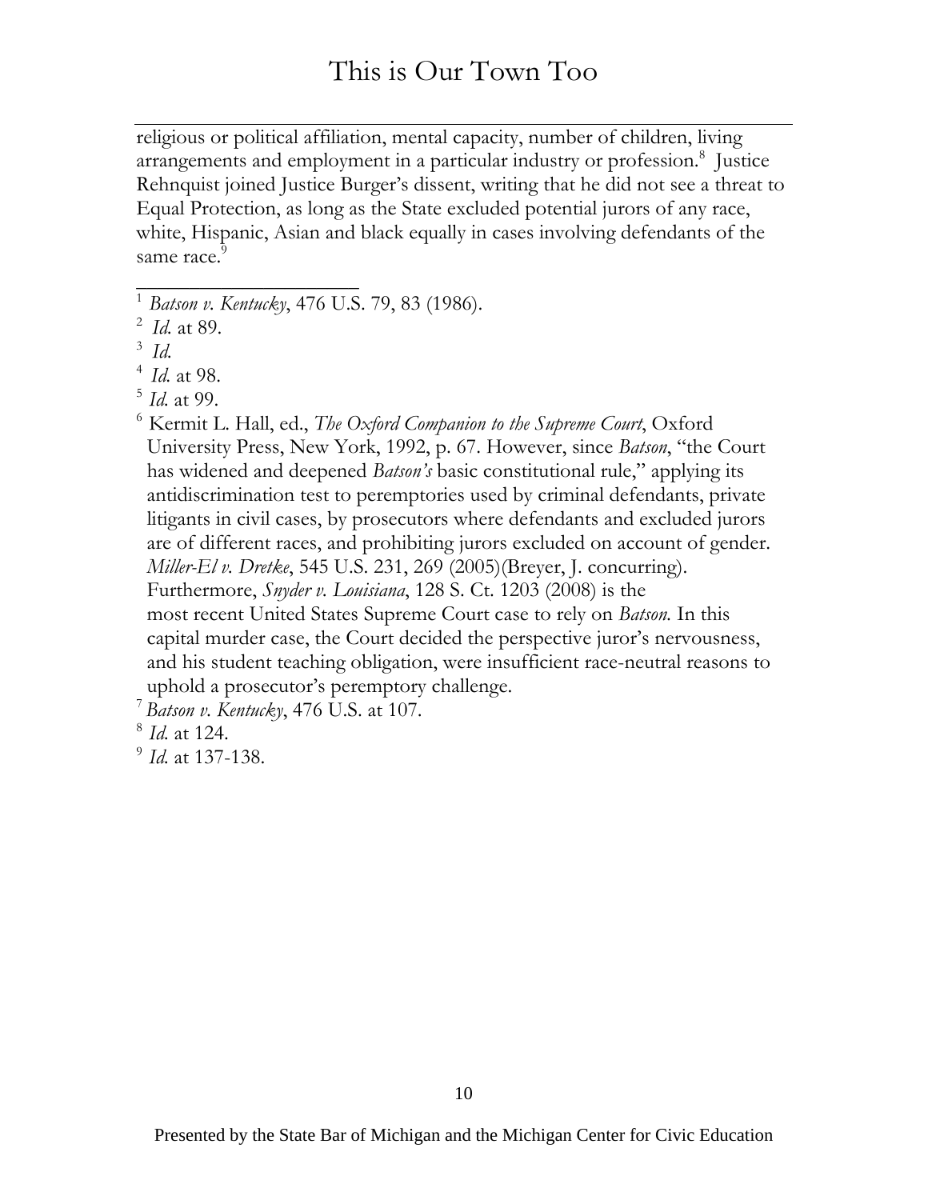religious or political affiliation, mental capacity, number of children, living arrangements and employment in a particular industry or profession.[8] Justice Rehnquist joined Justice Burger's dissent, writing that he did not see a threat to Equal Protection, as long as the State excluded potential jurors of any race, white, Hispanic, Asian and black equally in cases involving defendants of the same race.[9]

---

[1] *Batson v. Kentucky*, 476 U.S. 79, 83 (1986).

[2] *Id.* at 89.

[3] *Id.*

[4] *Id.* at 98.

[5] *Id.* at 99.

[6] Kermit L. Hall, ed., *The Oxford Companion to the Supreme Court*, Oxford University Press, New York, 1992, p. 67. However, since *Batson*, "the Court has widened and deepened *Batson's* basic constitutional rule," applying its antidiscrimination test to peremptories used by criminal defendants, private litigants in civil cases, by prosecutors where defendants and excluded jurors are of different races, and prohibiting jurors excluded on account of gender. *Miller-El v. Dretke*, 545 U.S. 231, 269 (2005)(Breyer, J. concurring). Furthermore, *Snyder v. Louisiana*, 128 S. Ct. 1203 (2008) is the most recent United States Supreme Court case to rely on *Batson.* In this capital murder case, the Court decided the perspective juror's nervousness, and his student teaching obligation, were insufficient race-neutral reasons to uphold a prosecutor's peremptory challenge.

[7] *Batson v. Kentucky*, 476 U.S. at 107.

[8] *Id.* at 124.

[9] *Id.* at 137-138.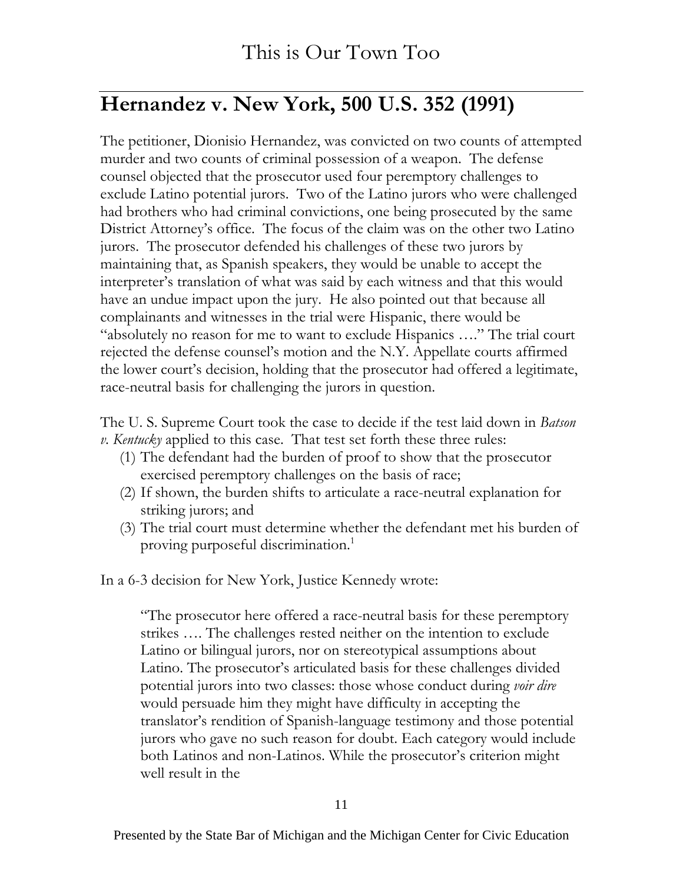## Hernandez v. New York, 500 U.S. 352 (1991)

The petitioner, Dionisio Hernandez, was convicted on two counts of attempted murder and two counts of criminal possession of a weapon. The defense counsel objected that the prosecutor used four peremptory challenges to exclude Latino potential jurors. Two of the Latino jurors who were challenged had brothers who had criminal convictions, one being prosecuted by the same District Attorney's office. The focus of the claim was on the other two Latino jurors. The prosecutor defended his challenges of these two jurors by maintaining that, as Spanish speakers, they would be unable to accept the interpreter's translation of what was said by each witness and that this would have an undue impact upon the jury. He also pointed out that because all complainants and witnesses in the trial were Hispanic, there would be "absolutely no reason for me to want to exclude Hispanics …." The trial court rejected the defense counsel's motion and the N.Y. Appellate courts affirmed the lower court's decision, holding that the prosecutor had offered a legitimate, race-neutral basis for challenging the jurors in question.

The U. S. Supreme Court took the case to decide if the test laid down in *Batson v. Kentucky* applied to this case. That test set forth these three rules:

1. The defendant had the burden of proof to show that the prosecutor exercised peremptory challenges on the basis of race;
2. If shown, the burden shifts to articulate a race-neutral explanation for striking jurors; and
3. The trial court must determine whether the defendant met his burden of proving purposeful discrimination.[1]

In a 6-3 decision for New York, Justice Kennedy wrote:

> "The prosecutor here offered a race-neutral basis for these peremptory strikes …. The challenges rested neither on the intention to exclude Latino or bilingual jurors, nor on stereotypical assumptions about Latino. The prosecutor's articulated basis for these challenges divided potential jurors into two classes: those whose conduct during *voir dire* would persuade him they might have difficulty in accepting the translator's rendition of Spanish-language testimony and those potential jurors who gave no such reason for doubt. Each category would include both Latinos and non-Latinos. While the prosecutor's criterion might well result in the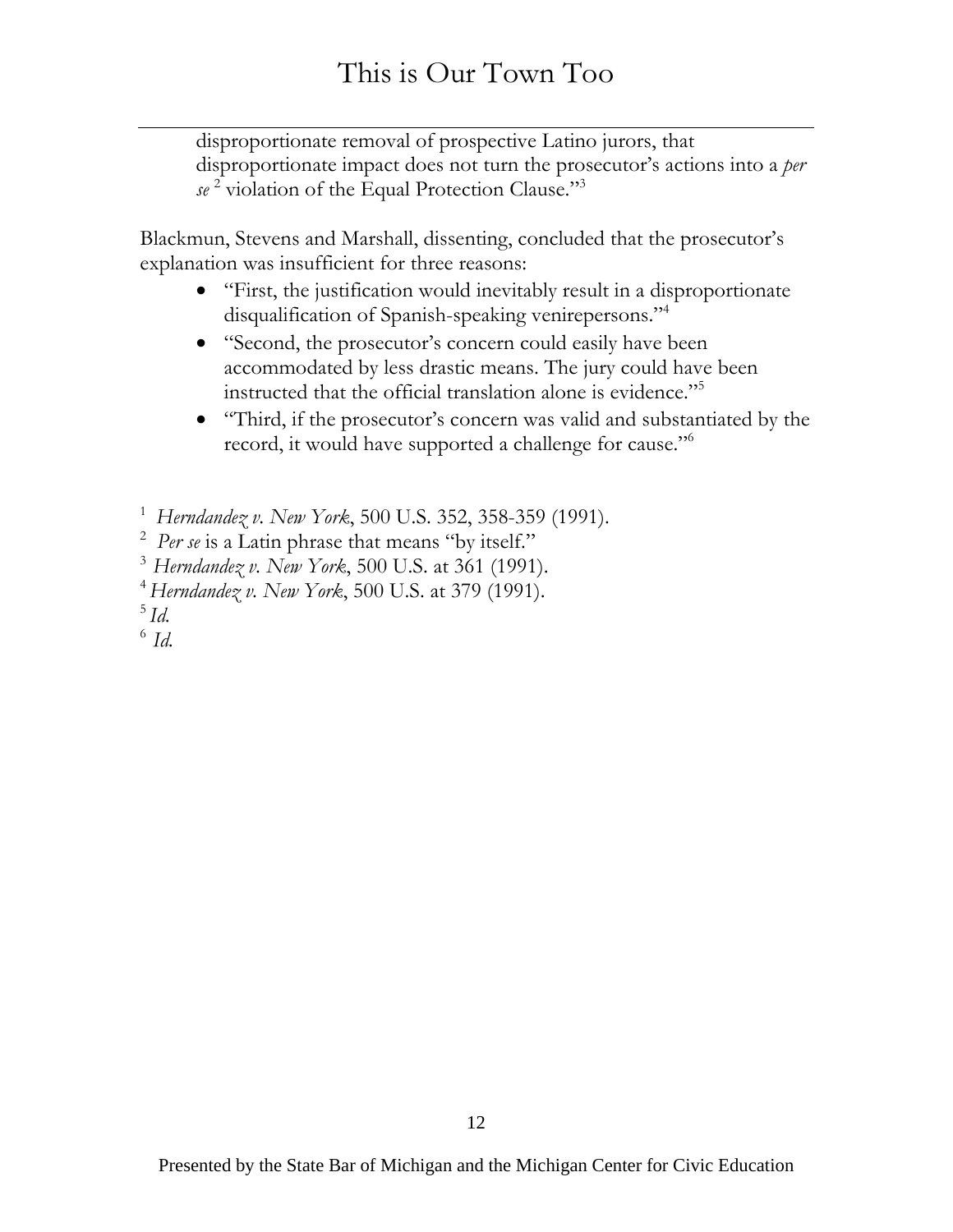> disproportionate removal of prospective Latino jurors, that disproportionate impact does not turn the prosecutor's actions into a *per se* [2] violation of the Equal Protection Clause."[3]

Blackmun, Stevens and Marshall, dissenting, concluded that the prosecutor's explanation was insufficient for three reasons:

- "First, the justification would inevitably result in a disproportionate disqualification of Spanish-speaking venirepersons."[4]
- "Second, the prosecutor's concern could easily have been accommodated by less drastic means. The jury could have been instructed that the official translation alone is evidence."[5]
- "Third, if the prosecutor's concern was valid and substantiated by the record, it would have supported a challenge for cause."[6]

[1] *Herndandez v. New York*, 500 U.S. 352, 358-359 (1991).
[2] *Per se* is a Latin phrase that means "by itself."
[3] *Herndandez v. New York*, 500 U.S. at 361 (1991).
[4] *Herndandez v. New York*, 500 U.S. at 379 (1991).
[5] *Id.*
[6] *Id.*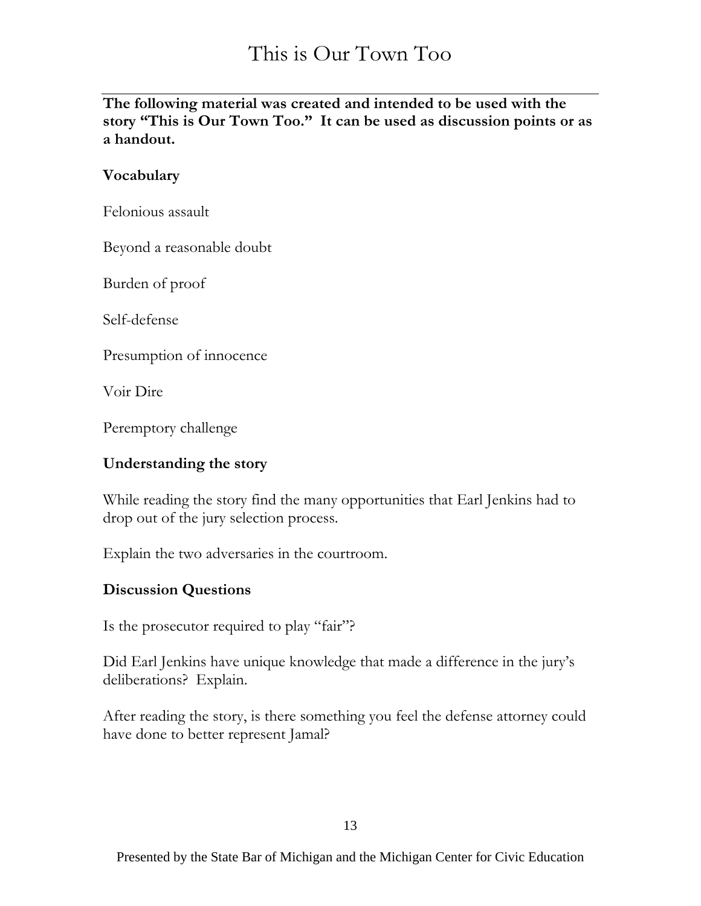# This is Our Town Too

**The following material was created and intended to be used with the story "This is Our Town Too." It can be used as discussion points or as a handout.**

## Vocabulary

Felonious assault

Beyond a reasonable doubt

Burden of proof

Self-defense

Presumption of innocence

Voir Dire

Peremptory challenge

## Understanding the story

While reading the story find the many opportunities that Earl Jenkins had to drop out of the jury selection process.

Explain the two adversaries in the courtroom.

## Discussion Questions

Is the prosecutor required to play "fair"?

Did Earl Jenkins have unique knowledge that made a difference in the jury's deliberations? Explain.

After reading the story, is there something you feel the defense attorney could have done to better represent Jamal?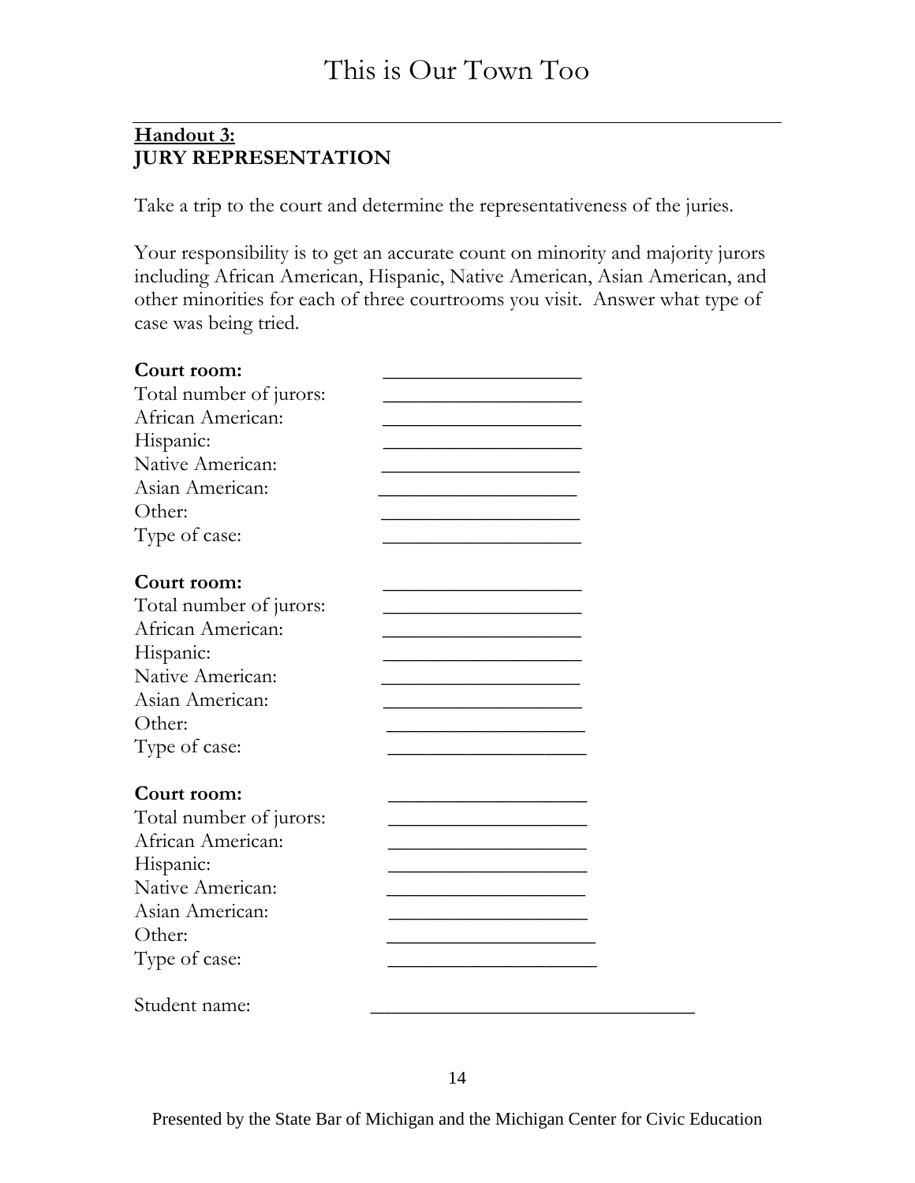**Handout 3:**
**JURY REPRESENTATION**

Take a trip to the court and determine the representativeness of the juries.

Your responsibility is to get an accurate count on minority and majority jurors including African American, Hispanic, Native American, Asian American, and other minorities for each of three courtrooms you visit. Answer what type of case was being tried.

**Court room:** ____________________
Total number of jurors: ____________________
African American: ____________________
Hispanic: ____________________
Native American: ____________________
Asian American: ____________________
Other: ____________________
Type of case: ____________________

**Court room:** ____________________
Total number of jurors: ____________________
African American: ____________________
Hispanic: ____________________
Native American: ____________________
Asian American: ____________________
Other: ____________________
Type of case: ____________________

**Court room:** ____________________
Total number of jurors: ____________________
African American: ____________________
Hispanic: ____________________
Native American: ____________________
Asian American: ____________________
Other: ____________________
Type of case: ____________________

Student name: ________________________________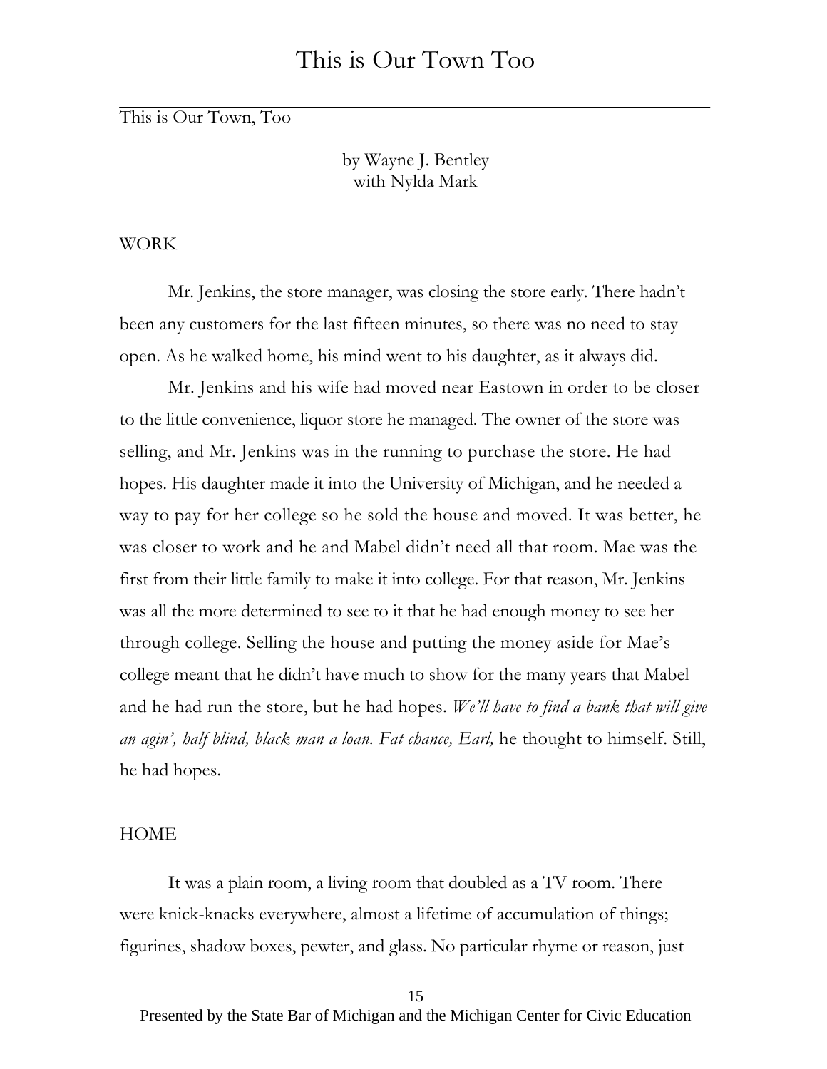This is Our Town, Too

by Wayne J. Bentley
with Nylda Mark

WORK

Mr. Jenkins, the store manager, was closing the store early. There hadn't been any customers for the last fifteen minutes, so there was no need to stay open. As he walked home, his mind went to his daughter, as it always did.

Mr. Jenkins and his wife had moved near Eastown in order to be closer to the little convenience, liquor store he managed. The owner of the store was selling, and Mr. Jenkins was in the running to purchase the store. He had hopes. His daughter made it into the University of Michigan, and he needed a way to pay for her college so he sold the house and moved. It was better, he was closer to work and he and Mabel didn't need all that room. Mae was the first from their little family to make it into college. For that reason, Mr. Jenkins was all the more determined to see to it that he had enough money to see her through college. Selling the house and putting the money aside for Mae's college meant that he didn't have much to show for the many years that Mabel and he had run the store, but he had hopes. *We'll have to find a bank that will give an agin', half blind, black man a loan. Fat chance, Earl,* he thought to himself. Still, he had hopes.

HOME

It was a plain room, a living room that doubled as a TV room. There were knick-knacks everywhere, almost a lifetime of accumulation of things; figurines, shadow boxes, pewter, and glass. No particular rhyme or reason, just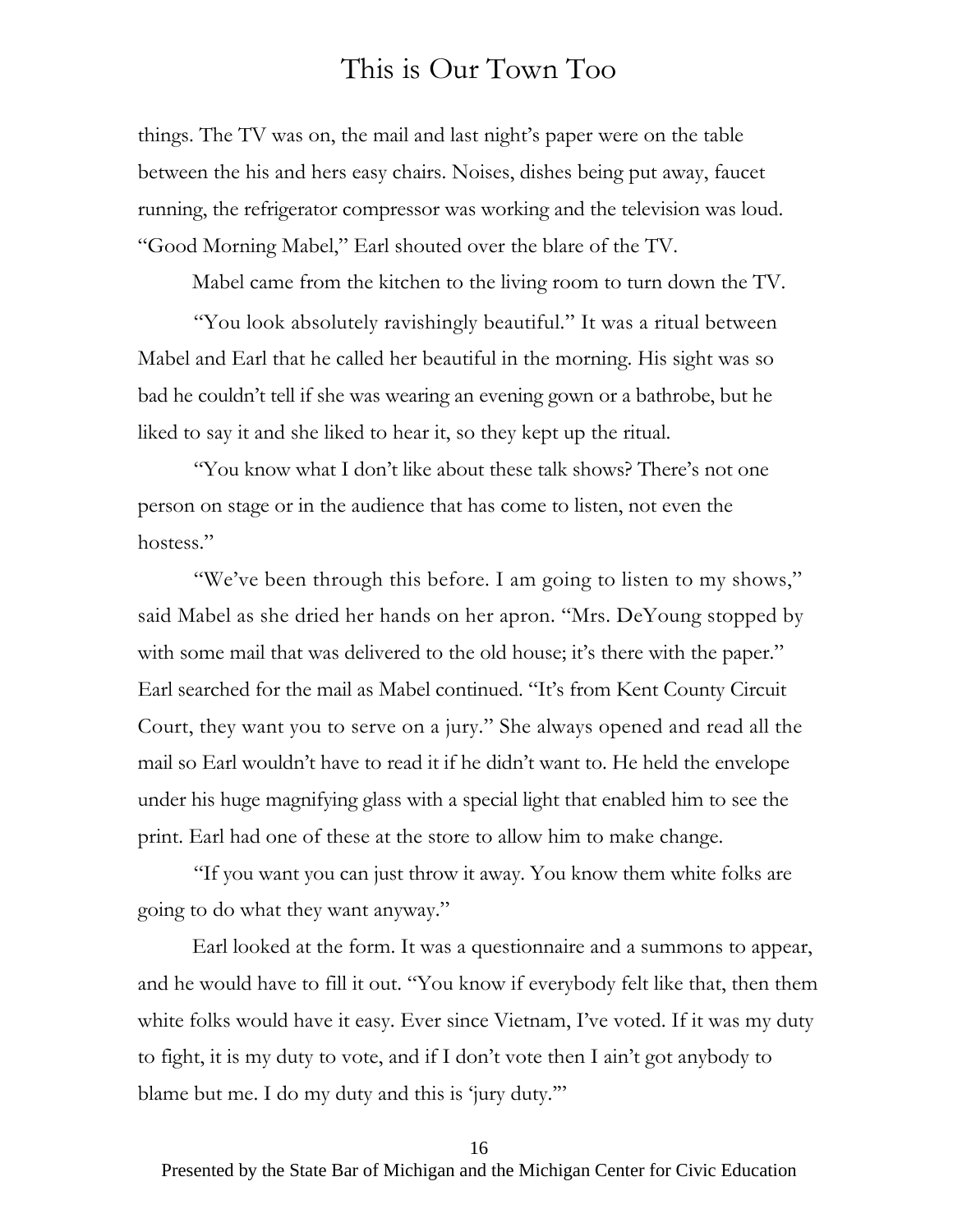things. The TV was on, the mail and last night's paper were on the table between the his and hers easy chairs. Noises, dishes being put away, faucet running, the refrigerator compressor was working and the television was loud. "Good Morning Mabel," Earl shouted over the blare of the TV.

Mabel came from the kitchen to the living room to turn down the TV.

"You look absolutely ravishingly beautiful." It was a ritual between Mabel and Earl that he called her beautiful in the morning. His sight was so bad he couldn't tell if she was wearing an evening gown or a bathrobe, but he liked to say it and she liked to hear it, so they kept up the ritual.

"You know what I don't like about these talk shows? There's not one person on stage or in the audience that has come to listen, not even the hostess."

"We've been through this before. I am going to listen to my shows," said Mabel as she dried her hands on her apron. "Mrs. DeYoung stopped by with some mail that was delivered to the old house; it's there with the paper." Earl searched for the mail as Mabel continued. "It's from Kent County Circuit Court, they want you to serve on a jury." She always opened and read all the mail so Earl wouldn't have to read it if he didn't want to. He held the envelope under his huge magnifying glass with a special light that enabled him to see the print. Earl had one of these at the store to allow him to make change.

"If you want you can just throw it away. You know them white folks are going to do what they want anyway."

Earl looked at the form. It was a questionnaire and a summons to appear, and he would have to fill it out. "You know if everybody felt like that, then them white folks would have it easy. Ever since Vietnam, I've voted. If it was my duty to fight, it is my duty to vote, and if I don't vote then I ain't got anybody to blame but me. I do my duty and this is 'jury duty.'"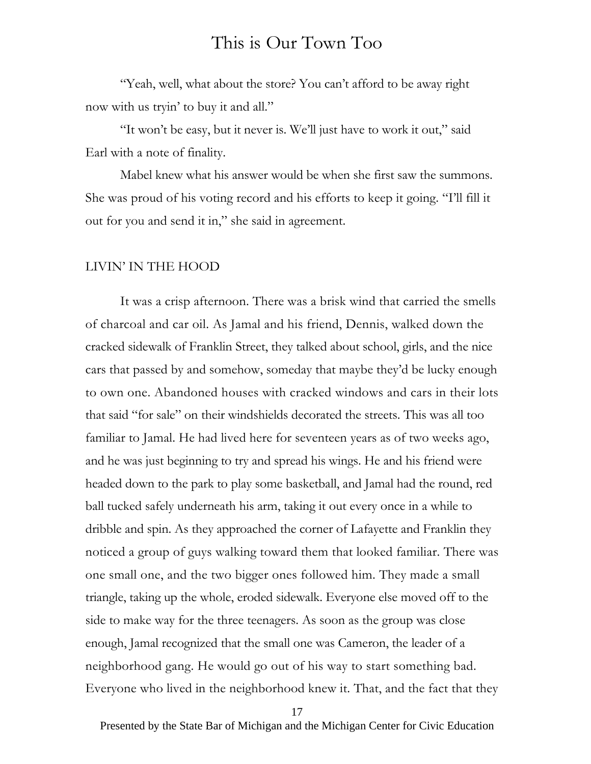"Yeah, well, what about the store? You can't afford to be away right now with us tryin' to buy it and all."

"It won't be easy, but it never is. We'll just have to work it out," said Earl with a note of finality.

Mabel knew what his answer would be when she first saw the summons. She was proud of his voting record and his efforts to keep it going. "I'll fill it out for you and send it in," she said in agreement.

## LIVIN' IN THE HOOD

It was a crisp afternoon. There was a brisk wind that carried the smells of charcoal and car oil. As Jamal and his friend, Dennis, walked down the cracked sidewalk of Franklin Street, they talked about school, girls, and the nice cars that passed by and somehow, someday that maybe they'd be lucky enough to own one. Abandoned houses with cracked windows and cars in their lots that said "for sale" on their windshields decorated the streets. This was all too familiar to Jamal. He had lived here for seventeen years as of two weeks ago, and he was just beginning to try and spread his wings. He and his friend were headed down to the park to play some basketball, and Jamal had the round, red ball tucked safely underneath his arm, taking it out every once in a while to dribble and spin. As they approached the corner of Lafayette and Franklin they noticed a group of guys walking toward them that looked familiar. There was one small one, and the two bigger ones followed him. They made a small triangle, taking up the whole, eroded sidewalk. Everyone else moved off to the side to make way for the three teenagers. As soon as the group was close enough, Jamal recognized that the small one was Cameron, the leader of a neighborhood gang. He would go out of his way to start something bad. Everyone who lived in the neighborhood knew it. That, and the fact that they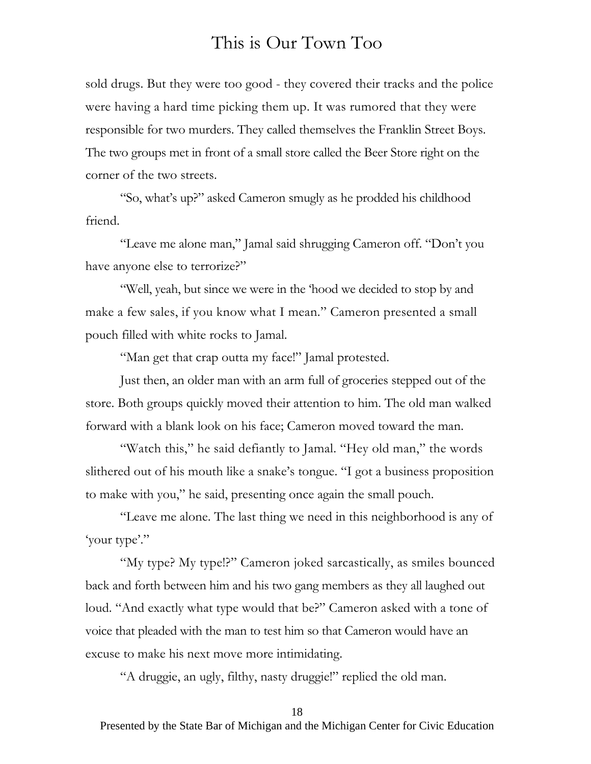sold drugs. But they were too good - they covered their tracks and the police were having a hard time picking them up. It was rumored that they were responsible for two murders. They called themselves the Franklin Street Boys. The two groups met in front of a small store called the Beer Store right on the corner of the two streets.

"So, what's up?" asked Cameron smugly as he prodded his childhood friend.

"Leave me alone man," Jamal said shrugging Cameron off. "Don't you have anyone else to terrorize?"

"Well, yeah, but since we were in the 'hood we decided to stop by and make a few sales, if you know what I mean." Cameron presented a small pouch filled with white rocks to Jamal.

"Man get that crap outta my face!" Jamal protested.

Just then, an older man with an arm full of groceries stepped out of the store. Both groups quickly moved their attention to him. The old man walked forward with a blank look on his face; Cameron moved toward the man.

"Watch this," he said defiantly to Jamal. "Hey old man," the words slithered out of his mouth like a snake's tongue. "I got a business proposition to make with you," he said, presenting once again the small pouch.

"Leave me alone. The last thing we need in this neighborhood is any of 'your type'."

"My type? My type!?" Cameron joked sarcastically, as smiles bounced back and forth between him and his two gang members as they all laughed out loud. "And exactly what type would that be?" Cameron asked with a tone of voice that pleaded with the man to test him so that Cameron would have an excuse to make his next move more intimidating.

"A druggie, an ugly, filthy, nasty druggie!" replied the old man.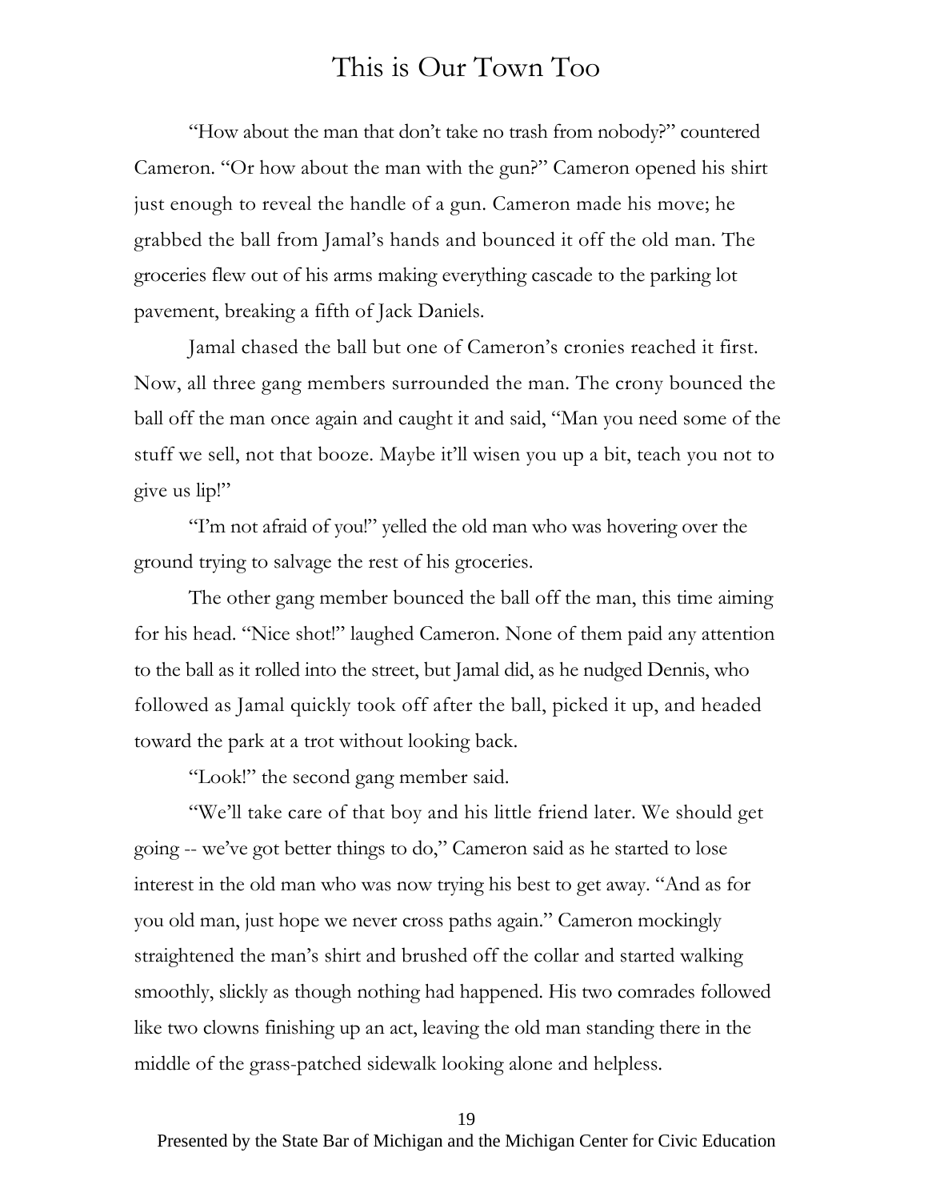"How about the man that don't take no trash from nobody?" countered Cameron. "Or how about the man with the gun?" Cameron opened his shirt just enough to reveal the handle of a gun. Cameron made his move; he grabbed the ball from Jamal's hands and bounced it off the old man. The groceries flew out of his arms making everything cascade to the parking lot pavement, breaking a fifth of Jack Daniels.

Jamal chased the ball but one of Cameron's cronies reached it first. Now, all three gang members surrounded the man. The crony bounced the ball off the man once again and caught it and said, "Man you need some of the stuff we sell, not that booze. Maybe it'll wisen you up a bit, teach you not to give us lip!"

"I'm not afraid of you!" yelled the old man who was hovering over the ground trying to salvage the rest of his groceries.

The other gang member bounced the ball off the man, this time aiming for his head. "Nice shot!" laughed Cameron. None of them paid any attention to the ball as it rolled into the street, but Jamal did, as he nudged Dennis, who followed as Jamal quickly took off after the ball, picked it up, and headed toward the park at a trot without looking back.

"Look!" the second gang member said.

"We'll take care of that boy and his little friend later. We should get going -- we've got better things to do," Cameron said as he started to lose interest in the old man who was now trying his best to get away. "And as for you old man, just hope we never cross paths again." Cameron mockingly straightened the man's shirt and brushed off the collar and started walking smoothly, slickly as though nothing had happened. His two comrades followed like two clowns finishing up an act, leaving the old man standing there in the middle of the grass-patched sidewalk looking alone and helpless.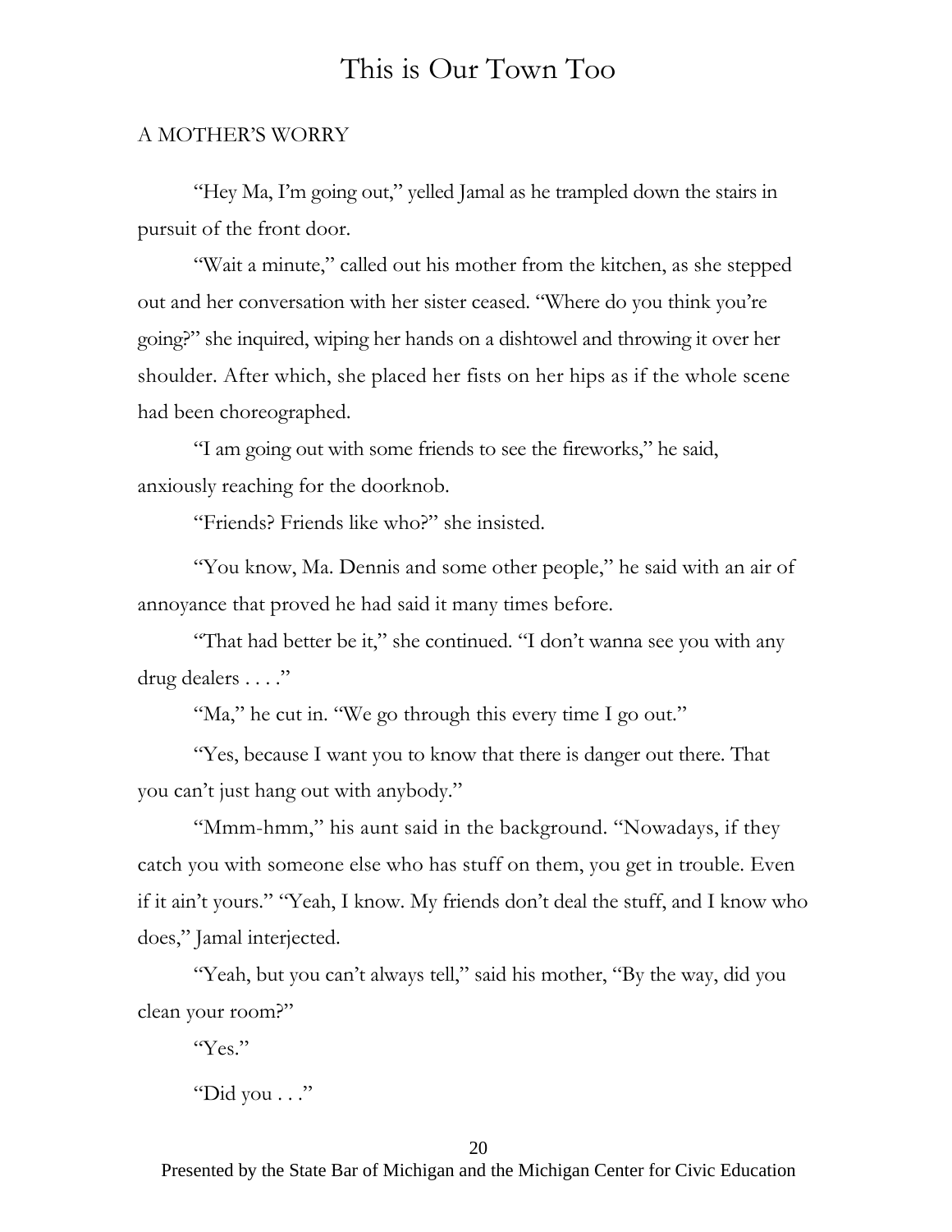## A MOTHER'S WORRY

"Hey Ma, I'm going out," yelled Jamal as he trampled down the stairs in pursuit of the front door.

"Wait a minute," called out his mother from the kitchen, as she stepped out and her conversation with her sister ceased. "Where do you think you're going?" she inquired, wiping her hands on a dishtowel and throwing it over her shoulder. After which, she placed her fists on her hips as if the whole scene had been choreographed.

"I am going out with some friends to see the fireworks," he said, anxiously reaching for the doorknob.

"Friends? Friends like who?" she insisted.

"You know, Ma. Dennis and some other people," he said with an air of annoyance that proved he had said it many times before.

"That had better be it," she continued. "I don't wanna see you with any drug dealers . . . ."

"Ma," he cut in. "We go through this every time I go out."

"Yes, because I want you to know that there is danger out there. That you can't just hang out with anybody."

"Mmm-hmm," his aunt said in the background. "Nowadays, if they catch you with someone else who has stuff on them, you get in trouble. Even if it ain't yours." "Yeah, I know. My friends don't deal the stuff, and I know who does," Jamal interjected.

"Yeah, but you can't always tell," said his mother, "By the way, did you clean your room?"

"Yes."

"Did you . . ."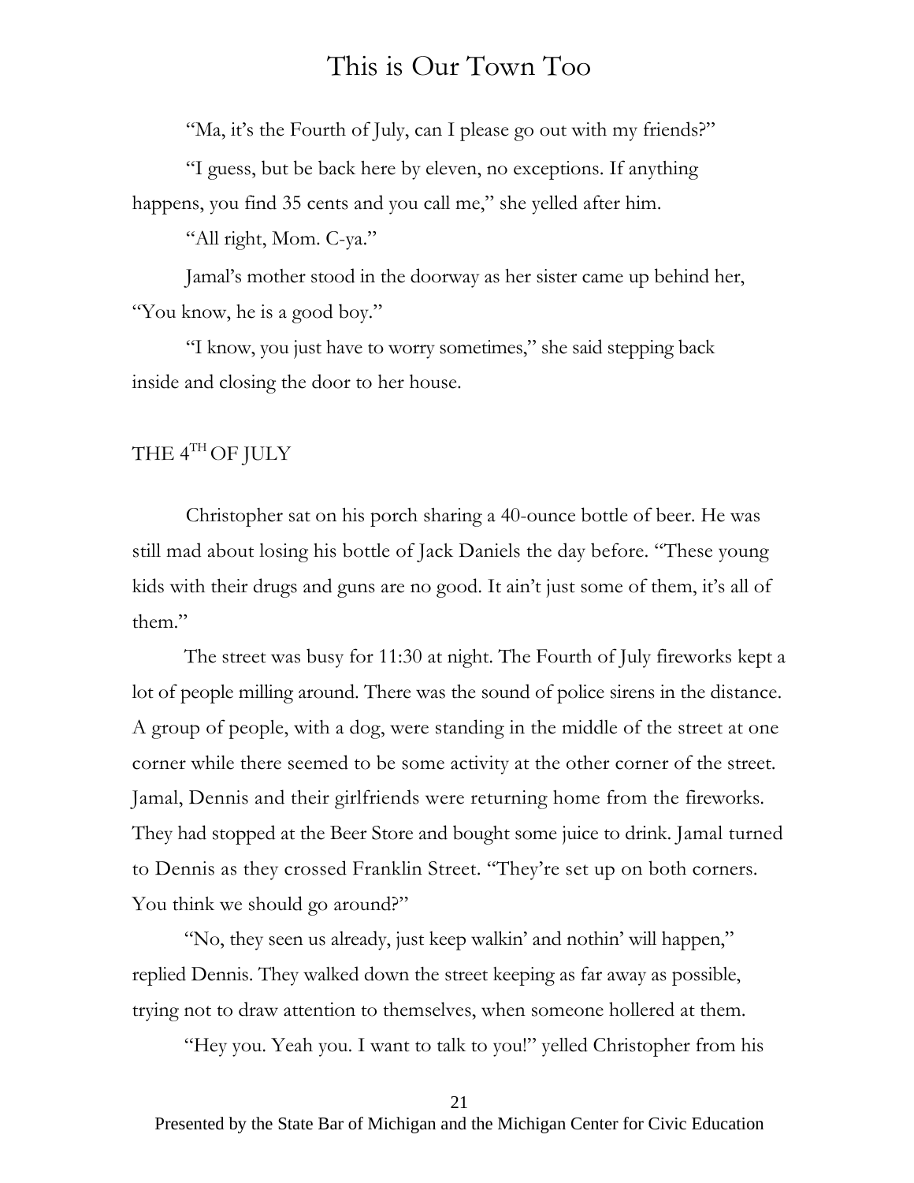"Ma, it's the Fourth of July, can I please go out with my friends?"

"I guess, but be back here by eleven, no exceptions. If anything happens, you find 35 cents and you call me," she yelled after him.

"All right, Mom. C-ya."

Jamal's mother stood in the doorway as her sister came up behind her, "You know, he is a good boy."

"I know, you just have to worry sometimes," she said stepping back inside and closing the door to her house.

## THE 4TH OF JULY

Christopher sat on his porch sharing a 40-ounce bottle of beer. He was still mad about losing his bottle of Jack Daniels the day before. "These young kids with their drugs and guns are no good. It ain't just some of them, it's all of them."

The street was busy for 11:30 at night. The Fourth of July fireworks kept a lot of people milling around. There was the sound of police sirens in the distance. A group of people, with a dog, were standing in the middle of the street at one corner while there seemed to be some activity at the other corner of the street. Jamal, Dennis and their girlfriends were returning home from the fireworks. They had stopped at the Beer Store and bought some juice to drink. Jamal turned to Dennis as they crossed Franklin Street. "They're set up on both corners. You think we should go around?"

"No, they seen us already, just keep walkin' and nothin' will happen," replied Dennis. They walked down the street keeping as far away as possible, trying not to draw attention to themselves, when someone hollered at them.

"Hey you. Yeah you. I want to talk to you!" yelled Christopher from his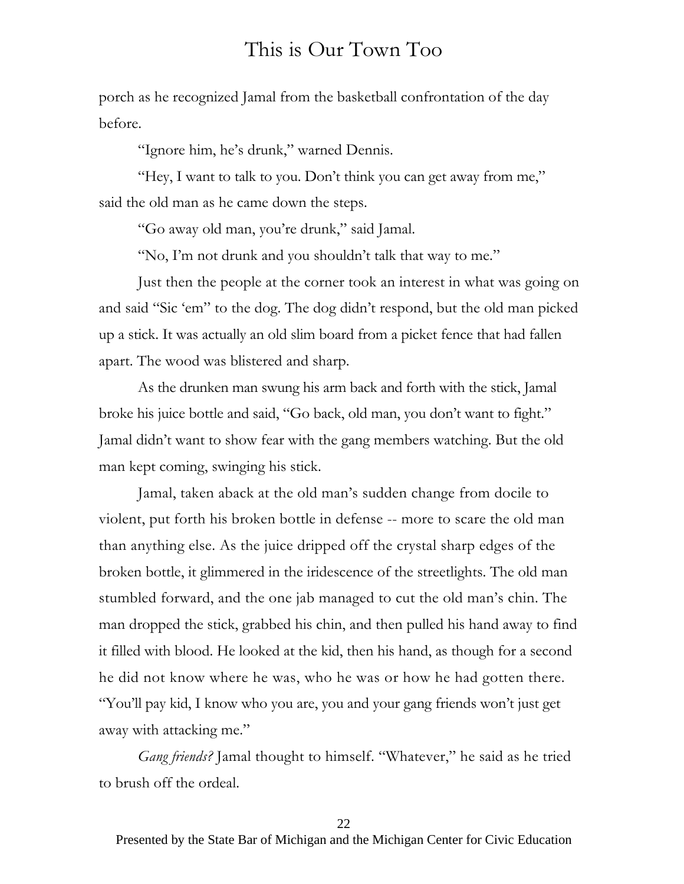porch as he recognized Jamal from the basketball confrontation of the day before.

"Ignore him, he's drunk," warned Dennis.

"Hey, I want to talk to you. Don't think you can get away from me," said the old man as he came down the steps.

"Go away old man, you're drunk," said Jamal.

"No, I'm not drunk and you shouldn't talk that way to me."

Just then the people at the corner took an interest in what was going on and said "Sic 'em" to the dog. The dog didn't respond, but the old man picked up a stick. It was actually an old slim board from a picket fence that had fallen apart. The wood was blistered and sharp.

As the drunken man swung his arm back and forth with the stick, Jamal broke his juice bottle and said, "Go back, old man, you don't want to fight." Jamal didn't want to show fear with the gang members watching. But the old man kept coming, swinging his stick.

Jamal, taken aback at the old man's sudden change from docile to violent, put forth his broken bottle in defense -- more to scare the old man than anything else. As the juice dripped off the crystal sharp edges of the broken bottle, it glimmered in the iridescence of the streetlights. The old man stumbled forward, and the one jab managed to cut the old man's chin. The man dropped the stick, grabbed his chin, and then pulled his hand away to find it filled with blood. He looked at the kid, then his hand, as though for a second he did not know where he was, who he was or how he had gotten there. "You'll pay kid, I know who you are, you and your gang friends won't just get away with attacking me."

*Gang friends?* Jamal thought to himself. "Whatever," he said as he tried to brush off the ordeal.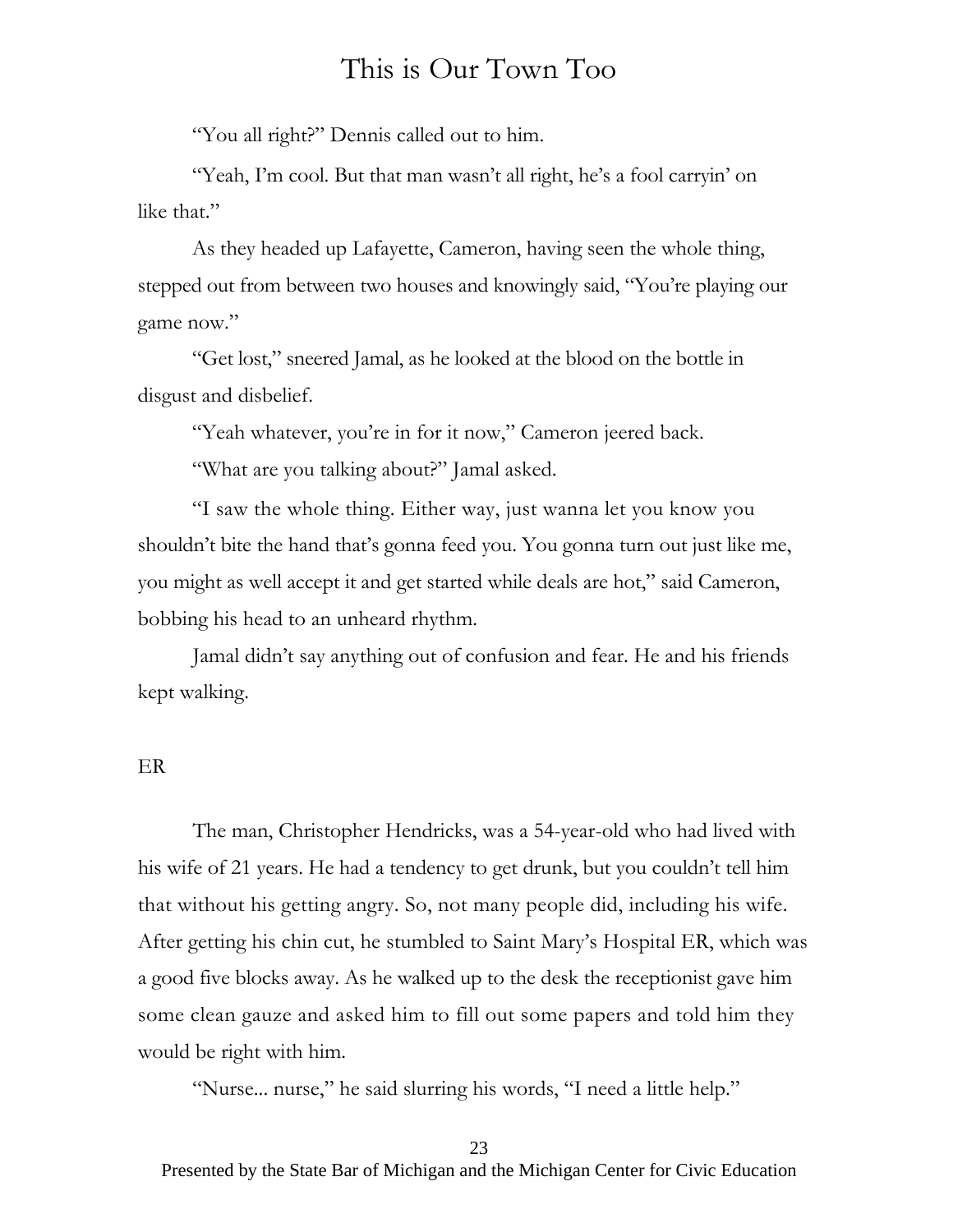"You all right?" Dennis called out to him.

"Yeah, I'm cool. But that man wasn't all right, he's a fool carryin' on like that."

As they headed up Lafayette, Cameron, having seen the whole thing, stepped out from between two houses and knowingly said, "You're playing our game now."

"Get lost," sneered Jamal, as he looked at the blood on the bottle in disgust and disbelief.

"Yeah whatever, you're in for it now," Cameron jeered back.

"What are you talking about?" Jamal asked.

"I saw the whole thing. Either way, just wanna let you know you shouldn't bite the hand that's gonna feed you. You gonna turn out just like me, you might as well accept it and get started while deals are hot," said Cameron, bobbing his head to an unheard rhythm.

Jamal didn't say anything out of confusion and fear. He and his friends kept walking.

## ER

The man, Christopher Hendricks, was a 54-year-old who had lived with his wife of 21 years. He had a tendency to get drunk, but you couldn't tell him that without his getting angry. So, not many people did, including his wife. After getting his chin cut, he stumbled to Saint Mary's Hospital ER, which was a good five blocks away. As he walked up to the desk the receptionist gave him some clean gauze and asked him to fill out some papers and told him they would be right with him.

"Nurse... nurse," he said slurring his words, "I need a little help."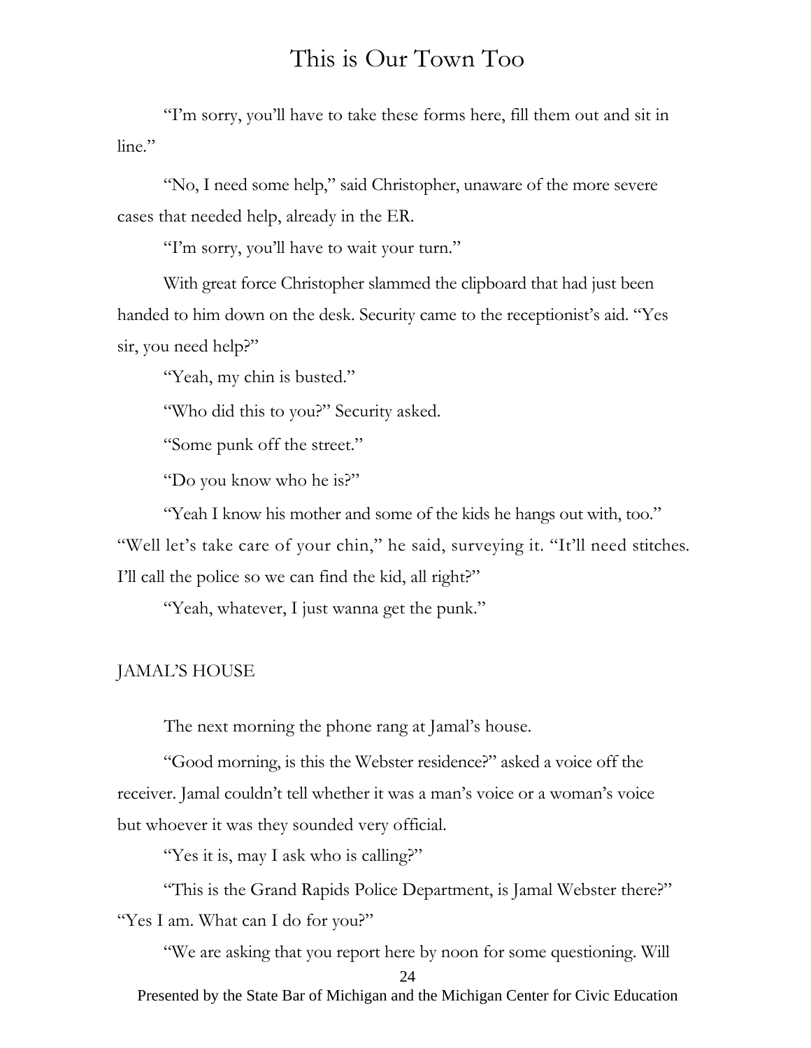"I'm sorry, you'll have to take these forms here, fill them out and sit in line."

"No, I need some help," said Christopher, unaware of the more severe cases that needed help, already in the ER.

"I'm sorry, you'll have to wait your turn."

With great force Christopher slammed the clipboard that had just been handed to him down on the desk. Security came to the receptionist's aid. "Yes sir, you need help?"

"Yeah, my chin is busted."

"Who did this to you?" Security asked.

"Some punk off the street."

"Do you know who he is?"

"Yeah I know his mother and some of the kids he hangs out with, too."

"Well let's take care of your chin," he said, surveying it. "It'll need stitches. I'll call the police so we can find the kid, all right?"

"Yeah, whatever, I just wanna get the punk."

JAMAL'S HOUSE

The next morning the phone rang at Jamal's house.

"Good morning, is this the Webster residence?" asked a voice off the receiver. Jamal couldn't tell whether it was a man's voice or a woman's voice but whoever it was they sounded very official.

"Yes it is, may I ask who is calling?"

"This is the Grand Rapids Police Department, is Jamal Webster there?"

"Yes I am. What can I do for you?"

"We are asking that you report here by noon for some questioning. Will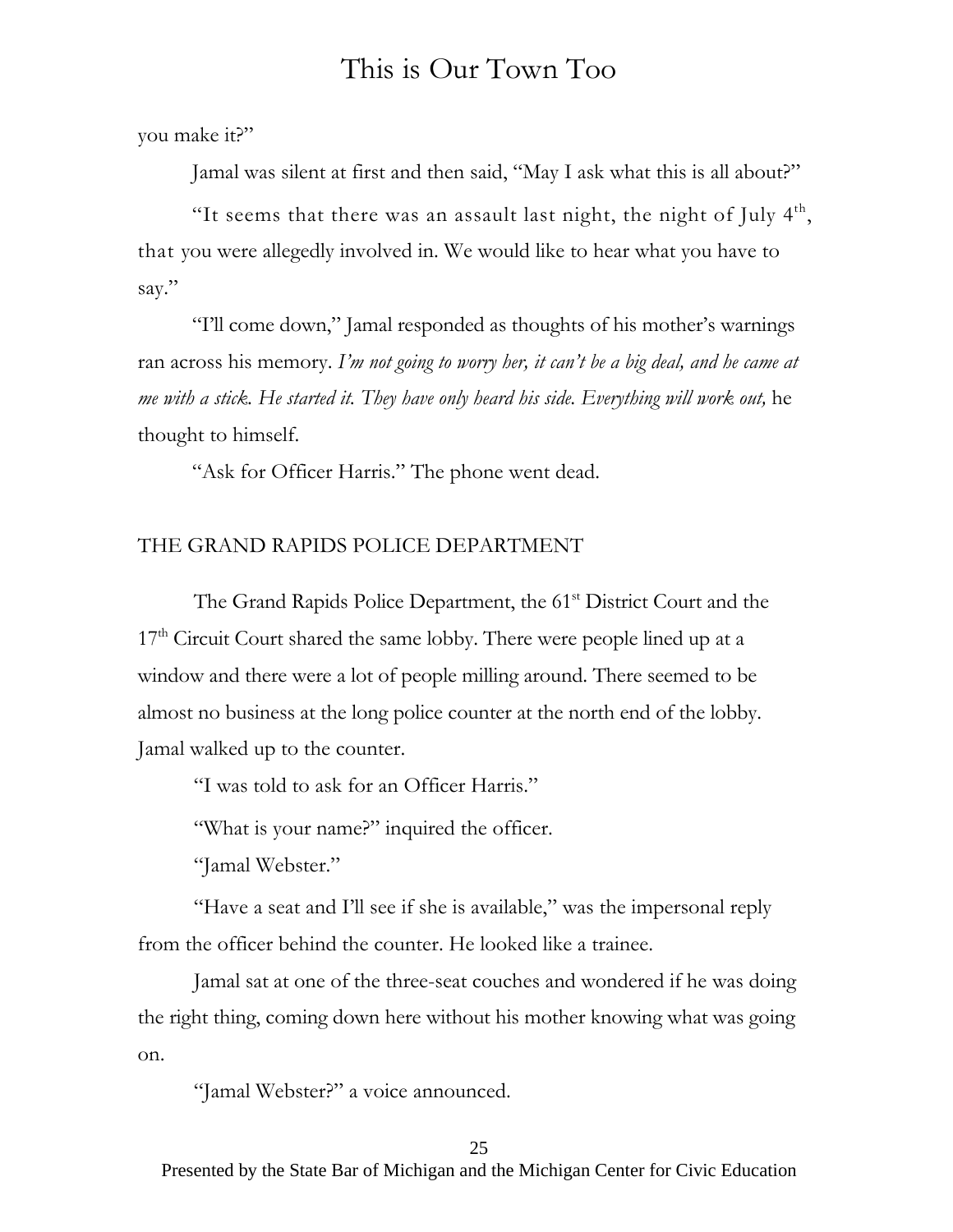you make it?"

Jamal was silent at first and then said, "May I ask what this is all about?"

"It seems that there was an assault last night, the night of July 4th, that you were allegedly involved in. We would like to hear what you have to say."

"I'll come down," Jamal responded as thoughts of his mother's warnings ran across his memory. *I'm not going to worry her, it can't be a big deal, and he came at me with a stick. He started it. They have only heard his side. Everything will work out,* he thought to himself.

"Ask for Officer Harris." The phone went dead.

## THE GRAND RAPIDS POLICE DEPARTMENT

The Grand Rapids Police Department, the 61st District Court and the 17th Circuit Court shared the same lobby. There were people lined up at a window and there were a lot of people milling around. There seemed to be almost no business at the long police counter at the north end of the lobby. Jamal walked up to the counter.

"I was told to ask for an Officer Harris."

"What is your name?" inquired the officer.

"Jamal Webster."

"Have a seat and I'll see if she is available," was the impersonal reply from the officer behind the counter. He looked like a trainee.

Jamal sat at one of the three-seat couches and wondered if he was doing the right thing, coming down here without his mother knowing what was going on.

"Jamal Webster?" a voice announced.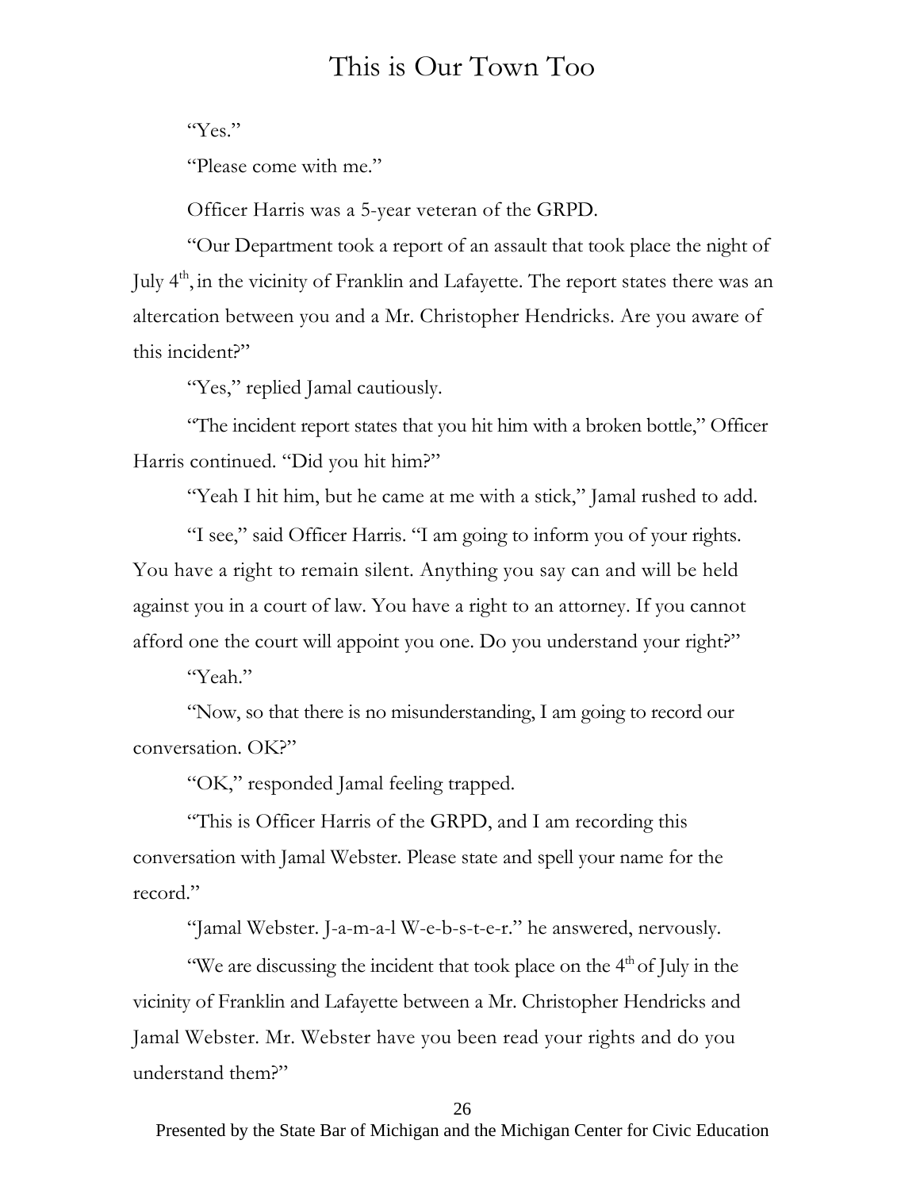"Yes."

"Please come with me."

Officer Harris was a 5-year veteran of the GRPD.

"Our Department took a report of an assault that took place the night of July 4th, in the vicinity of Franklin and Lafayette. The report states there was an altercation between you and a Mr. Christopher Hendricks. Are you aware of this incident?"

"Yes," replied Jamal cautiously.

"The incident report states that you hit him with a broken bottle," Officer Harris continued. "Did you hit him?"

"Yeah I hit him, but he came at me with a stick," Jamal rushed to add.

"I see," said Officer Harris. "I am going to inform you of your rights. You have a right to remain silent. Anything you say can and will be held against you in a court of law. You have a right to an attorney. If you cannot afford one the court will appoint you one. Do you understand your right?"

"Yeah."

"Now, so that there is no misunderstanding, I am going to record our conversation. OK?"

"OK," responded Jamal feeling trapped.

"This is Officer Harris of the GRPD, and I am recording this conversation with Jamal Webster. Please state and spell your name for the record."

"Jamal Webster. J-a-m-a-l W-e-b-s-t-e-r." he answered, nervously.

"We are discussing the incident that took place on the 4th of July in the vicinity of Franklin and Lafayette between a Mr. Christopher Hendricks and Jamal Webster. Mr. Webster have you been read your rights and do you understand them?"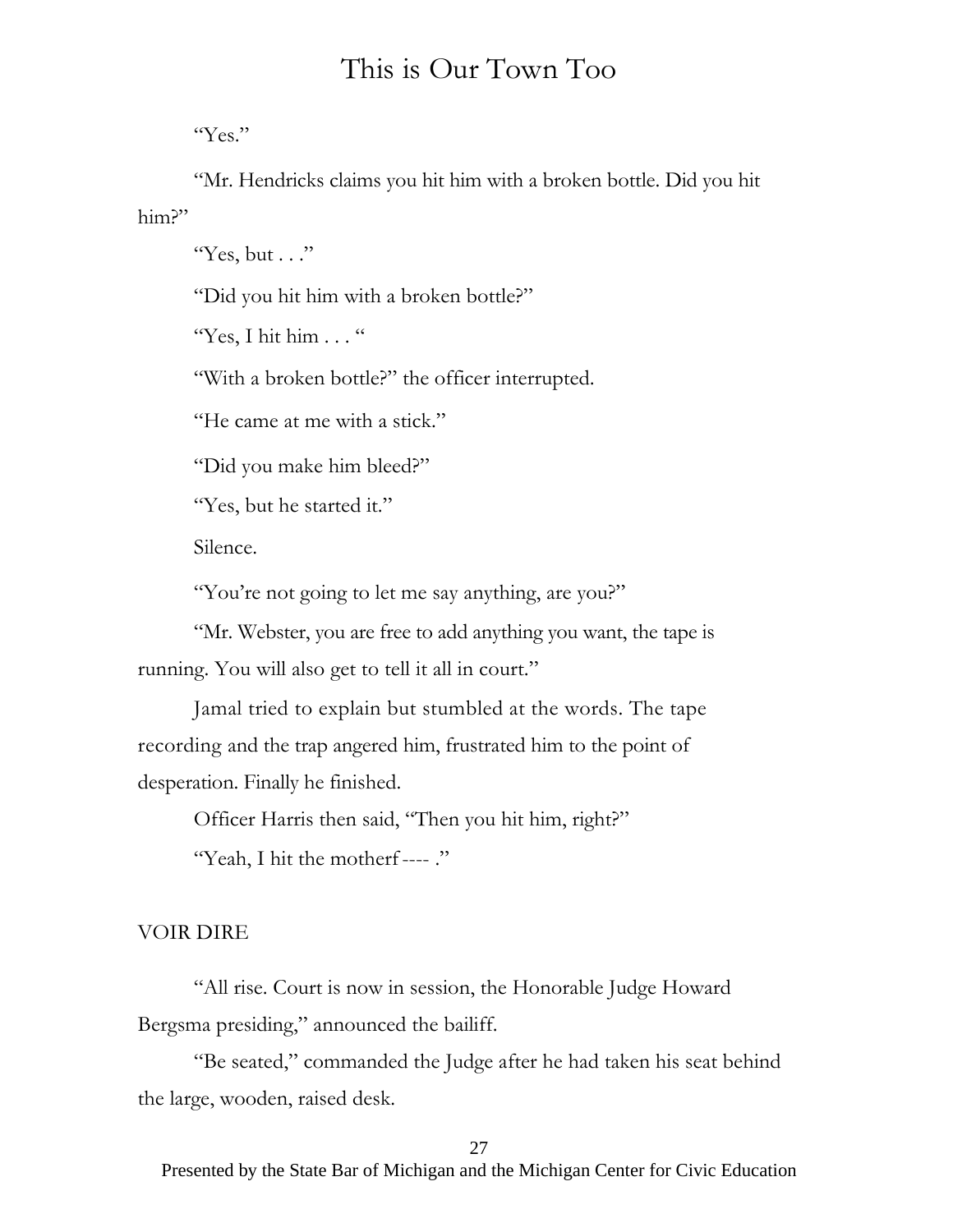"Yes."

"Mr. Hendricks claims you hit him with a broken bottle. Did you hit him?"

"Yes, but . . ."

"Did you hit him with a broken bottle?"

"Yes, I hit him . . . "

"With a broken bottle?" the officer interrupted.

"He came at me with a stick."

"Did you make him bleed?"

"Yes, but he started it."

Silence.

"You're not going to let me say anything, are you?"

"Mr. Webster, you are free to add anything you want, the tape is running. You will also get to tell it all in court."

Jamal tried to explain but stumbled at the words. The tape recording and the trap angered him, frustrated him to the point of desperation. Finally he finished.

Officer Harris then said, "Then you hit him, right?"

"Yeah, I hit the motherf---- ."

## VOIR DIRE

"All rise. Court is now in session, the Honorable Judge Howard Bergsma presiding," announced the bailiff.

"Be seated," commanded the Judge after he had taken his seat behind the large, wooden, raised desk.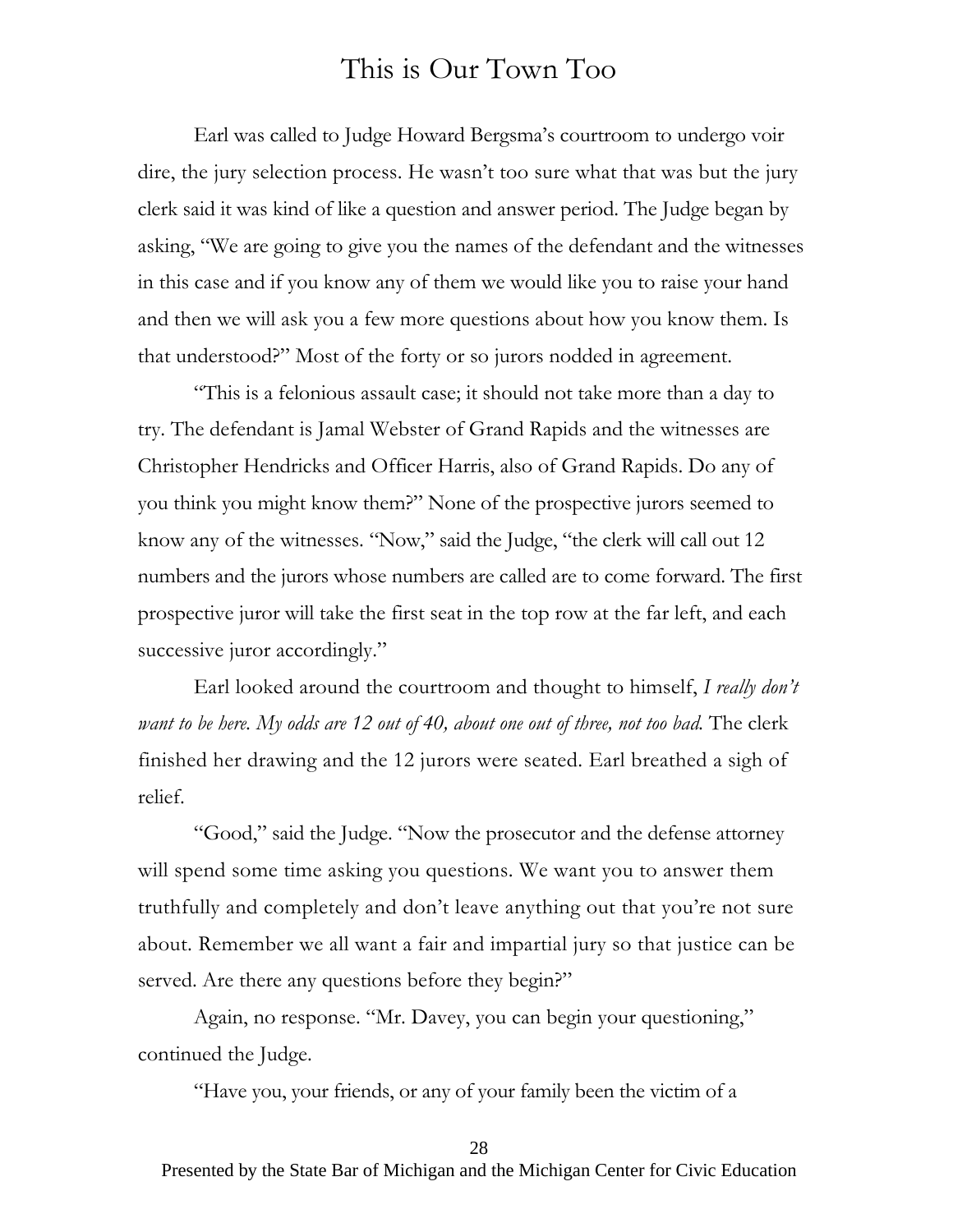Earl was called to Judge Howard Bergsma's courtroom to undergo voir dire, the jury selection process. He wasn't too sure what that was but the jury clerk said it was kind of like a question and answer period. The Judge began by asking, "We are going to give you the names of the defendant and the witnesses in this case and if you know any of them we would like you to raise your hand and then we will ask you a few more questions about how you know them. Is that understood?" Most of the forty or so jurors nodded in agreement.

"This is a felonious assault case; it should not take more than a day to try. The defendant is Jamal Webster of Grand Rapids and the witnesses are Christopher Hendricks and Officer Harris, also of Grand Rapids. Do any of you think you might know them?" None of the prospective jurors seemed to know any of the witnesses. "Now," said the Judge, "the clerk will call out 12 numbers and the jurors whose numbers are called are to come forward. The first prospective juror will take the first seat in the top row at the far left, and each successive juror accordingly."

Earl looked around the courtroom and thought to himself, *I really don't want to be here. My odds are 12 out of 40, about one out of three, not too bad.* The clerk finished her drawing and the 12 jurors were seated. Earl breathed a sigh of relief.

"Good," said the Judge. "Now the prosecutor and the defense attorney will spend some time asking you questions. We want you to answer them truthfully and completely and don't leave anything out that you're not sure about. Remember we all want a fair and impartial jury so that justice can be served. Are there any questions before they begin?"

Again, no response. "Mr. Davey, you can begin your questioning," continued the Judge.

"Have you, your friends, or any of your family been the victim of a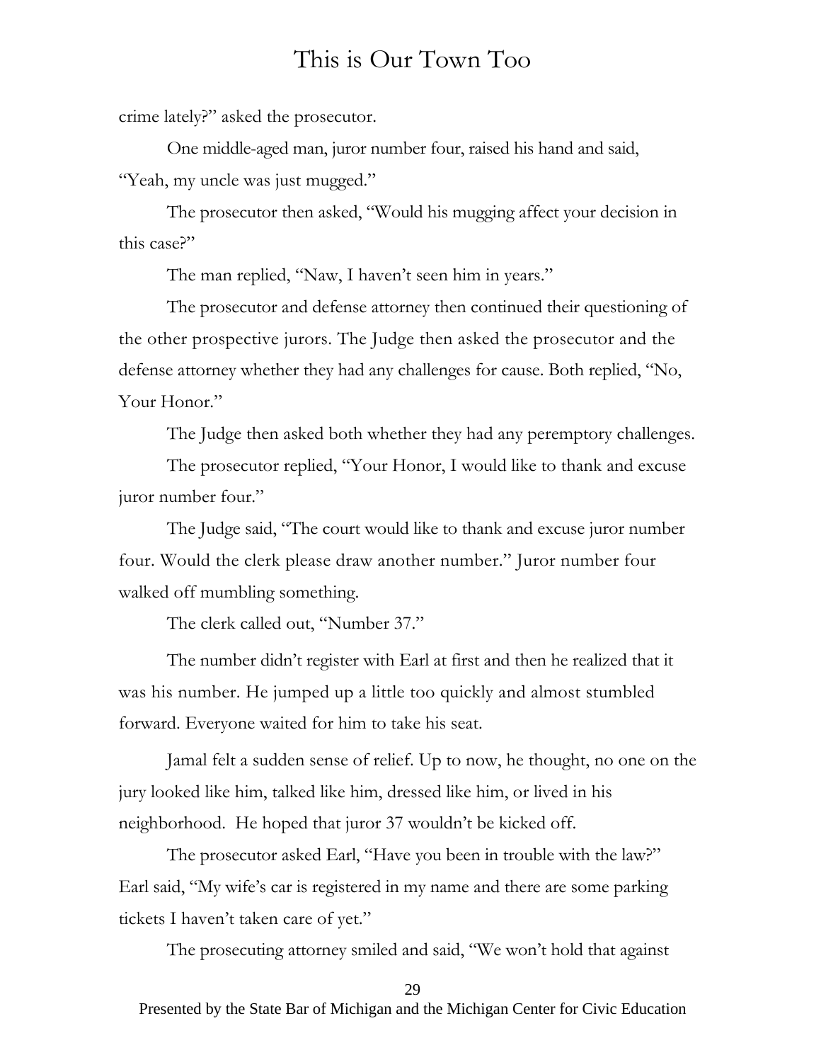crime lately?" asked the prosecutor.

One middle-aged man, juror number four, raised his hand and said, "Yeah, my uncle was just mugged."

The prosecutor then asked, "Would his mugging affect your decision in this case?"

The man replied, "Naw, I haven't seen him in years."

The prosecutor and defense attorney then continued their questioning of the other prospective jurors. The Judge then asked the prosecutor and the defense attorney whether they had any challenges for cause. Both replied, "No, Your Honor."

The Judge then asked both whether they had any peremptory challenges.

The prosecutor replied, "Your Honor, I would like to thank and excuse juror number four."

The Judge said, "The court would like to thank and excuse juror number four. Would the clerk please draw another number." Juror number four walked off mumbling something.

The clerk called out, "Number 37."

The number didn't register with Earl at first and then he realized that it was his number. He jumped up a little too quickly and almost stumbled forward. Everyone waited for him to take his seat.

Jamal felt a sudden sense of relief. Up to now, he thought, no one on the jury looked like him, talked like him, dressed like him, or lived in his neighborhood. He hoped that juror 37 wouldn't be kicked off.

The prosecutor asked Earl, "Have you been in trouble with the law?" Earl said, "My wife's car is registered in my name and there are some parking tickets I haven't taken care of yet."

The prosecuting attorney smiled and said, "We won't hold that against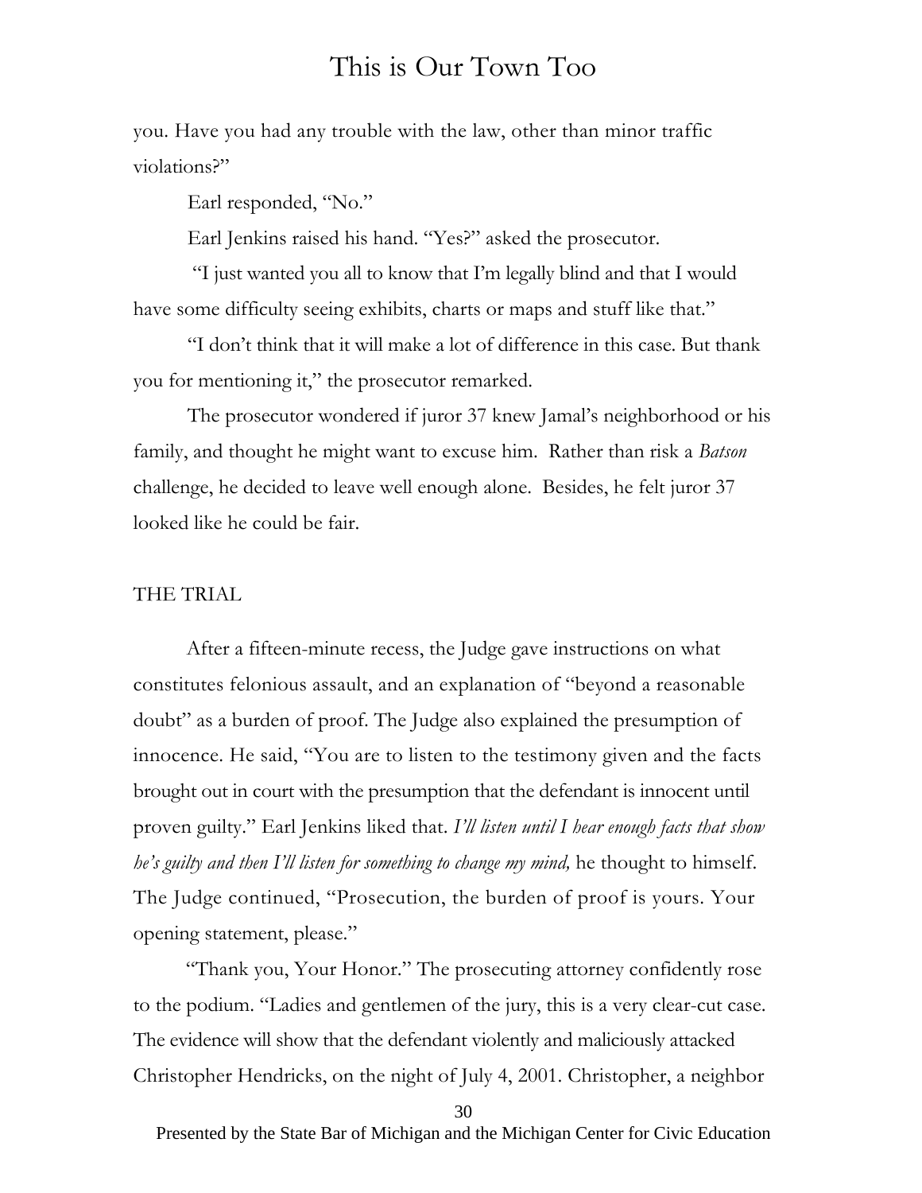you. Have you had any trouble with the law, other than minor traffic violations?"

Earl responded, "No."

Earl Jenkins raised his hand. "Yes?" asked the prosecutor.

"I just wanted you all to know that I'm legally blind and that I would have some difficulty seeing exhibits, charts or maps and stuff like that."

"I don't think that it will make a lot of difference in this case. But thank you for mentioning it," the prosecutor remarked.

The prosecutor wondered if juror 37 knew Jamal's neighborhood or his family, and thought he might want to excuse him. Rather than risk a *Batson* challenge, he decided to leave well enough alone. Besides, he felt juror 37 looked like he could be fair.

## THE TRIAL

After a fifteen-minute recess, the Judge gave instructions on what constitutes felonious assault, and an explanation of "beyond a reasonable doubt" as a burden of proof. The Judge also explained the presumption of innocence. He said, "You are to listen to the testimony given and the facts brought out in court with the presumption that the defendant is innocent until proven guilty." Earl Jenkins liked that. *I'll listen until I hear enough facts that show he's guilty and then I'll listen for something to change my mind,* he thought to himself. The Judge continued, "Prosecution, the burden of proof is yours. Your opening statement, please."

"Thank you, Your Honor." The prosecuting attorney confidently rose to the podium. "Ladies and gentlemen of the jury, this is a very clear-cut case. The evidence will show that the defendant violently and maliciously attacked Christopher Hendricks, on the night of July 4, 2001. Christopher, a neighbor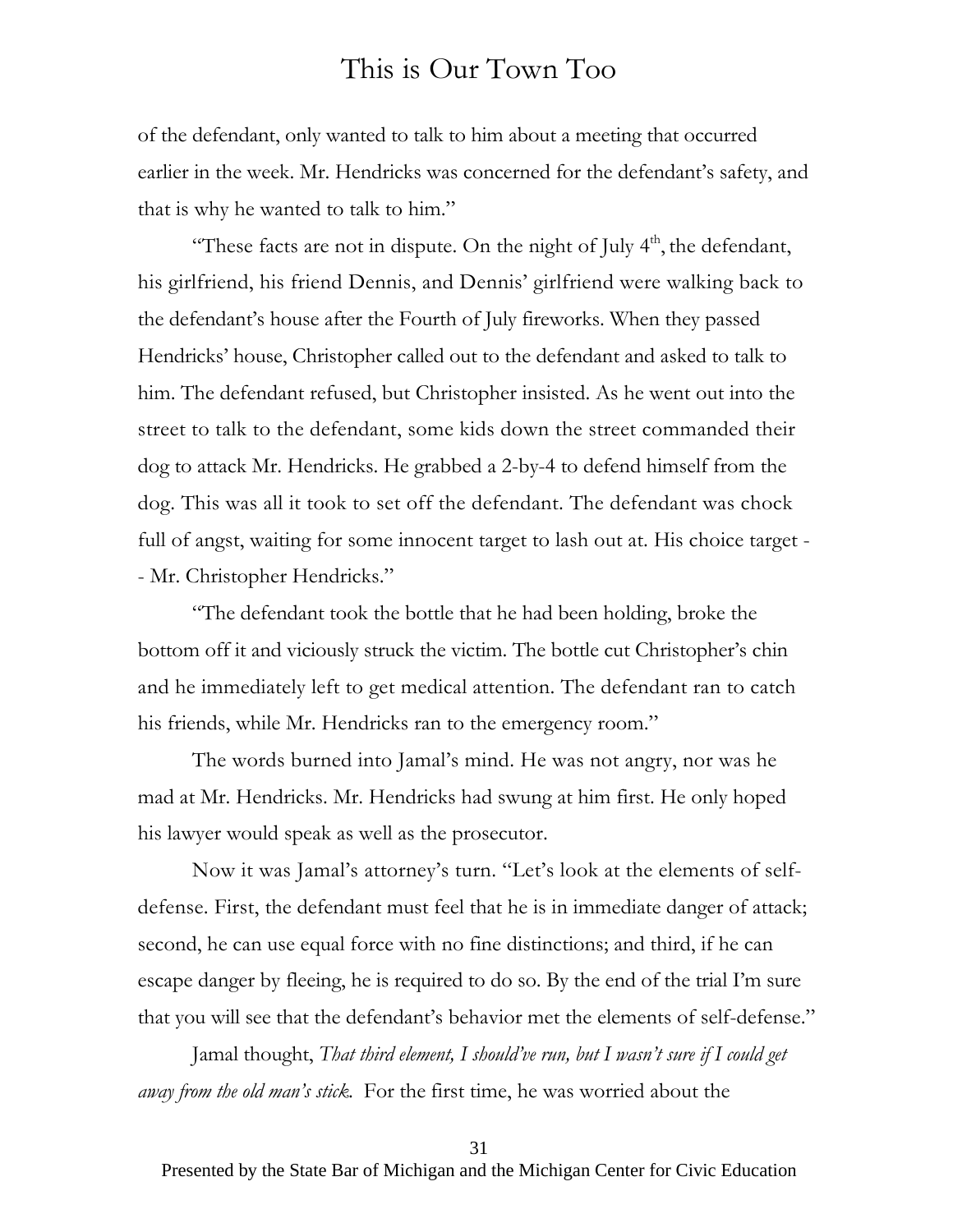of the defendant, only wanted to talk to him about a meeting that occurred earlier in the week. Mr. Hendricks was concerned for the defendant's safety, and that is why he wanted to talk to him."

"These facts are not in dispute. On the night of July 4th, the defendant, his girlfriend, his friend Dennis, and Dennis' girlfriend were walking back to the defendant's house after the Fourth of July fireworks. When they passed Hendricks' house, Christopher called out to the defendant and asked to talk to him. The defendant refused, but Christopher insisted. As he went out into the street to talk to the defendant, some kids down the street commanded their dog to attack Mr. Hendricks. He grabbed a 2-by-4 to defend himself from the dog. This was all it took to set off the defendant. The defendant was chock full of angst, waiting for some innocent target to lash out at. His choice target -- Mr. Christopher Hendricks."

"The defendant took the bottle that he had been holding, broke the bottom off it and viciously struck the victim. The bottle cut Christopher's chin and he immediately left to get medical attention. The defendant ran to catch his friends, while Mr. Hendricks ran to the emergency room."

The words burned into Jamal's mind. He was not angry, nor was he mad at Mr. Hendricks. Mr. Hendricks had swung at him first. He only hoped his lawyer would speak as well as the prosecutor.

Now it was Jamal's attorney's turn. "Let's look at the elements of self-defense. First, the defendant must feel that he is in immediate danger of attack; second, he can use equal force with no fine distinctions; and third, if he can escape danger by fleeing, he is required to do so. By the end of the trial I'm sure that you will see that the defendant's behavior met the elements of self-defense."

Jamal thought, *That third element, I should've run, but I wasn't sure if I could get away from the old man's stick.* For the first time, he was worried about the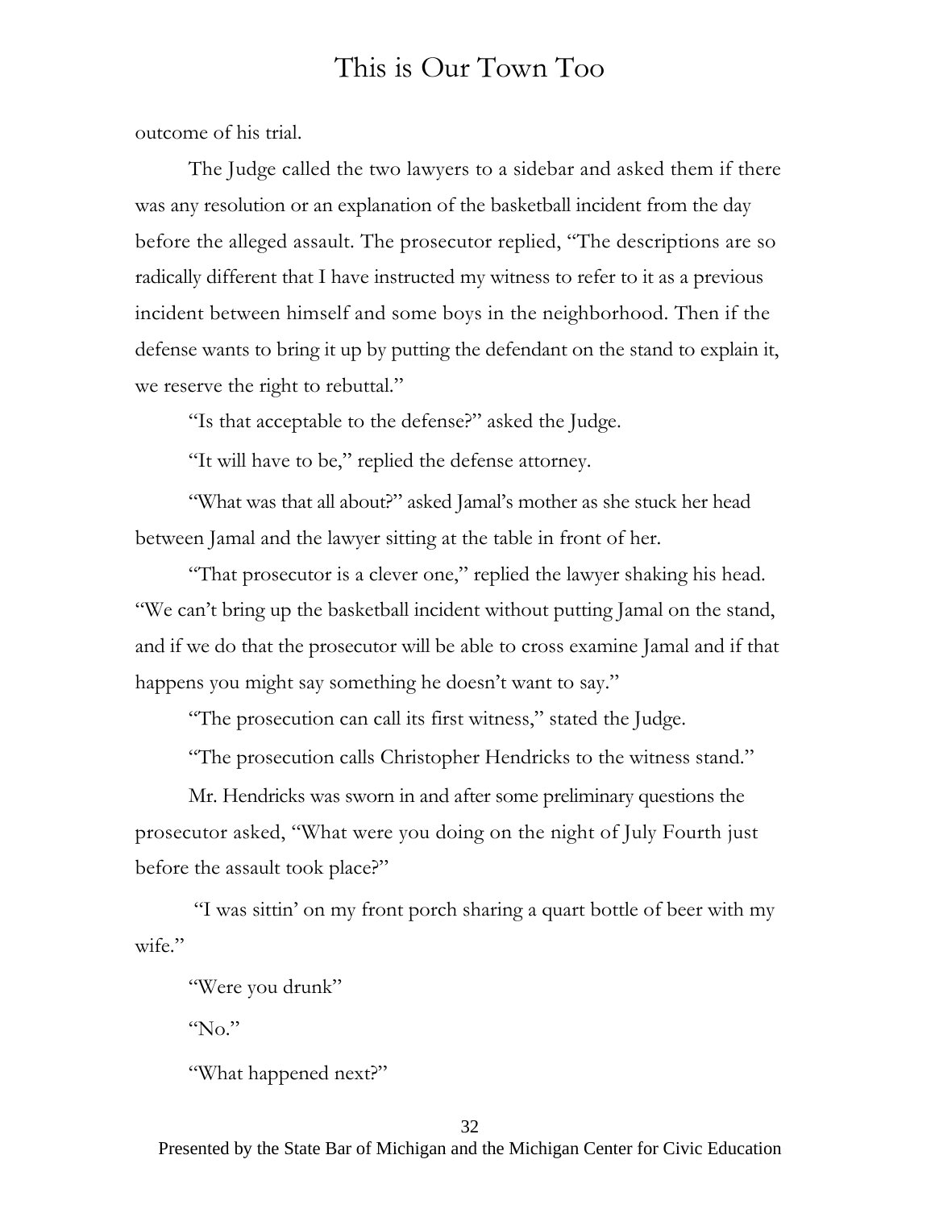outcome of his trial.

The Judge called the two lawyers to a sidebar and asked them if there was any resolution or an explanation of the basketball incident from the day before the alleged assault. The prosecutor replied, "The descriptions are so radically different that I have instructed my witness to refer to it as a previous incident between himself and some boys in the neighborhood. Then if the defense wants to bring it up by putting the defendant on the stand to explain it, we reserve the right to rebuttal."

"Is that acceptable to the defense?" asked the Judge.

"It will have to be," replied the defense attorney.

"What was that all about?" asked Jamal's mother as she stuck her head between Jamal and the lawyer sitting at the table in front of her.

"That prosecutor is a clever one," replied the lawyer shaking his head. "We can't bring up the basketball incident without putting Jamal on the stand, and if we do that the prosecutor will be able to cross examine Jamal and if that happens you might say something he doesn't want to say."

"The prosecution can call its first witness," stated the Judge.

"The prosecution calls Christopher Hendricks to the witness stand."

Mr. Hendricks was sworn in and after some preliminary questions the prosecutor asked, "What were you doing on the night of July Fourth just before the assault took place?"

"I was sittin' on my front porch sharing a quart bottle of beer with my wife."

"Were you drunk"

"No."

"What happened next?"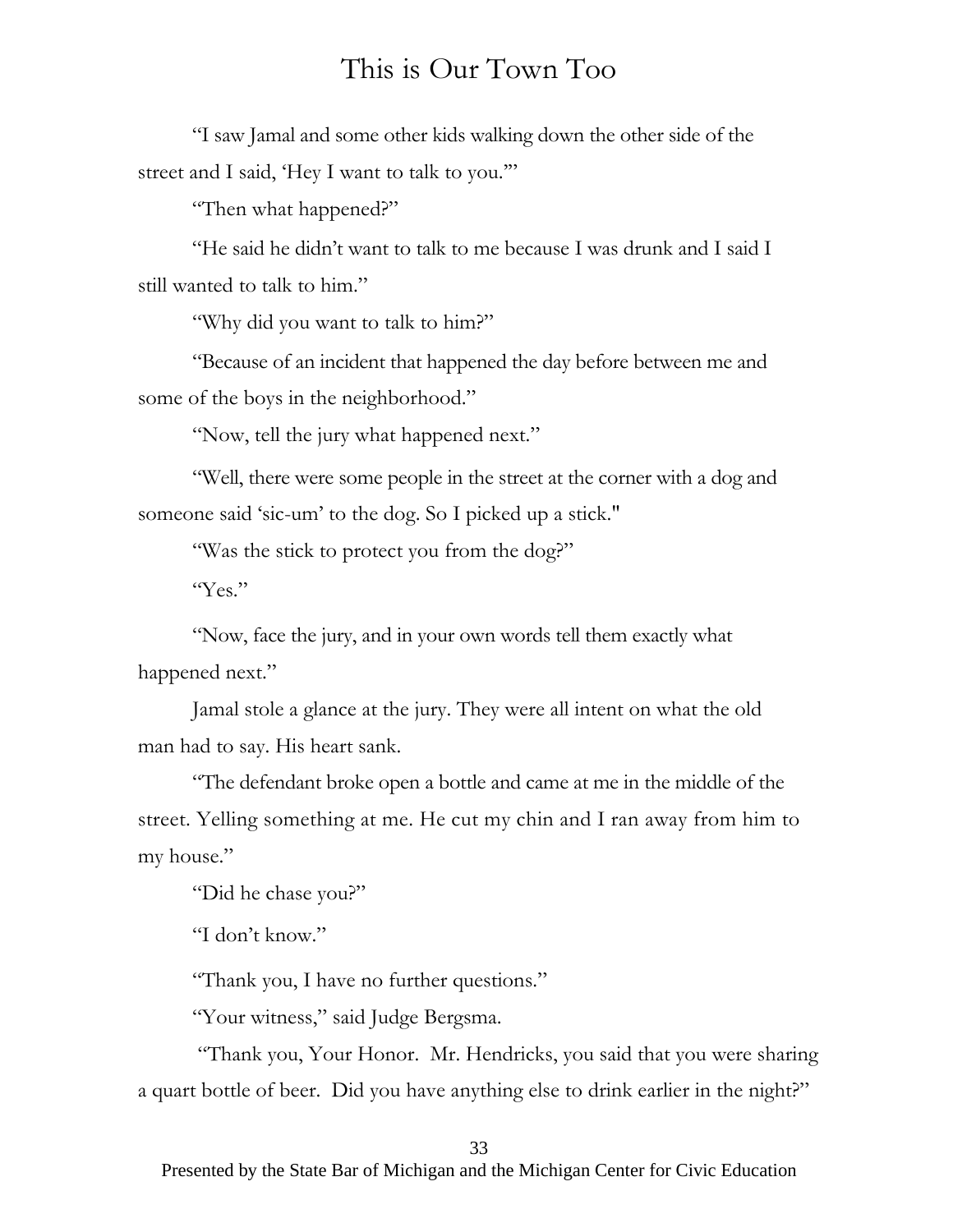“I saw Jamal and some other kids walking down the other side of the street and I said, ‘Hey I want to talk to you.’”

“Then what happened?”

“He said he didn’t want to talk to me because I was drunk and I said I still wanted to talk to him.”

“Why did you want to talk to him?”

“Because of an incident that happened the day before between me and some of the boys in the neighborhood.”

“Now, tell the jury what happened next.”

“Well, there were some people in the street at the corner with a dog and someone said ‘sic-um’ to the dog. So I picked up a stick."

“Was the stick to protect you from the dog?”

“Yes.”

“Now, face the jury, and in your own words tell them exactly what happened next.”

Jamal stole a glance at the jury. They were all intent on what the old man had to say. His heart sank.

“The defendant broke open a bottle and came at me in the middle of the street. Yelling something at me. He cut my chin and I ran away from him to my house.”

“Did he chase you?”

“I don’t know.”

“Thank you, I have no further questions.”

“Your witness,” said Judge Bergsma.

“Thank you, Your Honor. Mr. Hendricks, you said that you were sharing a quart bottle of beer. Did you have anything else to drink earlier in the night?”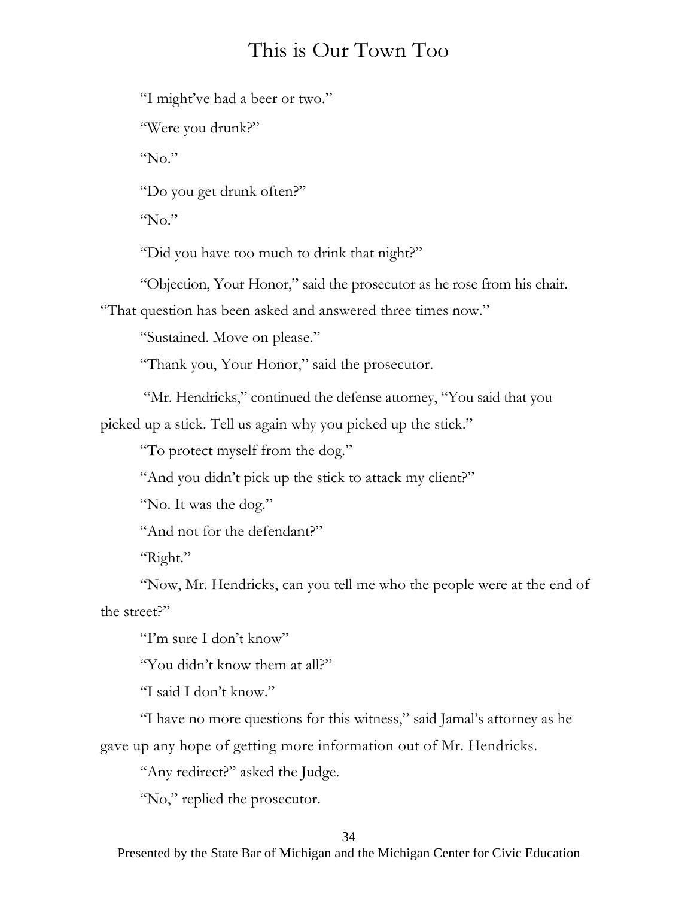"I might've had a beer or two."

"Were you drunk?"

"No."

"Do you get drunk often?"

"No."

"Did you have too much to drink that night?"

"Objection, Your Honor," said the prosecutor as he rose from his chair. "That question has been asked and answered three times now."

"Sustained. Move on please."

"Thank you, Your Honor," said the prosecutor.

"Mr. Hendricks," continued the defense attorney, "You said that you picked up a stick. Tell us again why you picked up the stick."

"To protect myself from the dog."

"And you didn't pick up the stick to attack my client?"

"No. It was the dog."

"And not for the defendant?"

"Right."

"Now, Mr. Hendricks, can you tell me who the people were at the end of the street?"

"I'm sure I don't know"

"You didn't know them at all?"

"I said I don't know."

"I have no more questions for this witness," said Jamal's attorney as he gave up any hope of getting more information out of Mr. Hendricks.

"Any redirect?" asked the Judge.

"No," replied the prosecutor.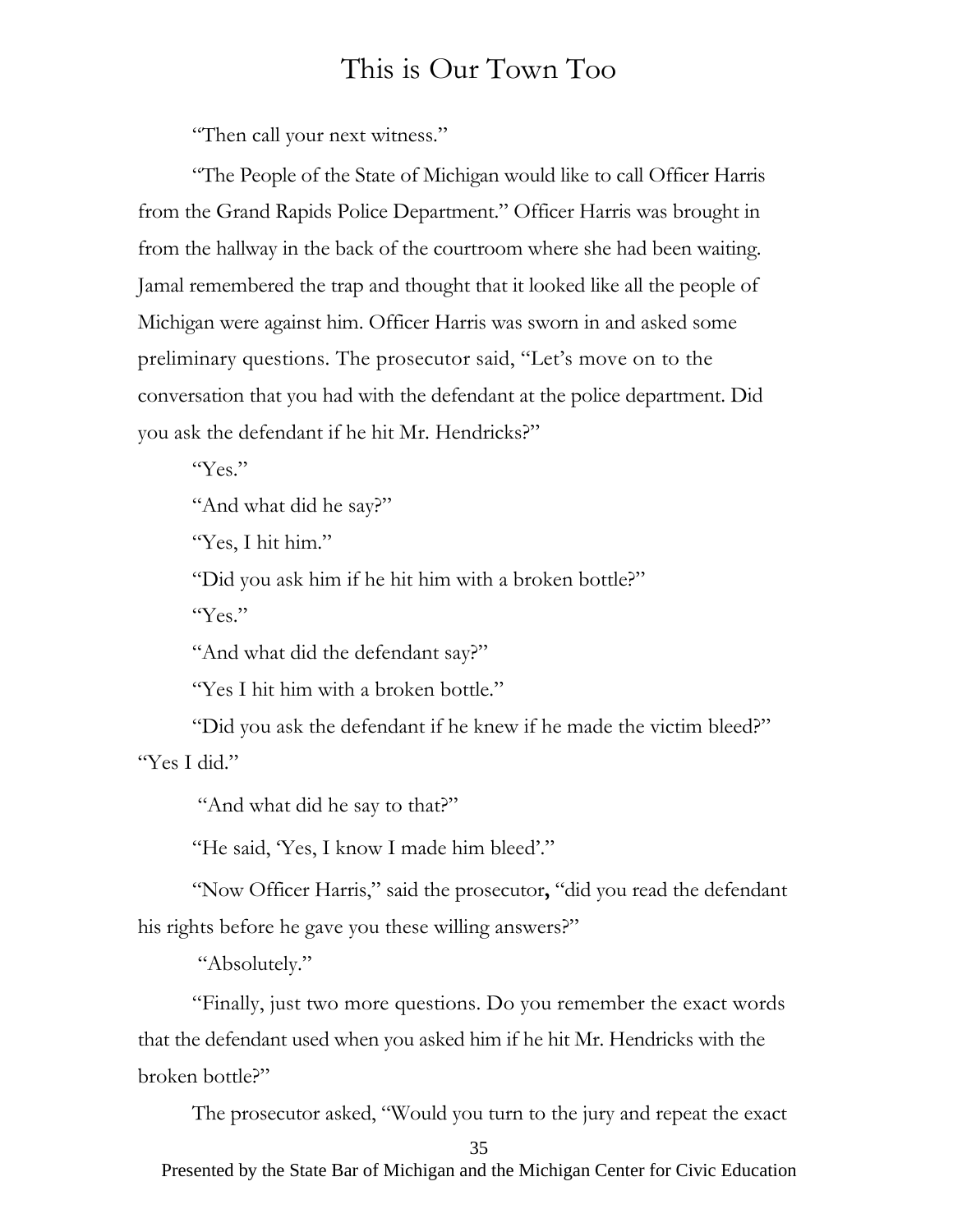"Then call your next witness."

"The People of the State of Michigan would like to call Officer Harris from the Grand Rapids Police Department." Officer Harris was brought in from the hallway in the back of the courtroom where she had been waiting. Jamal remembered the trap and thought that it looked like all the people of Michigan were against him. Officer Harris was sworn in and asked some preliminary questions. The prosecutor said, "Let's move on to the conversation that you had with the defendant at the police department. Did you ask the defendant if he hit Mr. Hendricks?"

"Yes."

"And what did he say?"

"Yes, I hit him."

"Did you ask him if he hit him with a broken bottle?"

"Yes."

"And what did the defendant say?"

"Yes I hit him with a broken bottle."

"Did you ask the defendant if he knew if he made the victim bleed?"
"Yes I did."

"And what did he say to that?"

"He said, 'Yes, I know I made him bleed'."

"Now Officer Harris," said the prosecutor**,** "did you read the defendant his rights before he gave you these willing answers?"

"Absolutely."

"Finally, just two more questions. Do you remember the exact words that the defendant used when you asked him if he hit Mr. Hendricks with the broken bottle?"

The prosecutor asked, "Would you turn to the jury and repeat the exact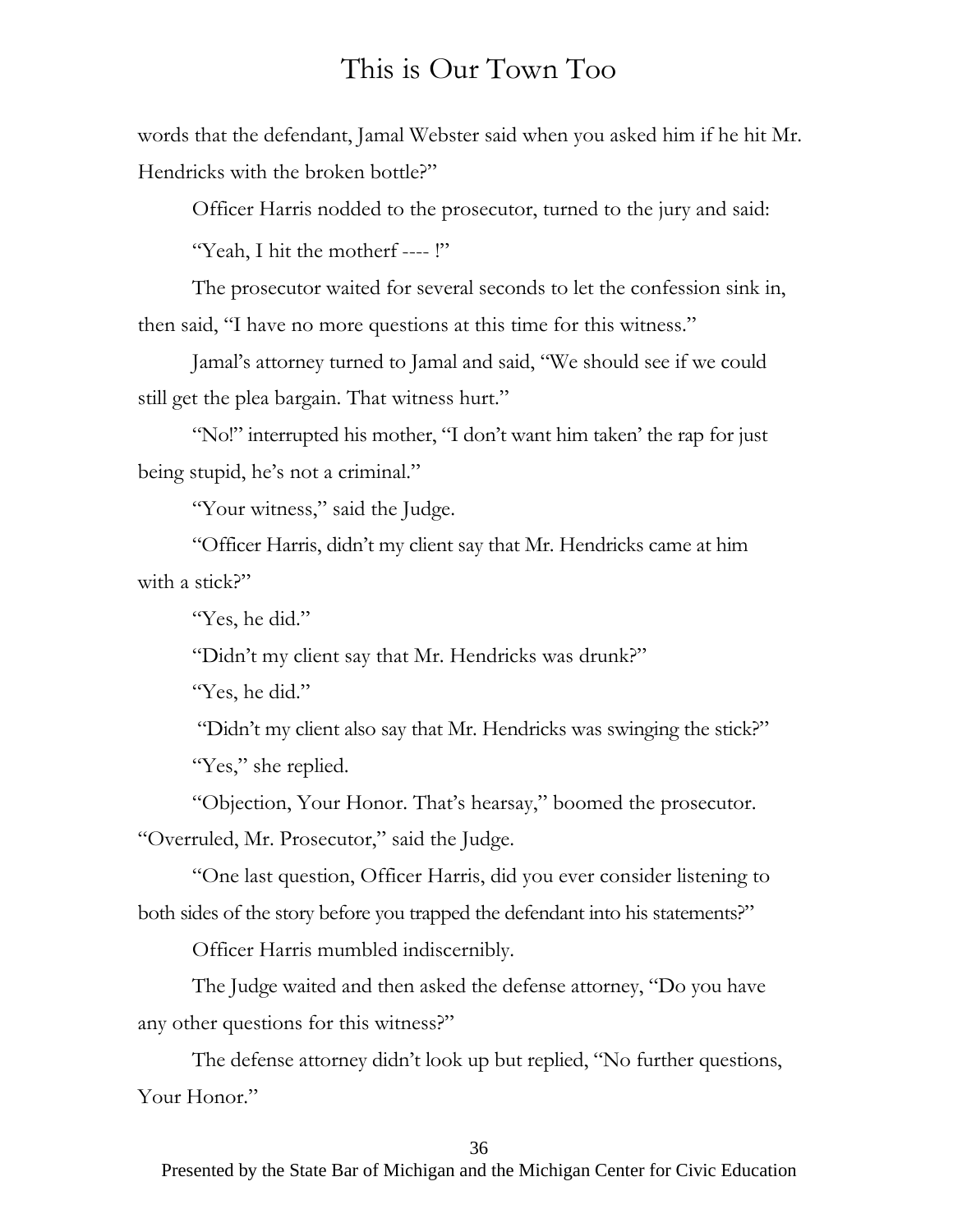words that the defendant, Jamal Webster said when you asked him if he hit Mr. Hendricks with the broken bottle?"

Officer Harris nodded to the prosecutor, turned to the jury and said:

"Yeah, I hit the motherf ---- !"

The prosecutor waited for several seconds to let the confession sink in, then said, "I have no more questions at this time for this witness."

Jamal's attorney turned to Jamal and said, "We should see if we could still get the plea bargain. That witness hurt."

"No!" interrupted his mother, "I don't want him taken' the rap for just being stupid, he's not a criminal."

"Your witness," said the Judge.

"Officer Harris, didn't my client say that Mr. Hendricks came at him with a stick?"

"Yes, he did."

"Didn't my client say that Mr. Hendricks was drunk?"

"Yes, he did."

"Didn't my client also say that Mr. Hendricks was swinging the stick?"

"Yes," she replied.

"Objection, Your Honor. That's hearsay," boomed the prosecutor. "Overruled, Mr. Prosecutor," said the Judge.

"One last question, Officer Harris, did you ever consider listening to both sides of the story before you trapped the defendant into his statements?"

Officer Harris mumbled indiscernibly.

The Judge waited and then asked the defense attorney, "Do you have any other questions for this witness?"

The defense attorney didn't look up but replied, "No further questions, Your Honor."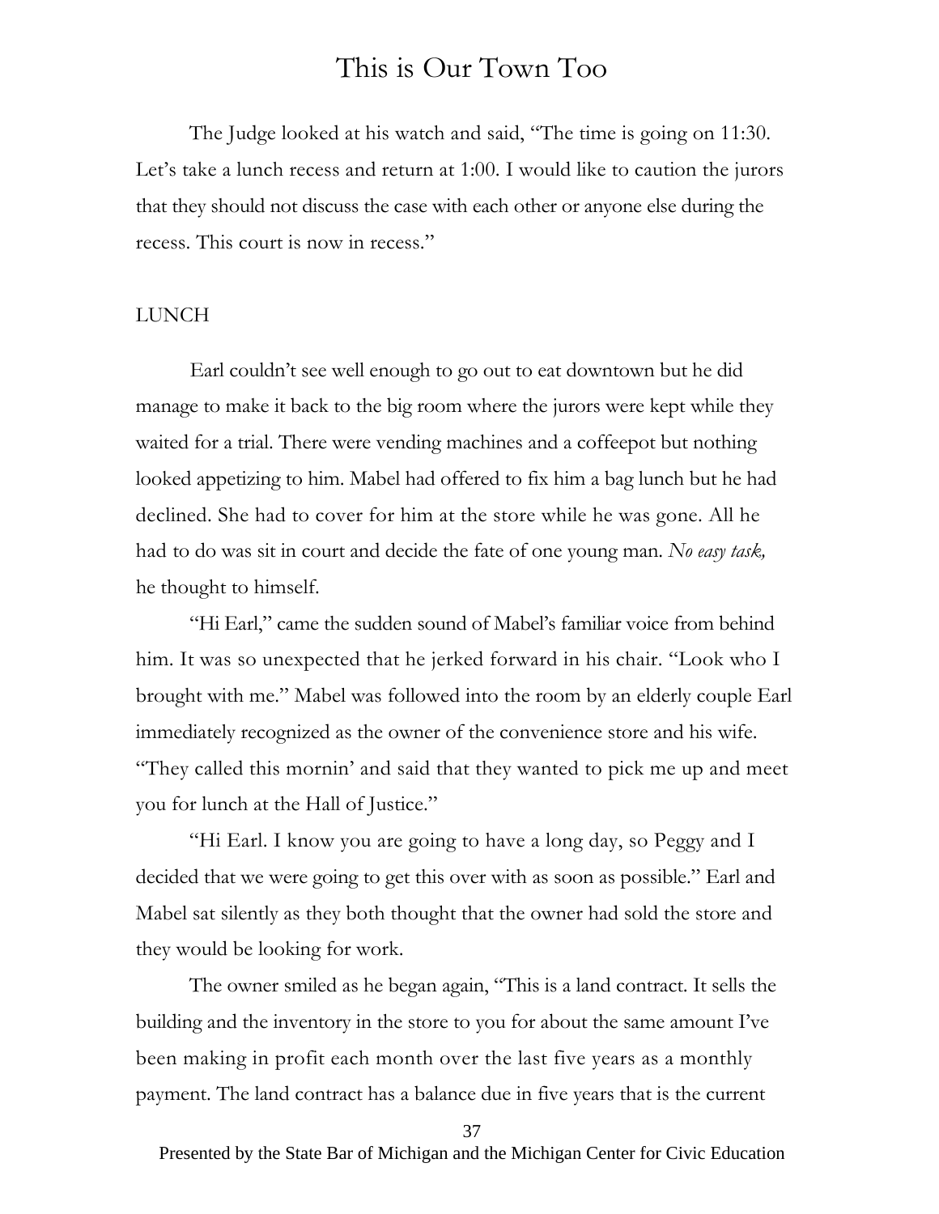The Judge looked at his watch and said, "The time is going on 11:30. Let's take a lunch recess and return at 1:00. I would like to caution the jurors that they should not discuss the case with each other or anyone else during the recess. This court is now in recess."

LUNCH

Earl couldn't see well enough to go out to eat downtown but he did manage to make it back to the big room where the jurors were kept while they waited for a trial. There were vending machines and a coffeepot but nothing looked appetizing to him. Mabel had offered to fix him a bag lunch but he had declined. She had to cover for him at the store while he was gone. All he had to do was sit in court and decide the fate of one young man. *No easy task,* he thought to himself.

"Hi Earl," came the sudden sound of Mabel's familiar voice from behind him. It was so unexpected that he jerked forward in his chair. "Look who I brought with me." Mabel was followed into the room by an elderly couple Earl immediately recognized as the owner of the convenience store and his wife. "They called this mornin' and said that they wanted to pick me up and meet you for lunch at the Hall of Justice."

"Hi Earl. I know you are going to have a long day, so Peggy and I decided that we were going to get this over with as soon as possible." Earl and Mabel sat silently as they both thought that the owner had sold the store and they would be looking for work.

The owner smiled as he began again, "This is a land contract. It sells the building and the inventory in the store to you for about the same amount I've been making in profit each month over the last five years as a monthly payment. The land contract has a balance due in five years that is the current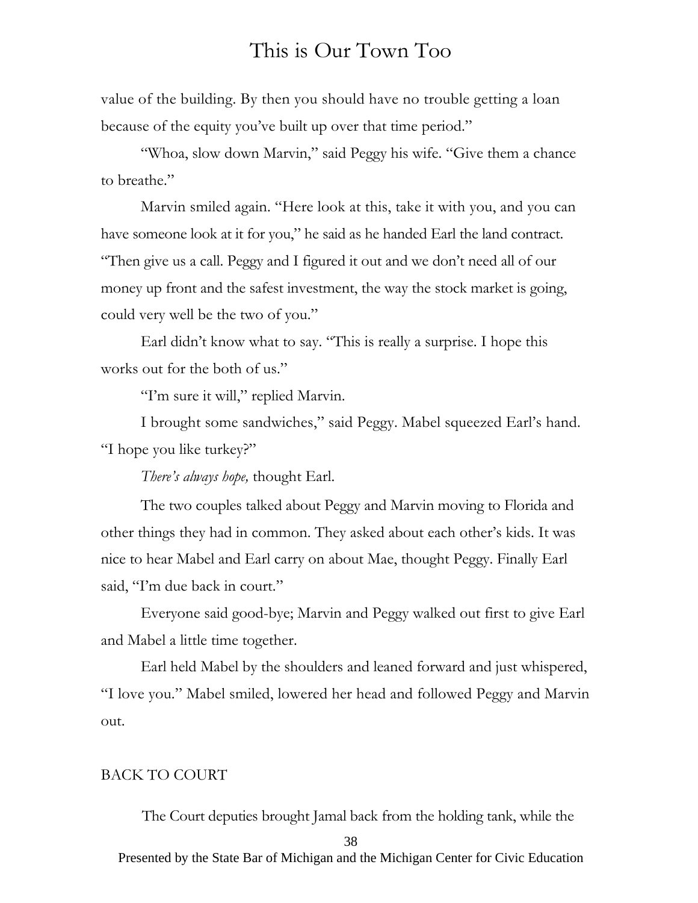value of the building. By then you should have no trouble getting a loan because of the equity you've built up over that time period."

"Whoa, slow down Marvin," said Peggy his wife. "Give them a chance to breathe."

Marvin smiled again. "Here look at this, take it with you, and you can have someone look at it for you," he said as he handed Earl the land contract. "Then give us a call. Peggy and I figured it out and we don't need all of our money up front and the safest investment, the way the stock market is going, could very well be the two of you."

Earl didn't know what to say. "This is really a surprise. I hope this works out for the both of us."

"I'm sure it will," replied Marvin.

I brought some sandwiches," said Peggy. Mabel squeezed Earl's hand. "I hope you like turkey?"

*There's always hope,* thought Earl.

The two couples talked about Peggy and Marvin moving to Florida and other things they had in common. They asked about each other's kids. It was nice to hear Mabel and Earl carry on about Mae, thought Peggy. Finally Earl said, "I'm due back in court."

Everyone said good-bye; Marvin and Peggy walked out first to give Earl and Mabel a little time together.

Earl held Mabel by the shoulders and leaned forward and just whispered, "I love you." Mabel smiled, lowered her head and followed Peggy and Marvin out.

## BACK TO COURT

The Court deputies brought Jamal back from the holding tank, while the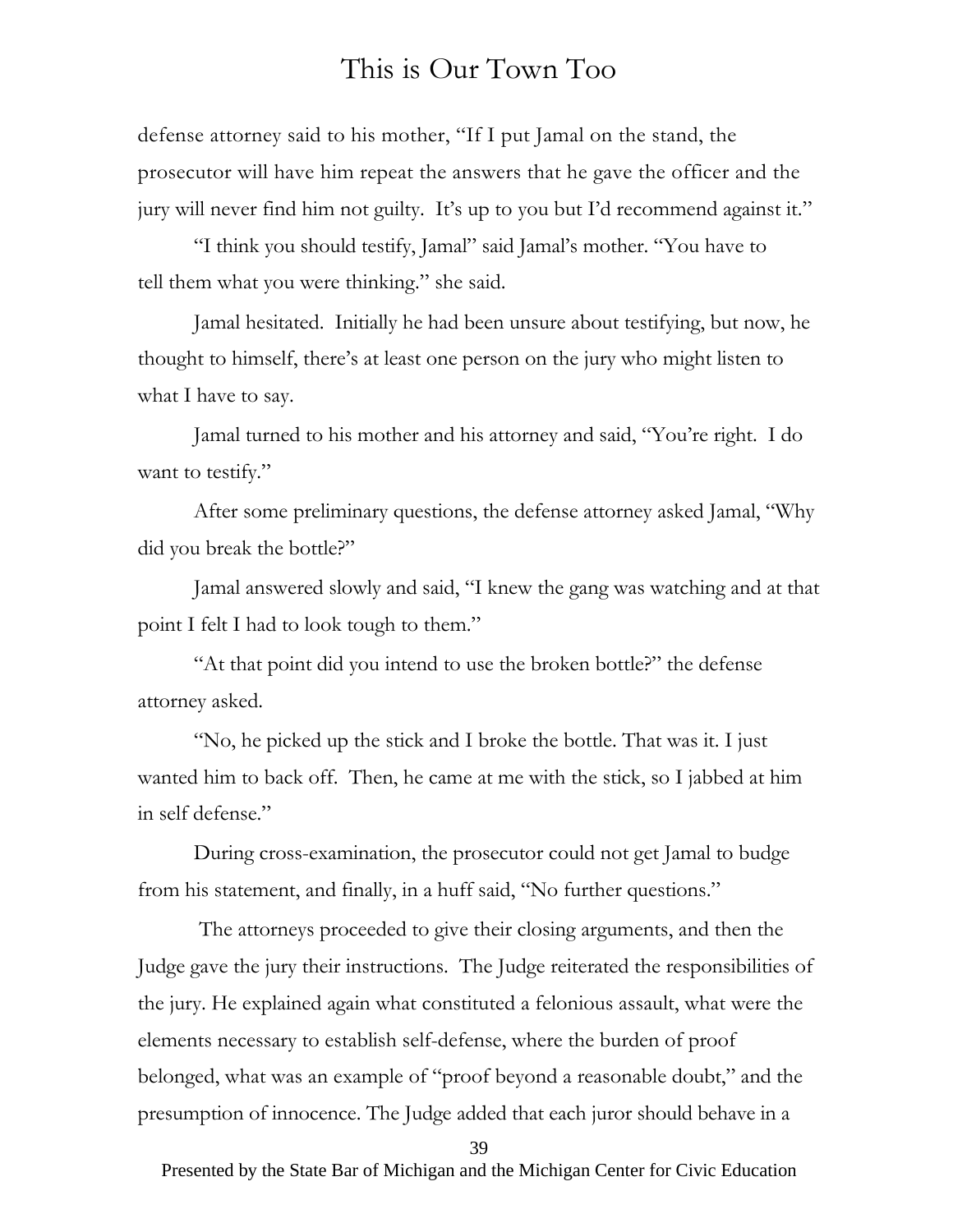defense attorney said to his mother, "If I put Jamal on the stand, the prosecutor will have him repeat the answers that he gave the officer and the jury will never find him not guilty. It's up to you but I'd recommend against it."

"I think you should testify, Jamal" said Jamal's mother. "You have to tell them what you were thinking." she said.

Jamal hesitated. Initially he had been unsure about testifying, but now, he thought to himself, there's at least one person on the jury who might listen to what I have to say.

Jamal turned to his mother and his attorney and said, "You're right. I do want to testify."

After some preliminary questions, the defense attorney asked Jamal, "Why did you break the bottle?"

Jamal answered slowly and said, "I knew the gang was watching and at that point I felt I had to look tough to them."

"At that point did you intend to use the broken bottle?" the defense attorney asked.

"No, he picked up the stick and I broke the bottle. That was it. I just wanted him to back off. Then, he came at me with the stick, so I jabbed at him in self defense."

During cross-examination, the prosecutor could not get Jamal to budge from his statement, and finally, in a huff said, "No further questions."

The attorneys proceeded to give their closing arguments, and then the Judge gave the jury their instructions. The Judge reiterated the responsibilities of the jury. He explained again what constituted a felonious assault, what were the elements necessary to establish self-defense, where the burden of proof belonged, what was an example of "proof beyond a reasonable doubt," and the presumption of innocence. The Judge added that each juror should behave in a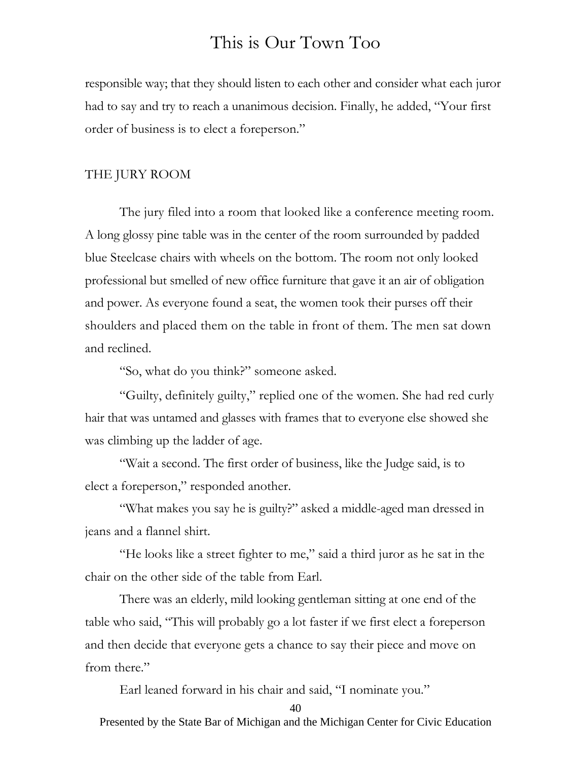responsible way; that they should listen to each other and consider what each juror had to say and try to reach a unanimous decision. Finally, he added, "Your first order of business is to elect a foreperson."

## THE JURY ROOM

The jury filed into a room that looked like a conference meeting room. A long glossy pine table was in the center of the room surrounded by padded blue Steelcase chairs with wheels on the bottom. The room not only looked professional but smelled of new office furniture that gave it an air of obligation and power. As everyone found a seat, the women took their purses off their shoulders and placed them on the table in front of them. The men sat down and reclined.

"So, what do you think?" someone asked.

"Guilty, definitely guilty," replied one of the women. She had red curly hair that was untamed and glasses with frames that to everyone else showed she was climbing up the ladder of age.

"Wait a second. The first order of business, like the Judge said, is to elect a foreperson," responded another.

"What makes you say he is guilty?" asked a middle-aged man dressed in jeans and a flannel shirt.

"He looks like a street fighter to me," said a third juror as he sat in the chair on the other side of the table from Earl.

There was an elderly, mild looking gentleman sitting at one end of the table who said, "This will probably go a lot faster if we first elect a foreperson and then decide that everyone gets a chance to say their piece and move on from there."

Earl leaned forward in his chair and said, "I nominate you."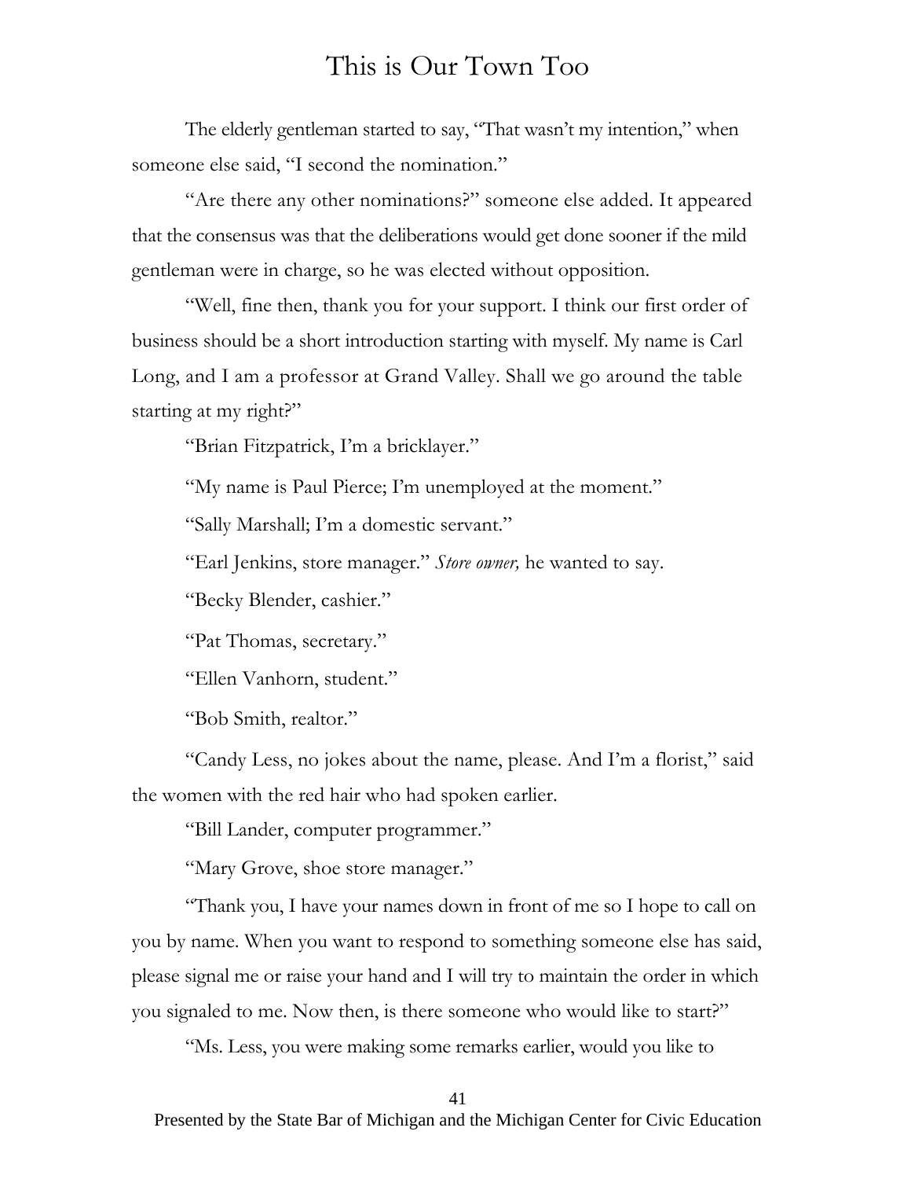The elderly gentleman started to say, "That wasn't my intention," when someone else said, "I second the nomination."

"Are there any other nominations?" someone else added. It appeared that the consensus was that the deliberations would get done sooner if the mild gentleman were in charge, so he was elected without opposition.

"Well, fine then, thank you for your support. I think our first order of business should be a short introduction starting with myself. My name is Carl Long, and I am a professor at Grand Valley. Shall we go around the table starting at my right?"

"Brian Fitzpatrick, I'm a bricklayer."

"My name is Paul Pierce; I'm unemployed at the moment."

"Sally Marshall; I'm a domestic servant."

"Earl Jenkins, store manager." *Store owner,* he wanted to say.

"Becky Blender, cashier."

"Pat Thomas, secretary."

"Ellen Vanhorn, student."

"Bob Smith, realtor."

"Candy Less, no jokes about the name, please. And I'm a florist," said the women with the red hair who had spoken earlier.

"Bill Lander, computer programmer."

"Mary Grove, shoe store manager."

"Thank you, I have your names down in front of me so I hope to call on you by name. When you want to respond to something someone else has said, please signal me or raise your hand and I will try to maintain the order in which you signaled to me. Now then, is there someone who would like to start?"

"Ms. Less, you were making some remarks earlier, would you like to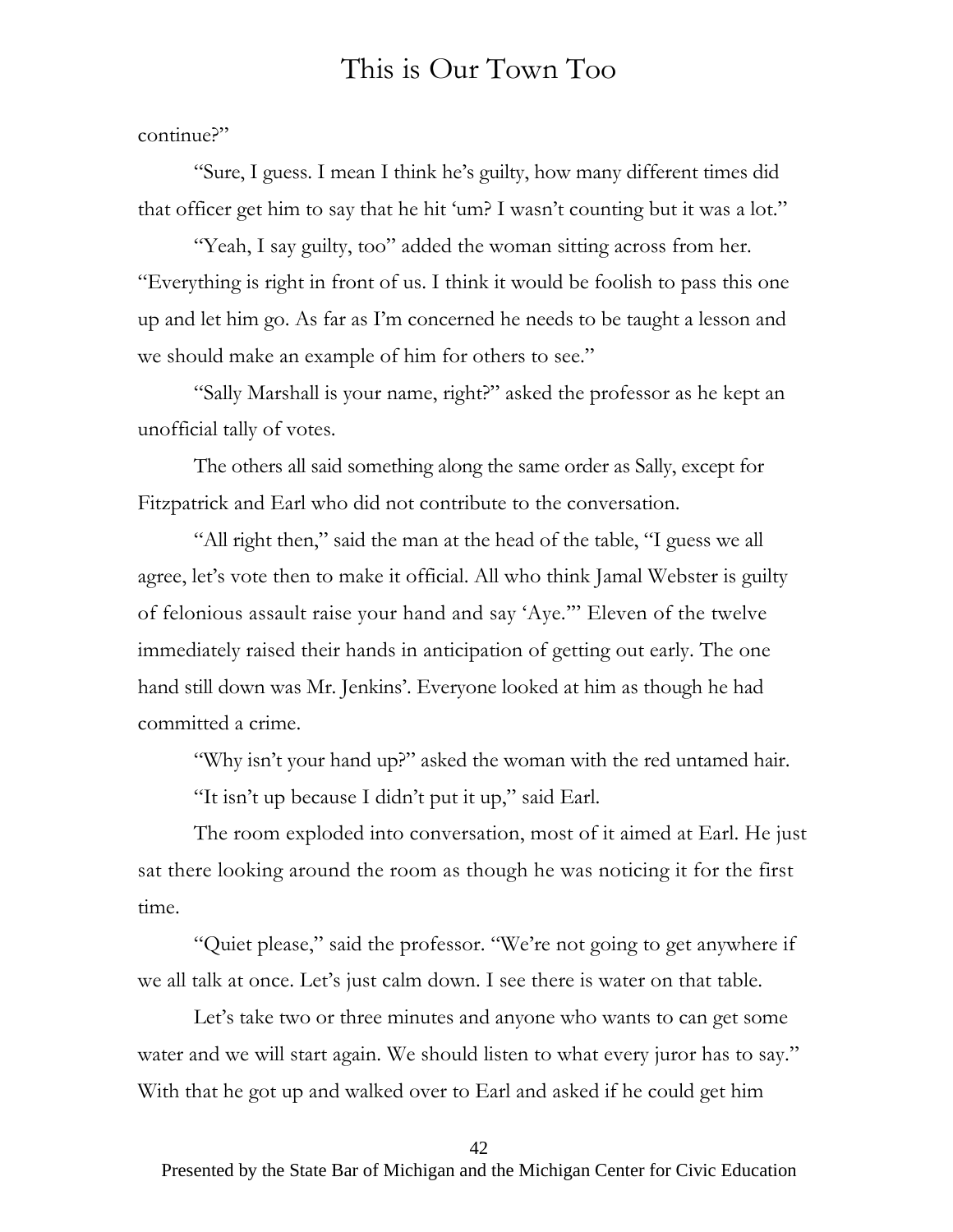continue?"

"Sure, I guess. I mean I think he's guilty, how many different times did that officer get him to say that he hit 'um? I wasn't counting but it was a lot."

"Yeah, I say guilty, too" added the woman sitting across from her. "Everything is right in front of us. I think it would be foolish to pass this one up and let him go. As far as I'm concerned he needs to be taught a lesson and we should make an example of him for others to see."

"Sally Marshall is your name, right?" asked the professor as he kept an unofficial tally of votes.

The others all said something along the same order as Sally, except for Fitzpatrick and Earl who did not contribute to the conversation.

"All right then," said the man at the head of the table, "I guess we all agree, let's vote then to make it official. All who think Jamal Webster is guilty of felonious assault raise your hand and say 'Aye.'" Eleven of the twelve immediately raised their hands in anticipation of getting out early. The one hand still down was Mr. Jenkins'. Everyone looked at him as though he had committed a crime.

"Why isn't your hand up?" asked the woman with the red untamed hair.

"It isn't up because I didn't put it up," said Earl.

The room exploded into conversation, most of it aimed at Earl. He just sat there looking around the room as though he was noticing it for the first time.

"Quiet please," said the professor. "We're not going to get anywhere if we all talk at once. Let's just calm down. I see there is water on that table.

Let's take two or three minutes and anyone who wants to can get some water and we will start again. We should listen to what every juror has to say." With that he got up and walked over to Earl and asked if he could get him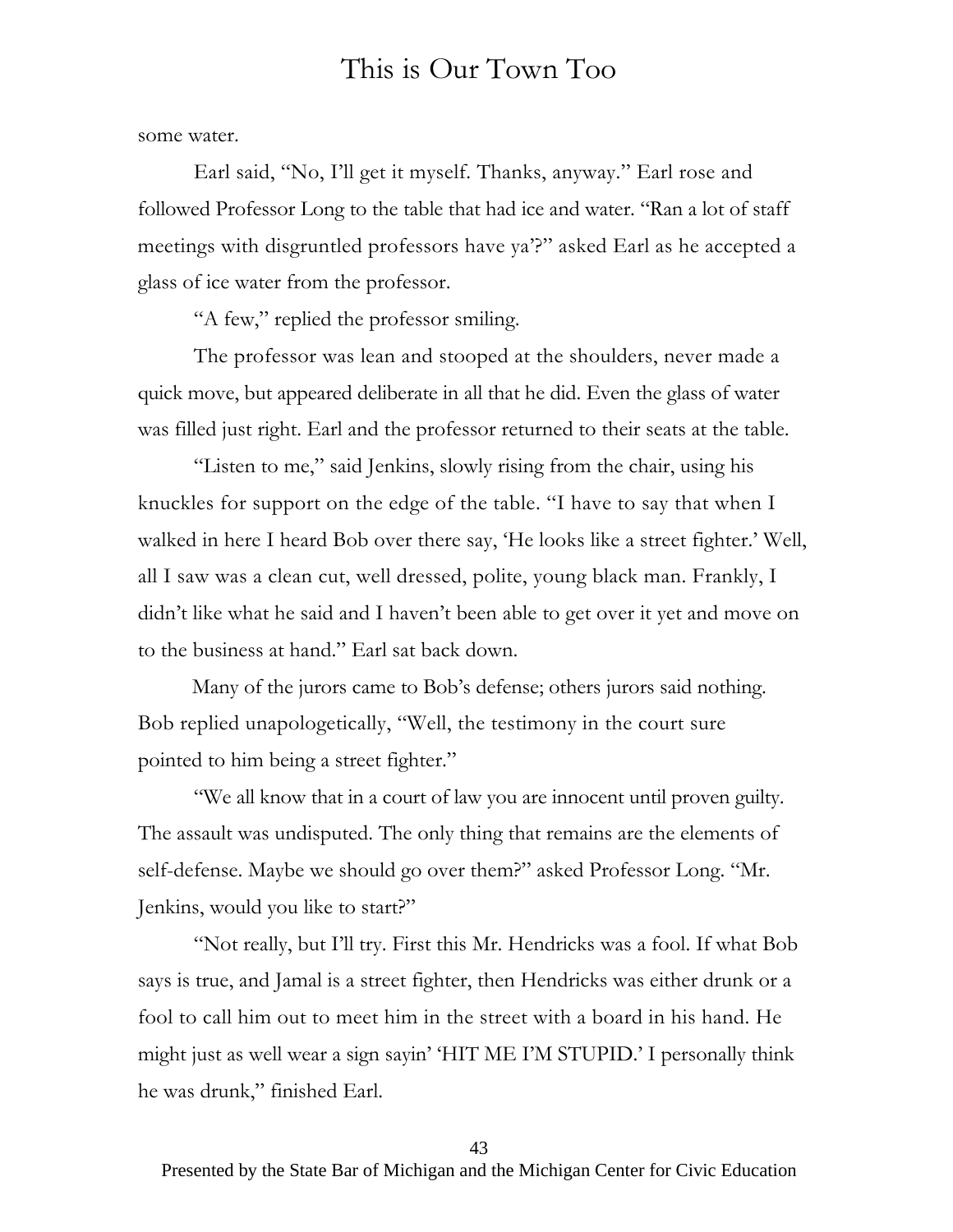some water.

Earl said, "No, I'll get it myself. Thanks, anyway." Earl rose and followed Professor Long to the table that had ice and water. "Ran a lot of staff meetings with disgruntled professors have ya'?" asked Earl as he accepted a glass of ice water from the professor.

"A few," replied the professor smiling.

The professor was lean and stooped at the shoulders, never made a quick move, but appeared deliberate in all that he did. Even the glass of water was filled just right. Earl and the professor returned to their seats at the table.

"Listen to me," said Jenkins, slowly rising from the chair, using his knuckles for support on the edge of the table. "I have to say that when I walked in here I heard Bob over there say, 'He looks like a street fighter.' Well, all I saw was a clean cut, well dressed, polite, young black man. Frankly, I didn't like what he said and I haven't been able to get over it yet and move on to the business at hand." Earl sat back down.

Many of the jurors came to Bob's defense; others jurors said nothing. Bob replied unapologetically, "Well, the testimony in the court sure pointed to him being a street fighter."

"We all know that in a court of law you are innocent until proven guilty. The assault was undisputed. The only thing that remains are the elements of self-defense. Maybe we should go over them?" asked Professor Long. "Mr. Jenkins, would you like to start?"

"Not really, but I'll try. First this Mr. Hendricks was a fool. If what Bob says is true, and Jamal is a street fighter, then Hendricks was either drunk or a fool to call him out to meet him in the street with a board in his hand. He might just as well wear a sign sayin' 'HIT ME I'M STUPID.' I personally think he was drunk," finished Earl.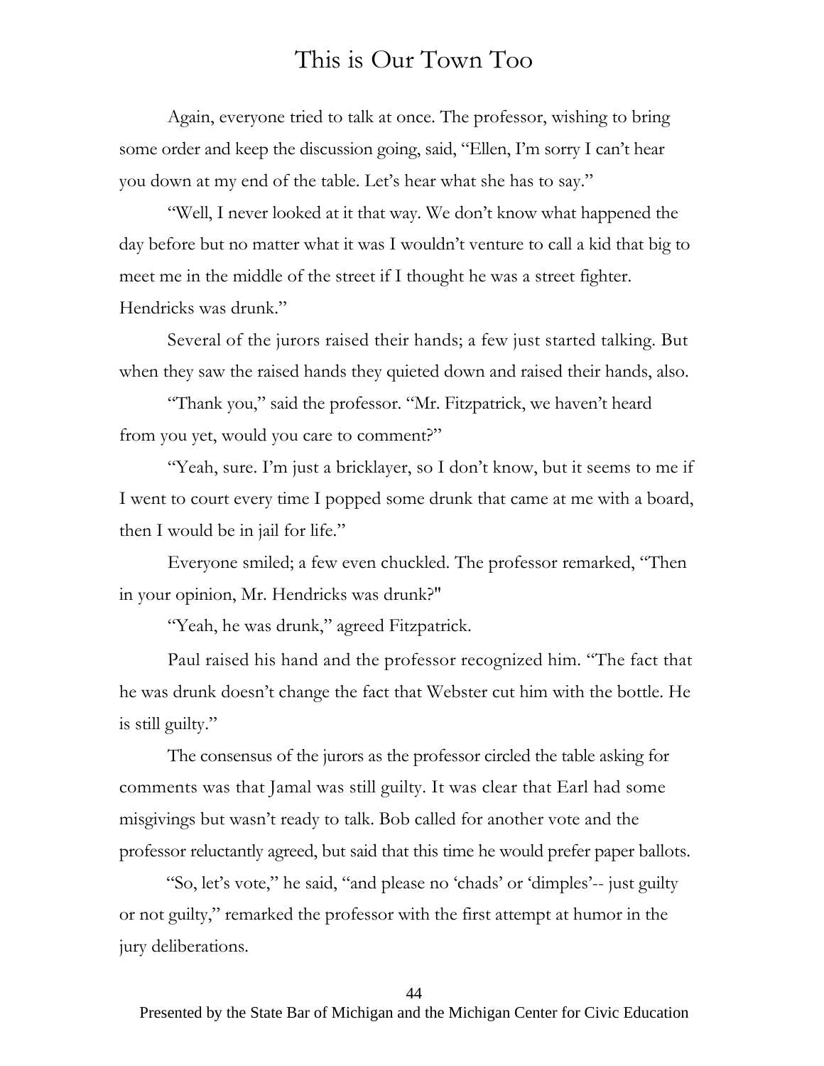Again, everyone tried to talk at once. The professor, wishing to bring some order and keep the discussion going, said, "Ellen, I'm sorry I can't hear you down at my end of the table. Let's hear what she has to say."

"Well, I never looked at it that way. We don't know what happened the day before but no matter what it was I wouldn't venture to call a kid that big to meet me in the middle of the street if I thought he was a street fighter. Hendricks was drunk."

Several of the jurors raised their hands; a few just started talking. But when they saw the raised hands they quieted down and raised their hands, also.

"Thank you," said the professor. "Mr. Fitzpatrick, we haven't heard from you yet, would you care to comment?"

"Yeah, sure. I'm just a bricklayer, so I don't know, but it seems to me if I went to court every time I popped some drunk that came at me with a board, then I would be in jail for life."

Everyone smiled; a few even chuckled. The professor remarked, "Then in your opinion, Mr. Hendricks was drunk?"

"Yeah, he was drunk," agreed Fitzpatrick.

Paul raised his hand and the professor recognized him. "The fact that he was drunk doesn't change the fact that Webster cut him with the bottle. He is still guilty."

The consensus of the jurors as the professor circled the table asking for comments was that Jamal was still guilty. It was clear that Earl had some misgivings but wasn't ready to talk. Bob called for another vote and the professor reluctantly agreed, but said that this time he would prefer paper ballots.

"So, let's vote," he said, "and please no 'chads' or 'dimples'-- just guilty or not guilty," remarked the professor with the first attempt at humor in the jury deliberations.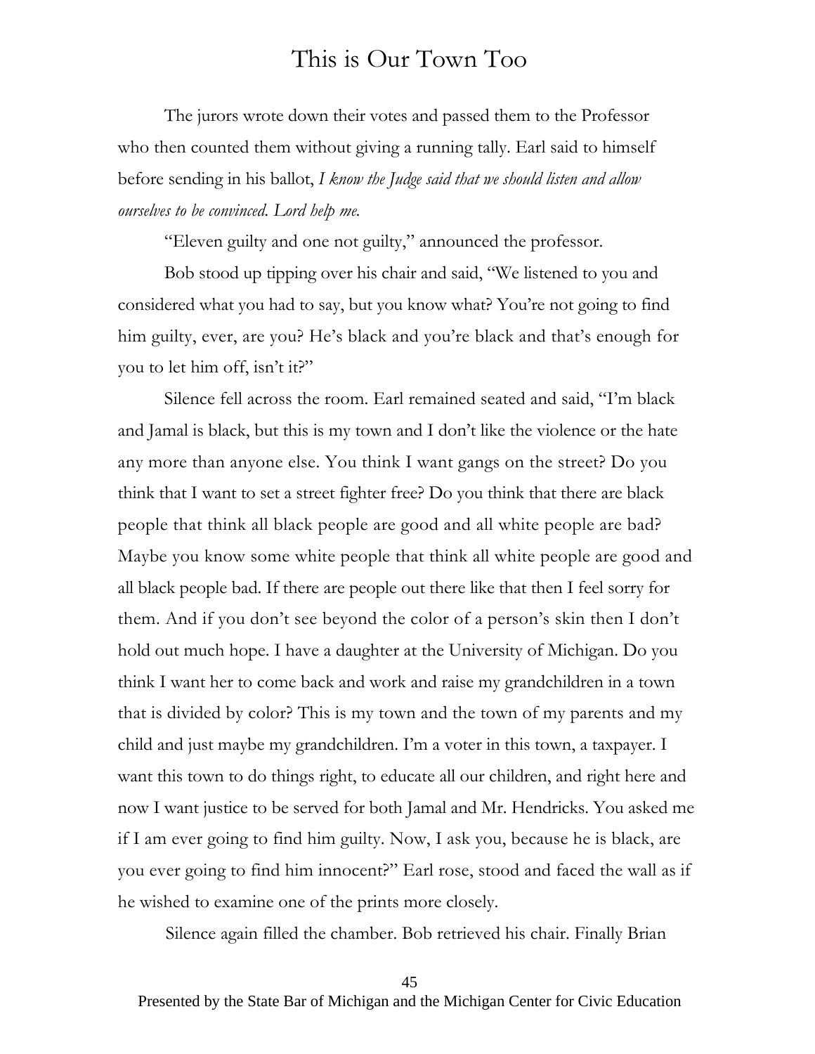The jurors wrote down their votes and passed them to the Professor who then counted them without giving a running tally. Earl said to himself before sending in his ballot, *I know the Judge said that we should listen and allow ourselves to be convinced. Lord help me.*

"Eleven guilty and one not guilty," announced the professor.

Bob stood up tipping over his chair and said, "We listened to you and considered what you had to say, but you know what? You're not going to find him guilty, ever, are you? He's black and you're black and that's enough for you to let him off, isn't it?"

Silence fell across the room. Earl remained seated and said, "I'm black and Jamal is black, but this is my town and I don't like the violence or the hate any more than anyone else. You think I want gangs on the street? Do you think that I want to set a street fighter free? Do you think that there are black people that think all black people are good and all white people are bad? Maybe you know some white people that think all white people are good and all black people bad. If there are people out there like that then I feel sorry for them. And if you don't see beyond the color of a person's skin then I don't hold out much hope. I have a daughter at the University of Michigan. Do you think I want her to come back and work and raise my grandchildren in a town that is divided by color? This is my town and the town of my parents and my child and just maybe my grandchildren. I'm a voter in this town, a taxpayer. I want this town to do things right, to educate all our children, and right here and now I want justice to be served for both Jamal and Mr. Hendricks. You asked me if I am ever going to find him guilty. Now, I ask you, because he is black, are you ever going to find him innocent?" Earl rose, stood and faced the wall as if he wished to examine one of the prints more closely.

Silence again filled the chamber. Bob retrieved his chair. Finally Brian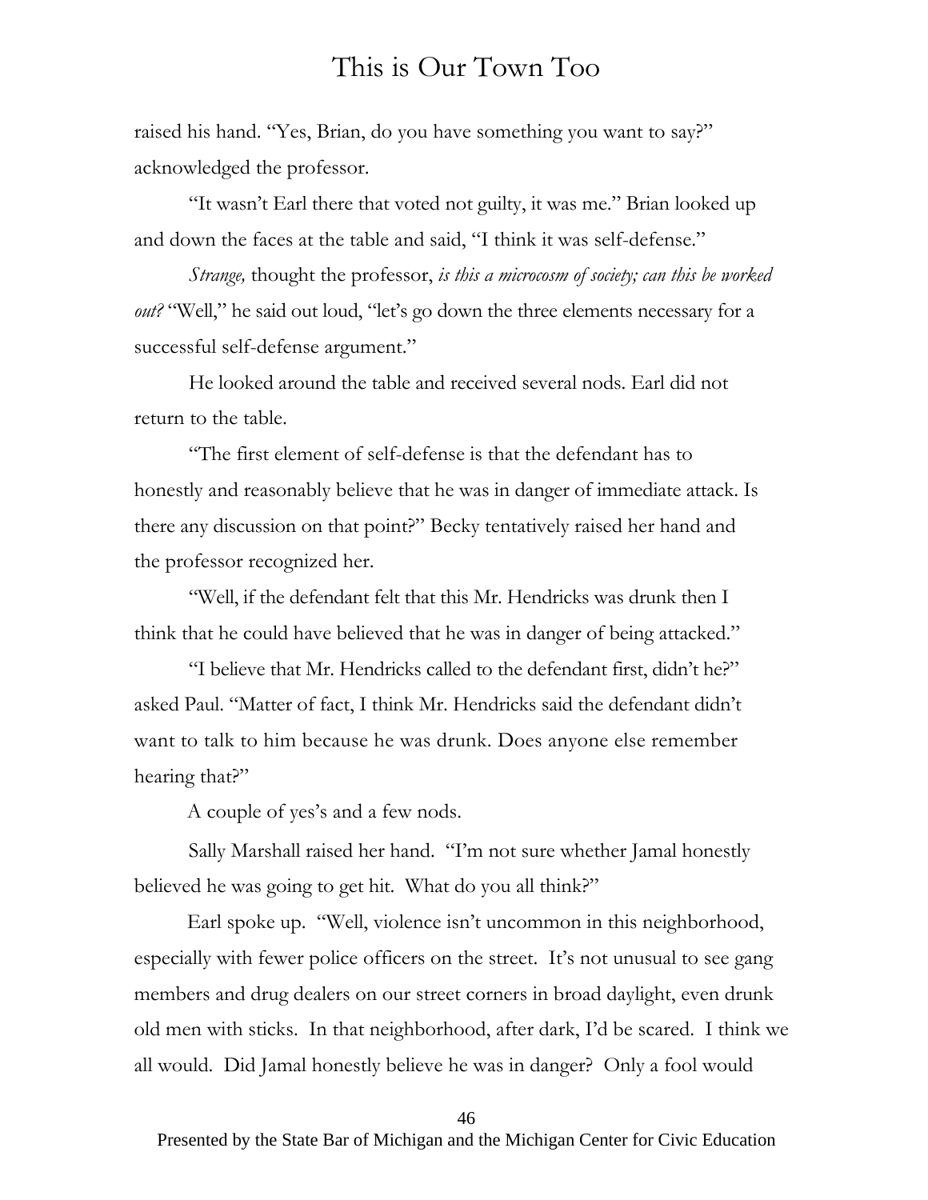raised his hand. "Yes, Brian, do you have something you want to say?" acknowledged the professor.

"It wasn't Earl there that voted not guilty, it was me." Brian looked up and down the faces at the table and said, "I think it was self-defense."

*Strange,* thought the professor, *is this a microcosm of society; can this be worked out?* "Well," he said out loud, "let's go down the three elements necessary for a successful self-defense argument."

He looked around the table and received several nods. Earl did not return to the table.

"The first element of self-defense is that the defendant has to honestly and reasonably believe that he was in danger of immediate attack. Is there any discussion on that point?" Becky tentatively raised her hand and the professor recognized her.

"Well, if the defendant felt that this Mr. Hendricks was drunk then I think that he could have believed that he was in danger of being attacked."

"I believe that Mr. Hendricks called to the defendant first, didn't he?" asked Paul. "Matter of fact, I think Mr. Hendricks said the defendant didn't want to talk to him because he was drunk. Does anyone else remember hearing that?"

A couple of yes's and a few nods.

Sally Marshall raised her hand. "I'm not sure whether Jamal honestly believed he was going to get hit. What do you all think?"

Earl spoke up. "Well, violence isn't uncommon in this neighborhood, especially with fewer police officers on the street. It's not unusual to see gang members and drug dealers on our street corners in broad daylight, even drunk old men with sticks. In that neighborhood, after dark, I'd be scared. I think we all would. Did Jamal honestly believe he was in danger? Only a fool would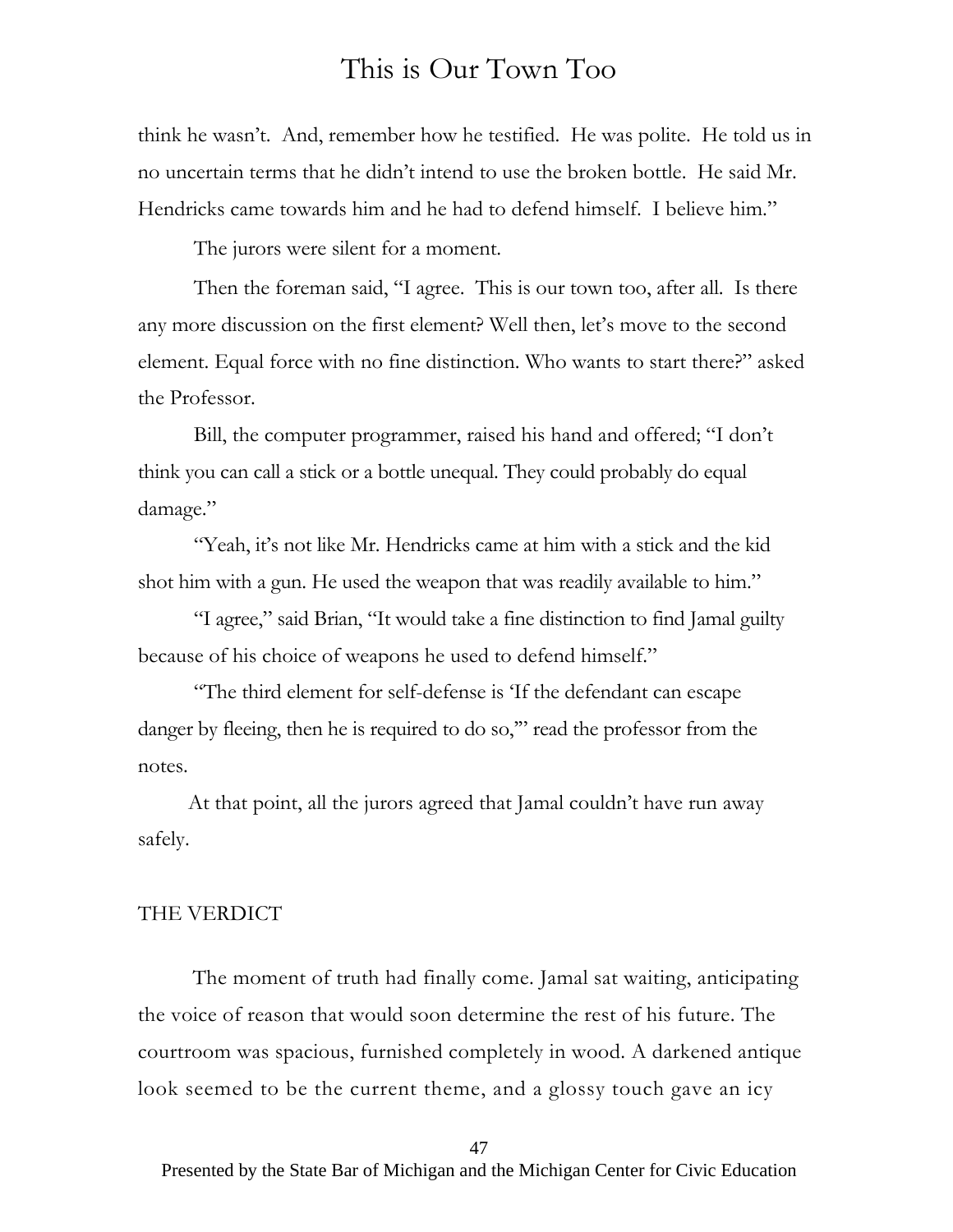think he wasn't. And, remember how he testified. He was polite. He told us in no uncertain terms that he didn't intend to use the broken bottle. He said Mr. Hendricks came towards him and he had to defend himself. I believe him."

The jurors were silent for a moment.

Then the foreman said, "I agree. This is our town too, after all. Is there any more discussion on the first element? Well then, let's move to the second element. Equal force with no fine distinction. Who wants to start there?" asked the Professor.

Bill, the computer programmer, raised his hand and offered; "I don't think you can call a stick or a bottle unequal. They could probably do equal damage."

"Yeah, it's not like Mr. Hendricks came at him with a stick and the kid shot him with a gun. He used the weapon that was readily available to him."

"I agree," said Brian, "It would take a fine distinction to find Jamal guilty because of his choice of weapons he used to defend himself."

"The third element for self-defense is 'If the defendant can escape danger by fleeing, then he is required to do so,'" read the professor from the notes.

At that point, all the jurors agreed that Jamal couldn't have run away safely.

## THE VERDICT

The moment of truth had finally come. Jamal sat waiting, anticipating the voice of reason that would soon determine the rest of his future. The courtroom was spacious, furnished completely in wood. A darkened antique look seemed to be the current theme, and a glossy touch gave an icy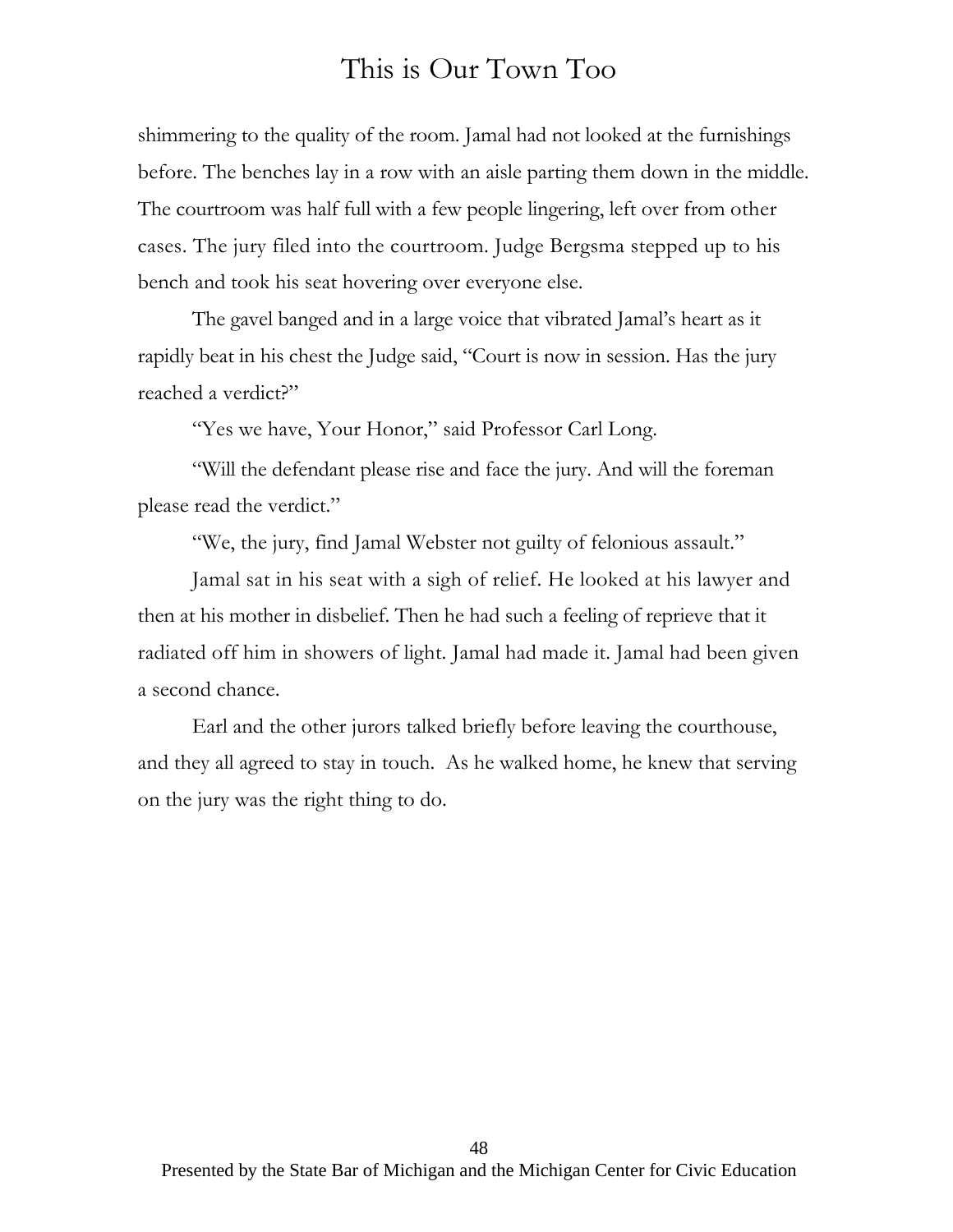shimmering to the quality of the room. Jamal had not looked at the furnishings before. The benches lay in a row with an aisle parting them down in the middle. The courtroom was half full with a few people lingering, left over from other cases. The jury filed into the courtroom. Judge Bergsma stepped up to his bench and took his seat hovering over everyone else.

The gavel banged and in a large voice that vibrated Jamal's heart as it rapidly beat in his chest the Judge said, "Court is now in session. Has the jury reached a verdict?"

"Yes we have, Your Honor," said Professor Carl Long.

"Will the defendant please rise and face the jury. And will the foreman please read the verdict."

"We, the jury, find Jamal Webster not guilty of felonious assault."

Jamal sat in his seat with a sigh of relief. He looked at his lawyer and then at his mother in disbelief. Then he had such a feeling of reprieve that it radiated off him in showers of light. Jamal had made it. Jamal had been given a second chance.

Earl and the other jurors talked briefly before leaving the courthouse, and they all agreed to stay in touch. As he walked home, he knew that serving on the jury was the right thing to do.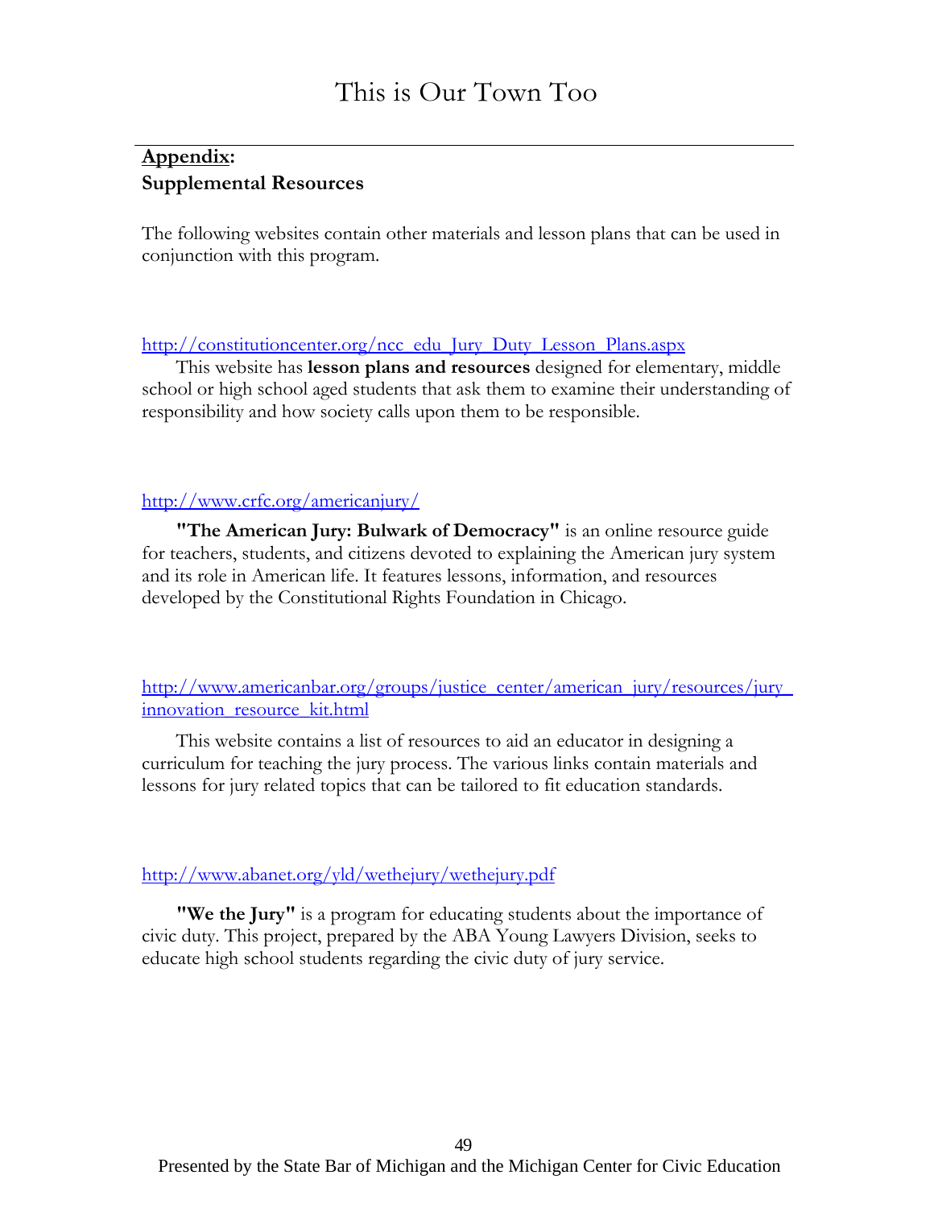## **Appendix:**
## Supplemental Resources

The following websites contain other materials and lesson plans that can be used in conjunction with this program.

http://constitutioncenter.org/ncc_edu_Jury_Duty_Lesson_Plans.aspx

This website has **lesson plans and resources** designed for elementary, middle school or high school aged students that ask them to examine their understanding of responsibility and how society calls upon them to be responsible.

http://www.crfc.org/americanjury/

**"The American Jury: Bulwark of Democracy"** is an online resource guide for teachers, students, and citizens devoted to explaining the American jury system and its role in American life. It features lessons, information, and resources developed by the Constitutional Rights Foundation in Chicago.

http://www.americanbar.org/groups/justice_center/american_jury/resources/jury_innovation_resource_kit.html

This website contains a list of resources to aid an educator in designing a curriculum for teaching the jury process. The various links contain materials and lessons for jury related topics that can be tailored to fit education standards.

http://www.abanet.org/yld/wethejury/wethejury.pdf

**"We the Jury"** is a program for educating students about the importance of civic duty. This project, prepared by the ABA Young Lawyers Division, seeks to educate high school students regarding the civic duty of jury service.